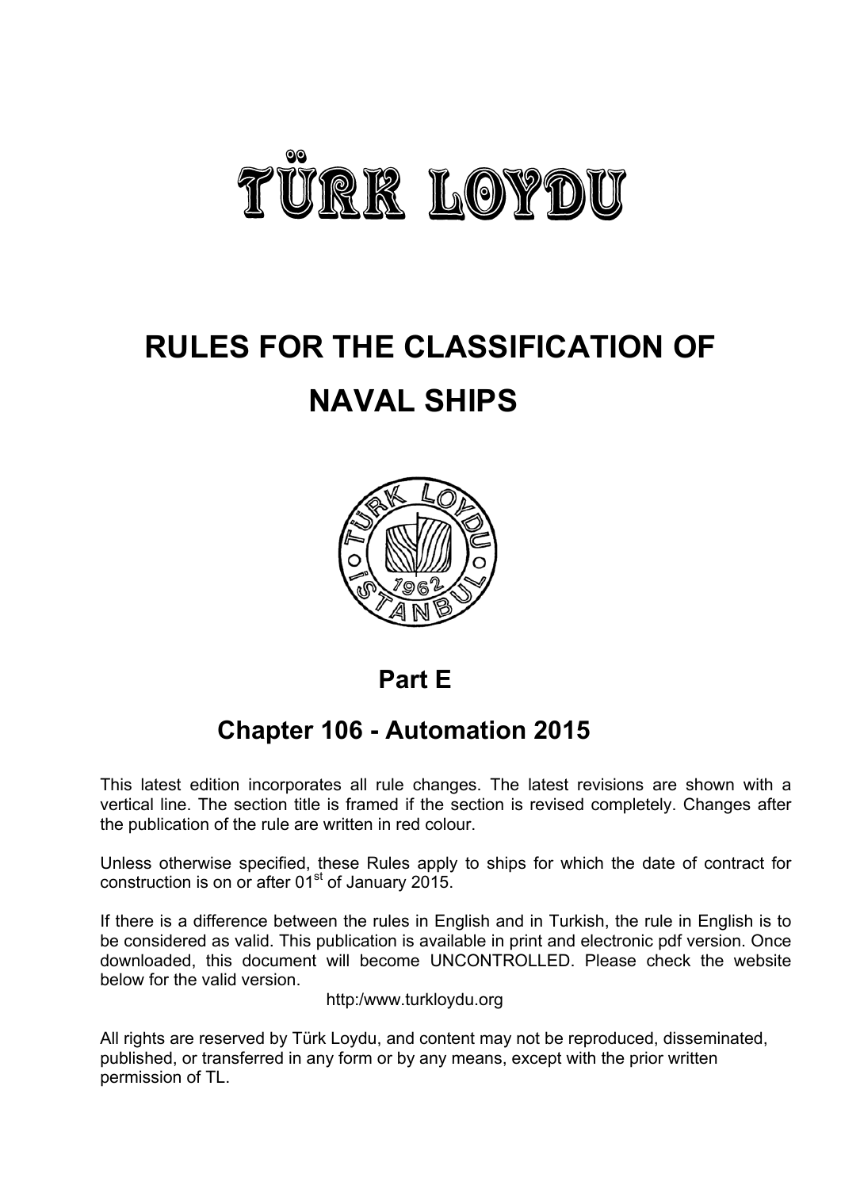# TÜRK LOYDU

# RULES FOR THE CLASSIFICATION OF NAVAL SHIPS

## Part E

## Chapter 106 - Automation 2015

This latest edition incorporates all rule changes. The latest revisions are shown with a vertical line. The section title is framed if the section is revised completely. Changes after the publication of the rule are written in red colour.

Unless otherwise specified, these Rules apply to ships for which the date of contract for construction is on or after 01st of January 2015.

If there is a difference between the rules in English and in Turkish, the rule in English is to be considered as valid. This publication is available in print and electronic pdf version. Once downloaded, this document will become UNCONTROLLED. Please check the website below for the valid version.

http:/www.turkloydu.org

All rights are reserved by Türk Loydu, and content may not be reproduced, disseminated, published, or transferred in any form or by any means, except with the prior written permission of TL.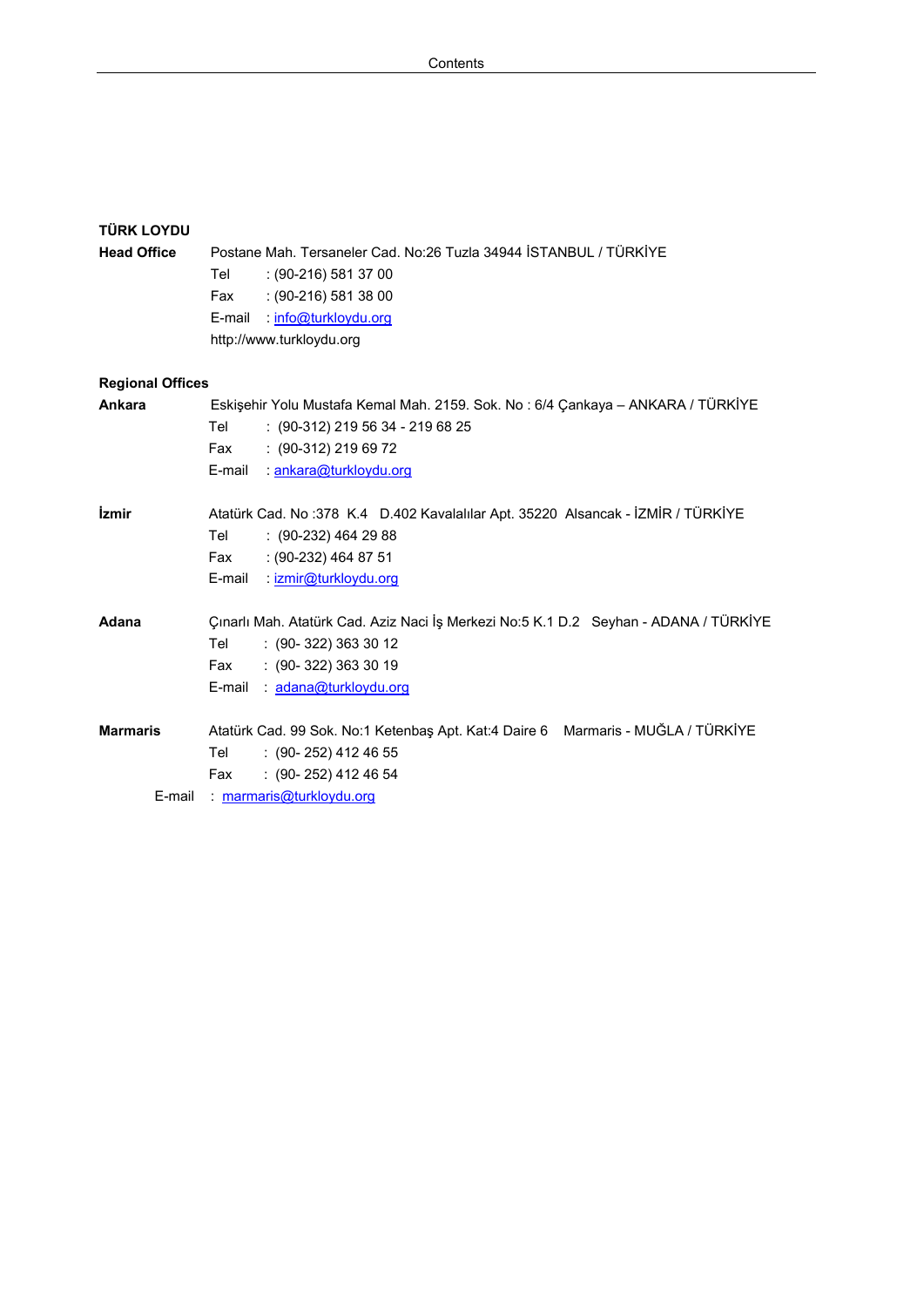**TÜRK LOYDU**

**Head Office** Postane Mah. Tersaneler Cad. No:26 Tuzla 34944 İSTANBUL / TÜRKİYE

Tel : (90-216) 581 37 00
Fax : (90-216) 581 38 00
E-mail : info@turkloydu.org
http://www.turkloydu.org

**Regional Offices**

**Ankara** Eskişehir Yolu Mustafa Kemal Mah. 2159. Sok. No : 6/4 Çankaya – ANKARA / TÜRKİYE

Tel : (90-312) 219 56 34 - 219 68 25
Fax : (90-312) 219 69 72
E-mail : ankara@turkloydu.org

**İzmir** Atatürk Cad. No :378 K.4 D.402 Kavalalılar Apt. 35220 Alsancak - İZMİR / TÜRKİYE

Tel : (90-232) 464 29 88
Fax : (90-232) 464 87 51
E-mail : izmir@turkloydu.org

**Adana** Çınarlı Mah. Atatürk Cad. Aziz Naci İş Merkezi No:5 K.1 D.2 Seyhan - ADANA / TÜRKİYE

Tel : (90- 322) 363 30 12
Fax : (90- 322) 363 30 19
E-mail : adana@turkloydu.org

**Marmaris** Atatürk Cad. 99 Sok. No:1 Ketenbaş Apt. Kat:4 Daire 6 Marmaris - MUĞLA / TÜRKİYE

Tel : (90- 252) 412 46 55
Fax : (90- 252) 412 46 54
E-mail : marmaris@turkloydu.org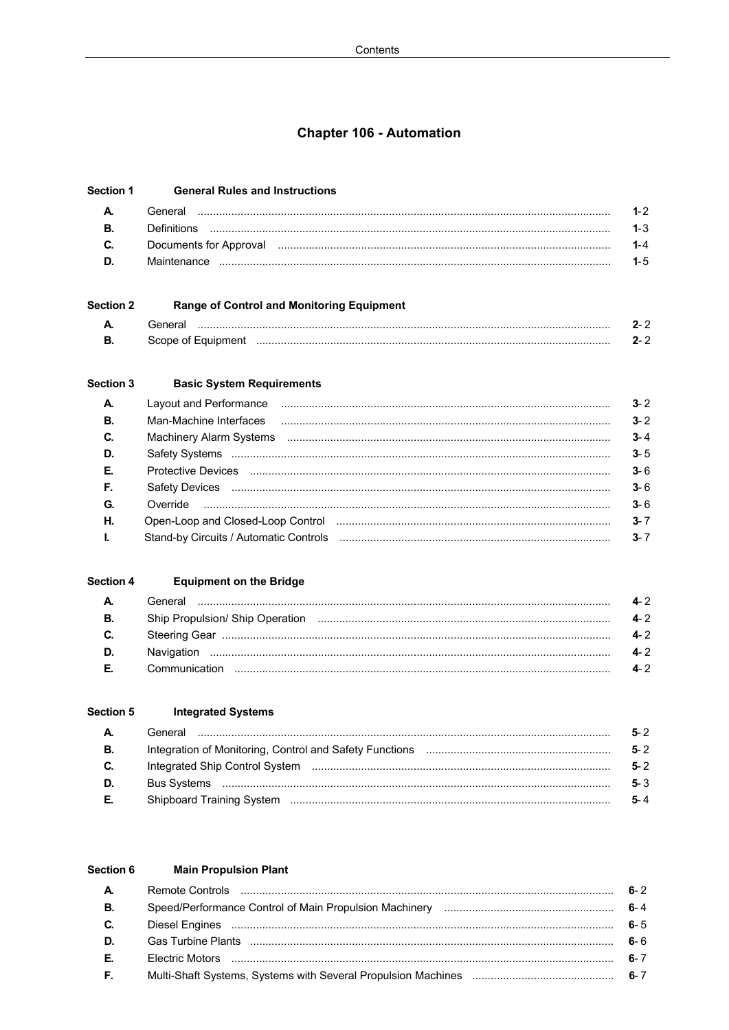# Chapter 106 - Automation

## Section 1 General Rules and Instructions

| | | |
|---|---|---|
| A. | General | 1-2 |
| B. | Definitions | 1-3 |
| C. | Documents for Approval | 1-4 |
| D. | Maintenance | 1-5 |

## Section 2 Range of Control and Monitoring Equipment

| | | |
|---|---|---|
| A. | General | 2-2 |
| B. | Scope of Equipment | 2-2 |

## Section 3 Basic System Requirements

| | | |
|---|---|---|
| A. | Layout and Performance | 3-2 |
| B. | Man-Machine Interfaces | 3-2 |
| C. | Machinery Alarm Systems | 3-4 |
| D. | Safety Systems | 3-5 |
| E. | Protective Devices | 3-6 |
| F. | Safety Devices | 3-6 |
| G. | Override | 3-6 |
| H. | Open-Loop and Closed-Loop Control | 3-7 |
| I. | Stand-by Circuits / Automatic Controls | 3-7 |

## Section 4 Equipment on the Bridge

| | | |
|---|---|---|
| A. | General | 4-2 |
| B. | Ship Propulsion/ Ship Operation | 4-2 |
| C. | Steering Gear | 4-2 |
| D. | Navigation | 4-2 |
| E. | Communication | 4-2 |

## Section 5 Integrated Systems

| | | |
|---|---|---|
| A. | General | 5-2 |
| B. | Integration of Monitoring, Control and Safety Functions | 5-2 |
| C. | Integrated Ship Control System | 5-2 |
| D. | Bus Systems | 5-3 |
| E. | Shipboard Training System | 5-4 |

## Section 6 Main Propulsion Plant

| | | |
|---|---|---|
| A. | Remote Controls | 6-2 |
| B. | Speed/Performance Control of Main Propulsion Machinery | 6-4 |
| C. | Diesel Engines | 6-5 |
| D. | Gas Turbine Plants | 6-6 |
| E. | Electric Motors | 6-7 |
| F. | Multi-Shaft Systems, Systems with Several Propulsion Machines | 6-7 |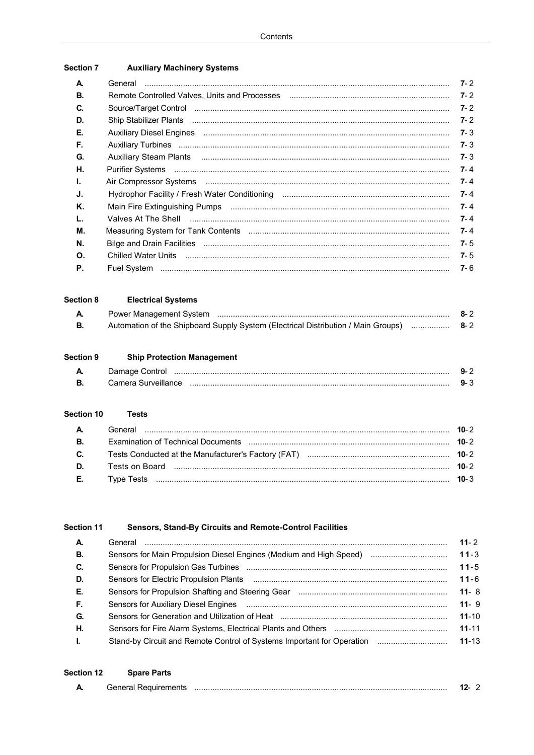**Section 7 Auxiliary Machinery Systems**

| | | |
|---|---|---|
| **A.** | General | **7**- 2 |
| **B.** | Remote Controlled Valves, Units and Processes | **7**- 2 |
| **C.** | Source/Target Control | **7**- 2 |
| **D.** | Ship Stabilizer Plants | **7**- 2 |
| **E.** | Auxiliary Diesel Engines | **7**- 3 |
| **F.** | Auxiliary Turbines | **7**- 3 |
| **G.** | Auxiliary Steam Plants | **7**- 3 |
| **H.** | Purifier Systems | **7**- 4 |
| **I.** | Air Compressor Systems | **7**- 4 |
| **J.** | Hydrophor Facility / Fresh Water Conditioning | **7**- 4 |
| **K.** | Main Fire Extinguishing Pumps | **7**- 4 |
| **L.** | Valves At The Shell | **7**- 4 |
| **M.** | Measuring System for Tank Contents | **7**- 4 |
| **N.** | Bilge and Drain Facilities | **7**- 5 |
| **O.** | Chilled Water Units | **7**- 5 |
| **P.** | Fuel System | **7**- 6 |

**Section 8 Electrical Systems**

| | | |
|---|---|---|
| **A.** | Power Management System | **8**- 2 |
| **B.** | Automation of the Shipboard Supply System (Electrical Distribution / Main Groups) | **8**- 2 |

**Section 9 Ship Protection Management**

| | | |
|---|---|---|
| **A.** | Damage Control | **9**- 2 |
| **B.** | Camera Surveillance | **9**- 3 |

**Section 10 Tests**

| | | |
|---|---|---|
| **A.** | General | **10**- 2 |
| **B.** | Examination of Technical Documents | **10**- 2 |
| **C.** | Tests Conducted at the Manufacturer's Factory (FAT) | **10**- 2 |
| **D.** | Tests on Board | **10**- 2 |
| **E.** | Type Tests | **10**- 3 |

**Section 11 Sensors, Stand-By Circuits and Remote-Control Facilities**

| | | |
|---|---|---|
| **A.** | General | **11**- 2 |
| **B.** | Sensors for Main Propulsion Diesel Engines (Medium and High Speed) | **11**-3 |
| **C.** | Sensors for Propulsion Gas Turbines | **11**-5 |
| **D.** | Sensors for Electric Propulsion Plants | **11**-6 |
| **E.** | Sensors for Propulsion Shafting and Steering Gear | **11**- 8 |
| **F.** | Sensors for Auxiliary Diesel Engines | **11**- 9 |
| **G.** | Sensors for Generation and Utilization of Heat | **11**-10 |
| **H.** | Sensors for Fire Alarm Systems, Electrical Plants and Others | **11**-11 |
| **I.** | Stand-by Circuit and Remote Control of Systems Important for Operation | **11**-13 |

**Section 12 Spare Parts**

| | | |
|---|---|---|
| **A.** | General Requirements | **12**- 2 |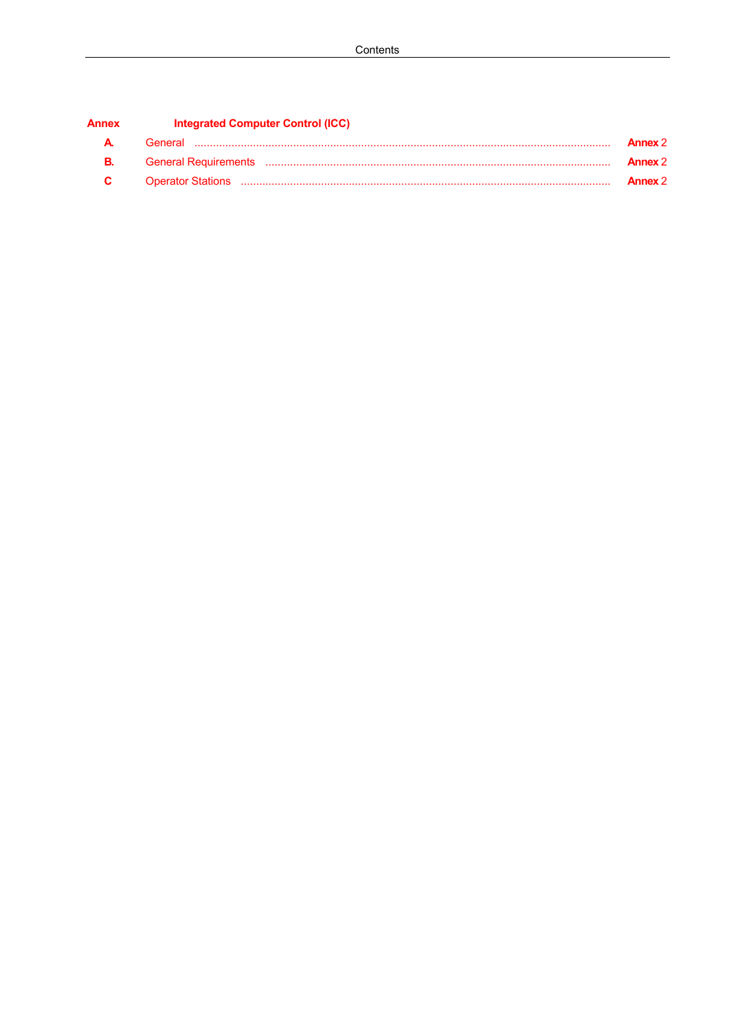**Annex Integrated Computer Control (ICC)**

| | | |
|---|---|---|
| **A.** | General | **Annex** 2 |
| **B.** | General Requirements | **Annex** 2 |
| **C** | Operator Stations | **Annex** 2 |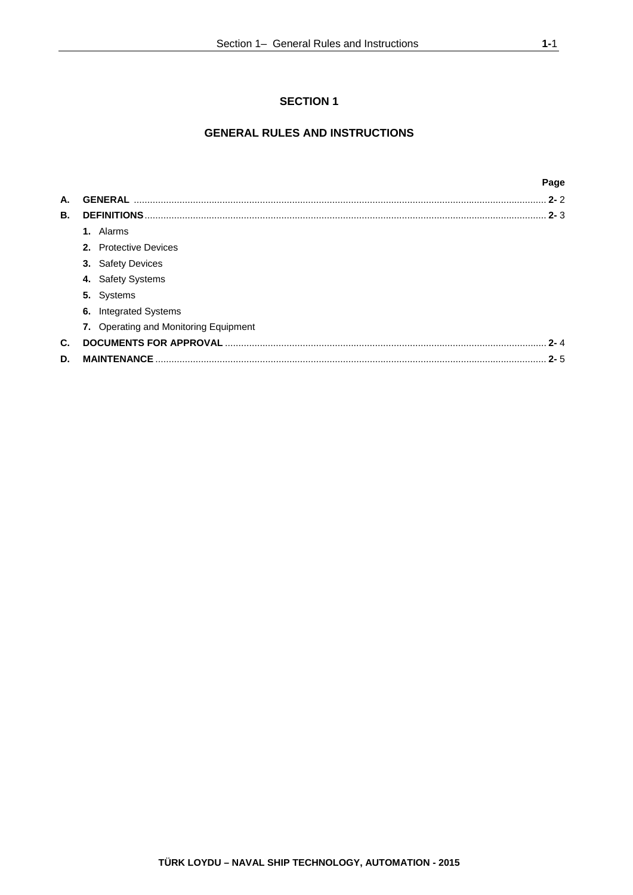# SECTION 1

## GENERAL RULES AND INSTRUCTIONS

| | | Page |
|---|---|---|
| **A.** | **GENERAL** | **2-** 2 |
| **B.** | **DEFINITIONS** | **2-** 3 |
| | **1.** Alarms | |
| | **2.** Protective Devices | |
| | **3.** Safety Devices | |
| | **4.** Safety Systems | |
| | **5.** Systems | |
| | **6.** Integrated Systems | |
| | **7.** Operating and Monitoring Equipment | |
| **C.** | **DOCUMENTS FOR APPROVAL** | **2-** 4 |
| **D.** | **MAINTENANCE** | **2-** 5 |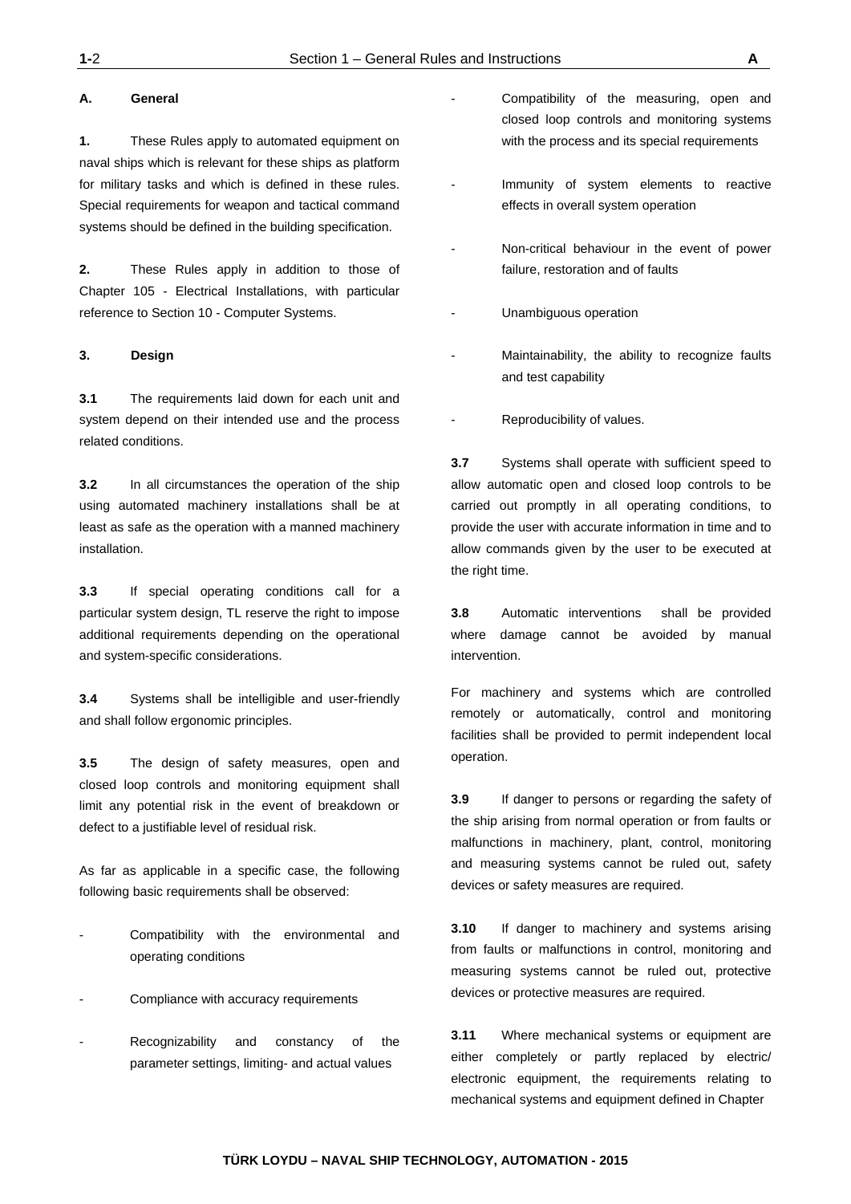## A. General

**1.** These Rules apply to automated equipment on naval ships which is relevant for these ships as platform for military tasks and which is defined in these rules. Special requirements for weapon and tactical command systems should be defined in the building specification.

**2.** These Rules apply in addition to those of Chapter 105 - Electrical Installations, with particular reference to Section 10 - Computer Systems.

### 3. Design

**3.1** The requirements laid down for each unit and system depend on their intended use and the process related conditions.

**3.2** In all circumstances the operation of the ship using automated machinery installations shall be at least as safe as the operation with a manned machinery installation.

**3.3** If special operating conditions call for a particular system design, TL reserve the right to impose additional requirements depending on the operational and system-specific considerations.

**3.4** Systems shall be intelligible and user-friendly and shall follow ergonomic principles.

**3.5** The design of safety measures, open and closed loop controls and monitoring equipment shall limit any potential risk in the event of breakdown or defect to a justifiable level of residual risk.

As far as applicable in a specific case, the following following basic requirements shall be observed:

- Compatibility with the environmental and operating conditions
- Compliance with accuracy requirements
- Recognizability and constancy of the parameter settings, limiting- and actual values
- Compatibility of the measuring, open and closed loop controls and monitoring systems with the process and its special requirements
- Immunity of system elements to reactive effects in overall system operation
- Non-critical behaviour in the event of power failure, restoration and of faults
- Unambiguous operation
- Maintainability, the ability to recognize faults and test capability
- Reproducibility of values.

**3.7** Systems shall operate with sufficient speed to allow automatic open and closed loop controls to be carried out promptly in all operating conditions, to provide the user with accurate information in time and to allow commands given by the user to be executed at the right time.

**3.8** Automatic interventions shall be provided where damage cannot be avoided by manual intervention.

For machinery and systems which are controlled remotely or automatically, control and monitoring facilities shall be provided to permit independent local operation.

**3.9** If danger to persons or regarding the safety of the ship arising from normal operation or from faults or malfunctions in machinery, plant, control, monitoring and measuring systems cannot be ruled out, safety devices or safety measures are required.

**3.10** If danger to machinery and systems arising from faults or malfunctions in control, monitoring and measuring systems cannot be ruled out, protective devices or protective measures are required.

**3.11** Where mechanical systems or equipment are either completely or partly replaced by electric/ electronic equipment, the requirements relating to mechanical systems and equipment defined in Chapter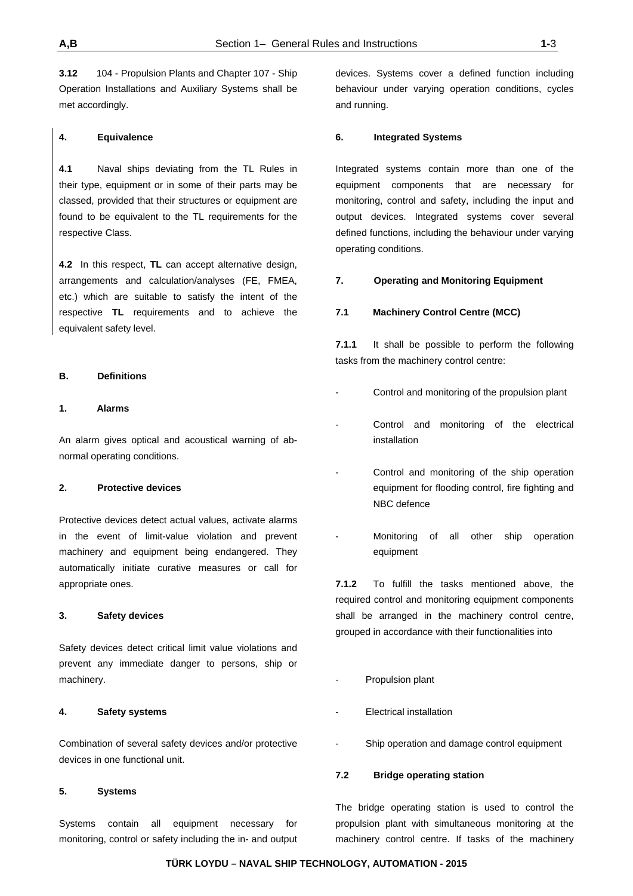**3.12** 104 - Propulsion Plants and Chapter 107 - Ship Operation Installations and Auxiliary Systems shall be met accordingly.

#### 4. Equivalence

**4.1** Naval ships deviating from the TL Rules in their type, equipment or in some of their parts may be classed, provided that their structures or equipment are found to be equivalent to the TL requirements for the respective Class.

**4.2** In this respect, **TL** can accept alternative design, arrangements and calculation/analyses (FE, FMEA, etc.) which are suitable to satisfy the intent of the respective **TL** requirements and to achieve the equivalent safety level.

## B. Definitions

#### 1. Alarms

An alarm gives optical and acoustical warning of abnormal operating conditions.

#### 2. Protective devices

Protective devices detect actual values, activate alarms in the event of limit-value violation and prevent machinery and equipment being endangered. They automatically initiate curative measures or call for appropriate ones.

#### 3. Safety devices

Safety devices detect critical limit value violations and prevent any immediate danger to persons, ship or machinery.

#### 4. Safety systems

Combination of several safety devices and/or protective devices in one functional unit.

#### 5. Systems

Systems contain all equipment necessary for monitoring, control or safety including the in- and output devices. Systems cover a defined function including behaviour under varying operation conditions, cycles and running.

#### 6. Integrated Systems

Integrated systems contain more than one of the equipment components that are necessary for monitoring, control and safety, including the input and output devices. Integrated systems cover several defined functions, including the behaviour under varying operating conditions.

#### 7. Operating and Monitoring Equipment

##### 7.1 Machinery Control Centre (MCC)

**7.1.1** It shall be possible to perform the following tasks from the machinery control centre:

- Control and monitoring of the propulsion plant
- Control and monitoring of the electrical installation
- Control and monitoring of the ship operation equipment for flooding control, fire fighting and NBC defence
- Monitoring of all other ship operation equipment

**7.1.2** To fulfill the tasks mentioned above, the required control and monitoring equipment components shall be arranged in the machinery control centre, grouped in accordance with their functionalities into

- Propulsion plant
- Electrical installation
- Ship operation and damage control equipment

##### 7.2 Bridge operating station

The bridge operating station is used to control the propulsion plant with simultaneous monitoring at the machinery control centre. If tasks of the machinery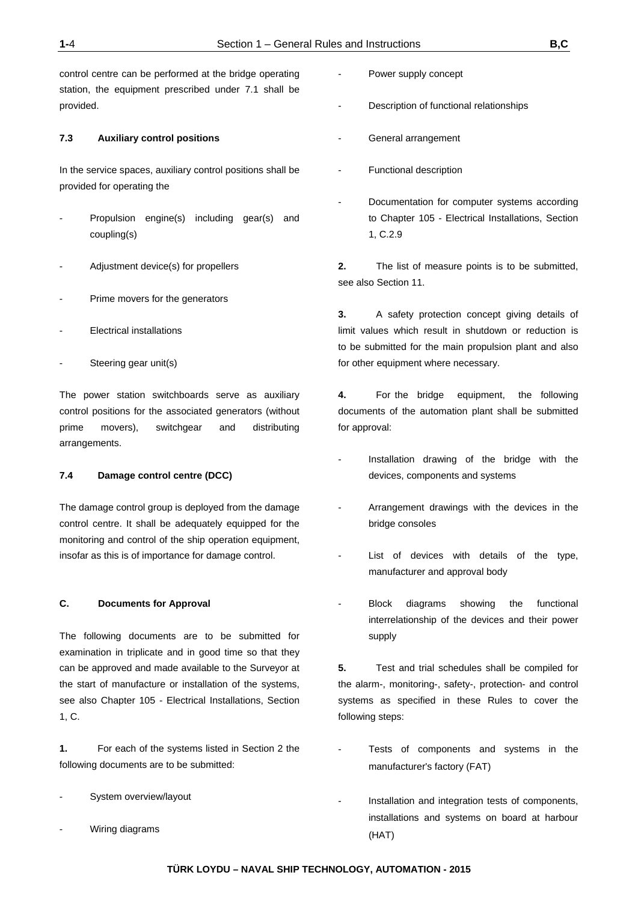control centre can be performed at the bridge operating station, the equipment prescribed under 7.1 shall be provided.

#### 7.3 Auxiliary control positions

In the service spaces, auxiliary control positions shall be provided for operating the

- Propulsion engine(s) including gear(s) and coupling(s)
- Adjustment device(s) for propellers
- Prime movers for the generators
- Electrical installations
- Steering gear unit(s)

The power station switchboards serve as auxiliary control positions for the associated generators (without prime movers), switchgear and distributing arrangements.

#### 7.4 Damage control centre (DCC)

The damage control group is deployed from the damage control centre. It shall be adequately equipped for the monitoring and control of the ship operation equipment, insofar as this is of importance for damage control.

## C. Documents for Approval

The following documents are to be submitted for examination in triplicate and in good time so that they can be approved and made available to the Surveyor at the start of manufacture or installation of the systems, see also Chapter 105 - Electrical Installations, Section 1, C.

**1.** For each of the systems listed in Section 2 the following documents are to be submitted:

- System overview/layout
- Wiring diagrams
- Power supply concept
- Description of functional relationships
- General arrangement
- Functional description
- Documentation for computer systems according to Chapter 105 - Electrical Installations, Section 1, C.2.9

**2.** The list of measure points is to be submitted, see also Section 11.

**3.** A safety protection concept giving details of limit values which result in shutdown or reduction is to be submitted for the main propulsion plant and also for other equipment where necessary.

**4.** For the bridge equipment, the following documents of the automation plant shall be submitted for approval:

- Installation drawing of the bridge with the devices, components and systems
- Arrangement drawings with the devices in the bridge consoles
- List of devices with details of the type, manufacturer and approval body
- Block diagrams showing the functional interrelationship of the devices and their power supply

**5.** Test and trial schedules shall be compiled for the alarm-, monitoring-, safety-, protection- and control systems as specified in these Rules to cover the following steps:

- Tests of components and systems in the manufacturer's factory (FAT)
- Installation and integration tests of components, installations and systems on board at harbour (HAT)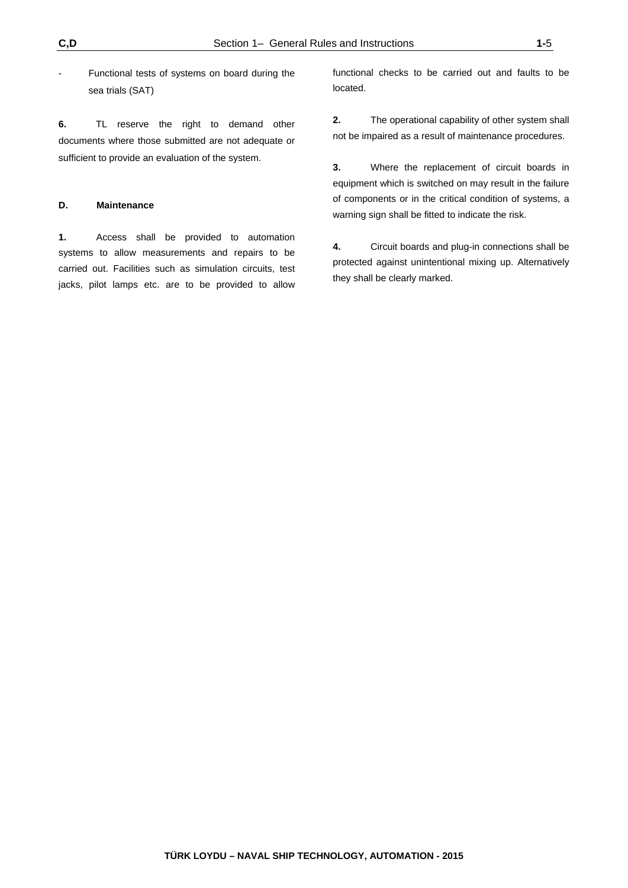- Functional tests of systems on board during the sea trials (SAT)

**6.** TL reserve the right to demand other documents where those submitted are not adequate or sufficient to provide an evaluation of the system.

## D. Maintenance

**1.** Access shall be provided to automation systems to allow measurements and repairs to be carried out. Facilities such as simulation circuits, test jacks, pilot lamps etc. are to be provided to allow functional checks to be carried out and faults to be located.

**2.** The operational capability of other system shall not be impaired as a result of maintenance procedures.

**3.** Where the replacement of circuit boards in equipment which is switched on may result in the failure of components or in the critical condition of systems, a warning sign shall be fitted to indicate the risk.

**4.** Circuit boards and plug-in connections shall be protected against unintentional mixing up. Alternatively they shall be clearly marked.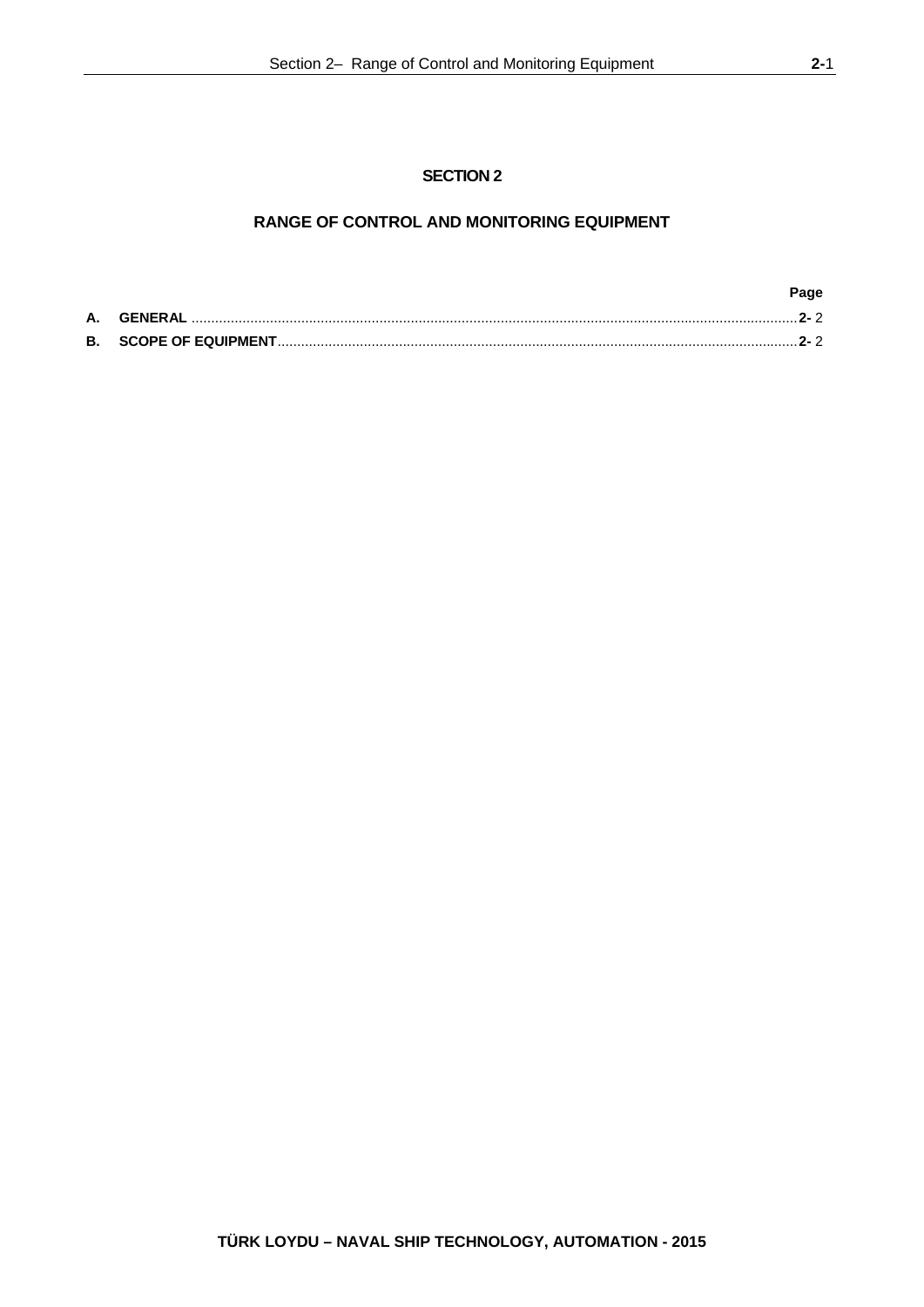# SECTION 2

## RANGE OF CONTROL AND MONITORING EQUIPMENT

| | | Page |
|---|---|---|
| **A.** | **GENERAL** | **2-** 2 |
| **B.** | **SCOPE OF EQUIPMENT** | **2-** 2 |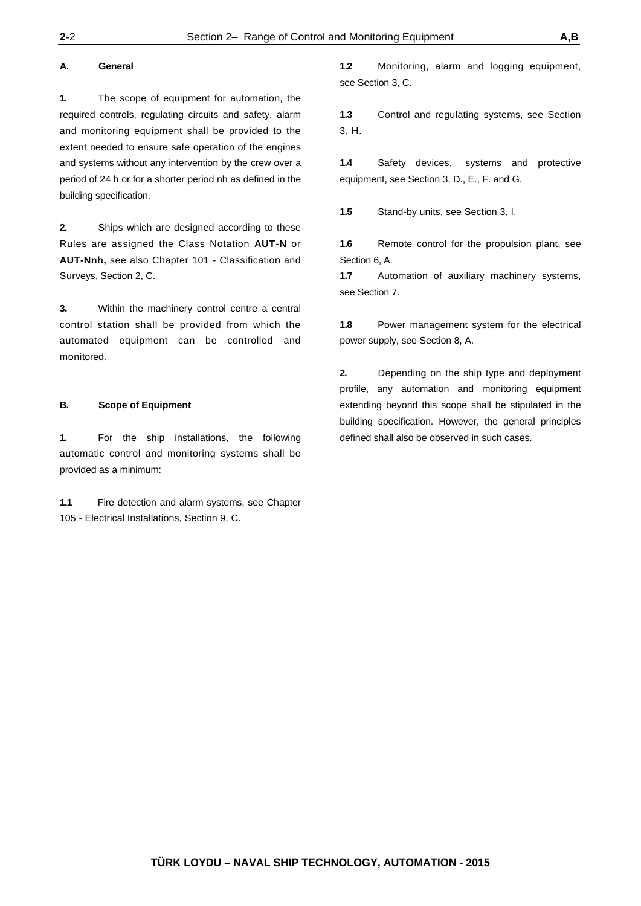## A. General

**1.** The scope of equipment for automation, the required controls, regulating circuits and safety, alarm and monitoring equipment shall be provided to the extent needed to ensure safe operation of the engines and systems without any intervention by the crew over a period of 24 h or for a shorter period nh as defined in the building specification.

**2.** Ships which are designed according to these Rules are assigned the Class Notation **AUT-N** or **AUT-Nnh,** see also Chapter 101 - Classification and Surveys, Section 2, C.

**3.** Within the machinery control centre a central control station shall be provided from which the automated equipment can be controlled and monitored.

## B. Scope of Equipment

**1.** For the ship installations, the following automatic control and monitoring systems shall be provided as a minimum:

**1.1** Fire detection and alarm systems, see Chapter 105 - Electrical Installations, Section 9, C.

**1.2** Monitoring, alarm and logging equipment, see Section 3, C.

**1.3** Control and regulating systems, see Section 3, H.

**1.4** Safety devices, systems and protective equipment, see Section 3, D., E., F. and G.

**1.5** Stand-by units, see Section 3, I.

**1.6** Remote control for the propulsion plant, see Section 6, A.

**1.7** Automation of auxiliary machinery systems, see Section 7.

**1.8** Power management system for the electrical power supply, see Section 8, A.

**2.** Depending on the ship type and deployment profile, any automation and monitoring equipment extending beyond this scope shall be stipulated in the building specification. However, the general principles defined shall also be observed in such cases.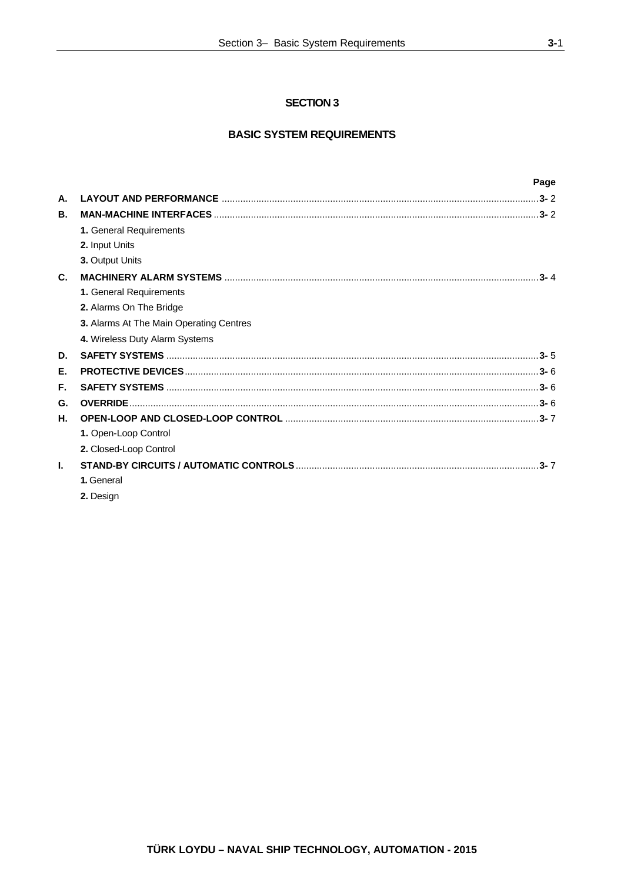# SECTION 3

## BASIC SYSTEM REQUIREMENTS

| | | Page |
|---|---|---|
| **A.** | **LAYOUT AND PERFORMANCE** | **3-** 2 |
| **B.** | **MAN-MACHINE INTERFACES** | **3-** 2 |
| | **1.** General Requirements | |
| | **2.** Input Units | |
| | **3.** Output Units | |
| **C.** | **MACHINERY ALARM SYSTEMS** | **3-** 4 |
| | **1.** General Requirements | |
| | **2.** Alarms On The Bridge | |
| | **3.** Alarms At The Main Operating Centres | |
| | **4.** Wireless Duty Alarm Systems | |
| **D.** | **SAFETY SYSTEMS** | **3-** 5 |
| **E.** | **PROTECTIVE DEVICES** | **3-** 6 |
| **F.** | **SAFETY SYSTEMS** | **3-** 6 |
| **G.** | **OVERRIDE** | **3-** 6 |
| **H.** | **OPEN-LOOP AND CLOSED-LOOP CONTROL** | **3-** 7 |
| | **1.** Open-Loop Control | |
| | **2.** Closed-Loop Control | |
| **I.** | **STAND-BY CIRCUITS / AUTOMATIC CONTROLS** | **3-** 7 |
| | **1.** General | |
| | **2.** Design | |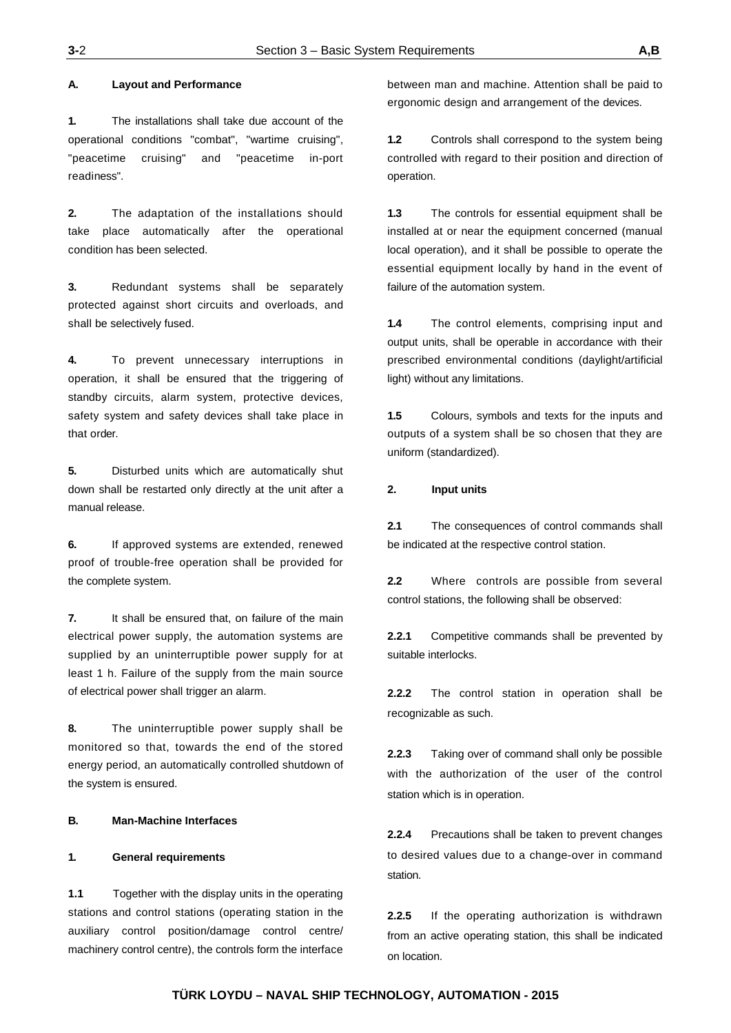## A. Layout and Performance

**1.** The installations shall take due account of the operational conditions "combat", "wartime cruising", "peacetime cruising" and "peacetime in-port readiness".

**2.** The adaptation of the installations should take place automatically after the operational condition has been selected.

**3.** Redundant systems shall be separately protected against short circuits and overloads, and shall be selectively fused.

**4.** To prevent unnecessary interruptions in operation, it shall be ensured that the triggering of standby circuits, alarm system, protective devices, safety system and safety devices shall take place in that order.

**5.** Disturbed units which are automatically shut down shall be restarted only directly at the unit after a manual release.

**6.** If approved systems are extended, renewed proof of trouble-free operation shall be provided for the complete system.

**7.** It shall be ensured that, on failure of the main electrical power supply, the automation systems are supplied by an uninterruptible power supply for at least 1 h. Failure of the supply from the main source of electrical power shall trigger an alarm.

**8.** The uninterruptible power supply shall be monitored so that, towards the end of the stored energy period, an automatically controlled shutdown of the system is ensured.

## B. Man-Machine Interfaces

### 1. General requirements

**1.1** Together with the display units in the operating stations and control stations (operating station in the auxiliary control position/damage control centre/ machinery control centre), the controls form the interface between man and machine. Attention shall be paid to ergonomic design and arrangement of the devices.

**1.2** Controls shall correspond to the system being controlled with regard to their position and direction of operation.

**1.3** The controls for essential equipment shall be installed at or near the equipment concerned (manual local operation), and it shall be possible to operate the essential equipment locally by hand in the event of failure of the automation system.

**1.4** The control elements, comprising input and output units, shall be operable in accordance with their prescribed environmental conditions (daylight/artificial light) without any limitations.

**1.5** Colours, symbols and texts for the inputs and outputs of a system shall be so chosen that they are uniform (standardized).

### 2. Input units

**2.1** The consequences of control commands shall be indicated at the respective control station.

**2.2** Where controls are possible from several control stations, the following shall be observed:

**2.2.1** Competitive commands shall be prevented by suitable interlocks.

**2.2.2** The control station in operation shall be recognizable as such.

**2.2.3** Taking over of command shall only be possible with the authorization of the user of the control station which is in operation.

**2.2.4** Precautions shall be taken to prevent changes to desired values due to a change-over in command station.

**2.2.5** If the operating authorization is withdrawn from an active operating station, this shall be indicated on location.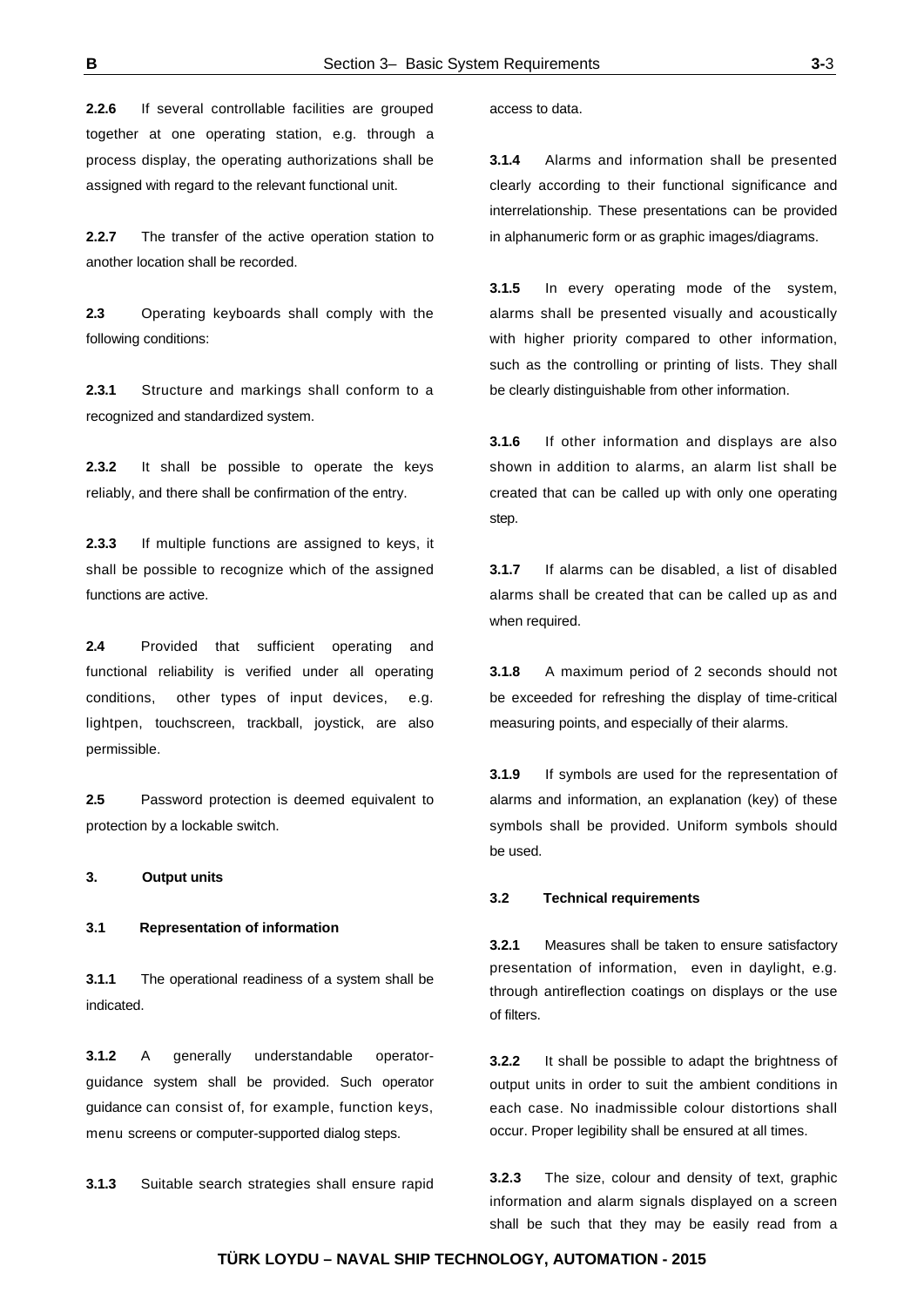**2.2.6** If several controllable facilities are grouped together at one operating station, e.g. through a process display, the operating authorizations shall be assigned with regard to the relevant functional unit.

**2.2.7** The transfer of the active operation station to another location shall be recorded.

**2.3** Operating keyboards shall comply with the following conditions:

**2.3.1** Structure and markings shall conform to a recognized and standardized system.

**2.3.2** It shall be possible to operate the keys reliably, and there shall be confirmation of the entry.

**2.3.3** If multiple functions are assigned to keys, it shall be possible to recognize which of the assigned functions are active.

**2.4** Provided that sufficient operating and functional reliability is verified under all operating conditions, other types of input devices, e.g. lightpen, touchscreen, trackball, joystick, are also permissible.

**2.5** Password protection is deemed equivalent to protection by a lockable switch.

### 3. Output units

#### 3.1 Representation of information

**3.1.1** The operational readiness of a system shall be indicated.

**3.1.2** A generally understandable operator-guidance system shall be provided. Such operator guidance can consist of, for example, function keys, menu screens or computer-supported dialog steps.

**3.1.3** Suitable search strategies shall ensure rapid access to data.

**3.1.4** Alarms and information shall be presented clearly according to their functional significance and interrelationship. These presentations can be provided in alphanumeric form or as graphic images/diagrams.

**3.1.5** In every operating mode of the system, alarms shall be presented visually and acoustically with higher priority compared to other information, such as the controlling or printing of lists. They shall be clearly distinguishable from other information.

**3.1.6** If other information and displays are also shown in addition to alarms, an alarm list shall be created that can be called up with only one operating step.

**3.1.7** If alarms can be disabled, a list of disabled alarms shall be created that can be called up as and when required.

**3.1.8** A maximum period of 2 seconds should not be exceeded for refreshing the display of time-critical measuring points, and especially of their alarms.

**3.1.9** If symbols are used for the representation of alarms and information, an explanation (key) of these symbols shall be provided. Uniform symbols should be used.

#### 3.2 Technical requirements

**3.2.1** Measures shall be taken to ensure satisfactory presentation of information, even in daylight, e.g. through antireflection coatings on displays or the use of filters.

**3.2.2** It shall be possible to adapt the brightness of output units in order to suit the ambient conditions in each case. No inadmissible colour distortions shall occur. Proper legibility shall be ensured at all times.

**3.2.3** The size, colour and density of text, graphic information and alarm signals displayed on a screen shall be such that they may be easily read from a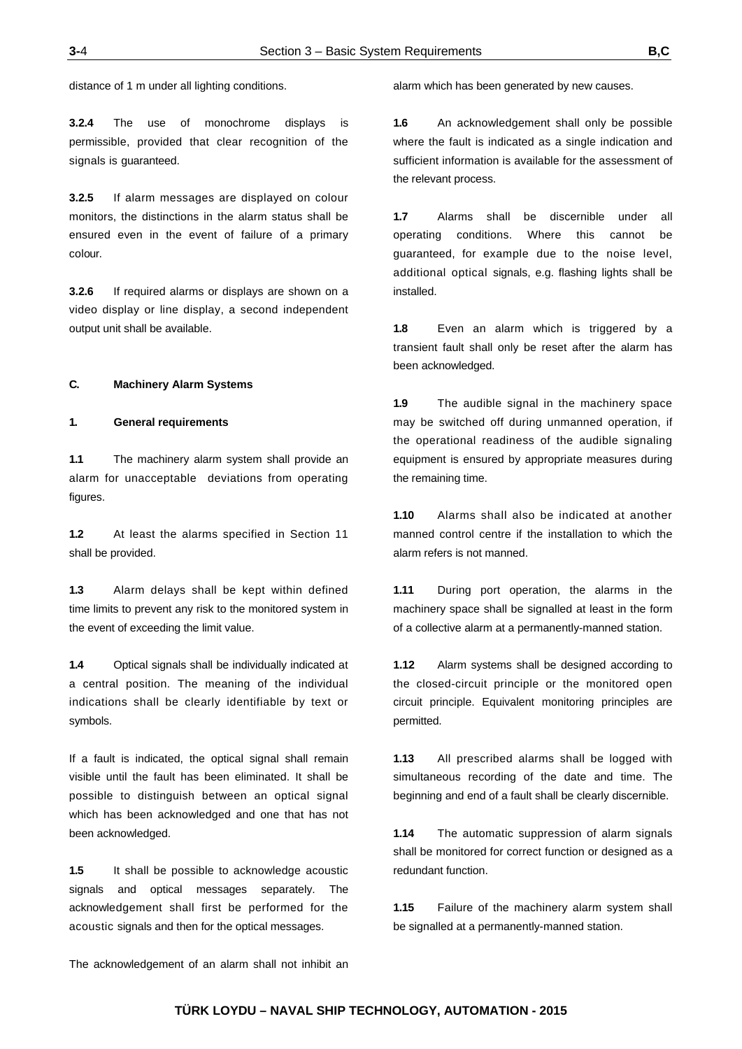distance of 1 m under all lighting conditions.

**3.2.4** The use of monochrome displays is permissible, provided that clear recognition of the signals is guaranteed.

**3.2.5** If alarm messages are displayed on colour monitors, the distinctions in the alarm status shall be ensured even in the event of failure of a primary colour.

**3.2.6** If required alarms or displays are shown on a video display or line display, a second independent output unit shall be available.

## C. Machinery Alarm Systems

### 1. General requirements

**1.1** The machinery alarm system shall provide an alarm for unacceptable deviations from operating figures.

**1.2** At least the alarms specified in Section 11 shall be provided.

**1.3** Alarm delays shall be kept within defined time limits to prevent any risk to the monitored system in the event of exceeding the limit value.

**1.4** Optical signals shall be individually indicated at a central position. The meaning of the individual indications shall be clearly identifiable by text or symbols.

If a fault is indicated, the optical signal shall remain visible until the fault has been eliminated. It shall be possible to distinguish between an optical signal which has been acknowledged and one that has not been acknowledged.

**1.5** It shall be possible to acknowledge acoustic signals and optical messages separately. The acknowledgement shall first be performed for the acoustic signals and then for the optical messages.

The acknowledgement of an alarm shall not inhibit an alarm which has been generated by new causes.

**1.6** An acknowledgement shall only be possible where the fault is indicated as a single indication and sufficient information is available for the assessment of the relevant process.

**1.7** Alarms shall be discernible under all operating conditions. Where this cannot be guaranteed, for example due to the noise level, additional optical signals, e.g. flashing lights shall be installed.

**1.8** Even an alarm which is triggered by a transient fault shall only be reset after the alarm has been acknowledged.

**1.9** The audible signal in the machinery space may be switched off during unmanned operation, if the operational readiness of the audible signaling equipment is ensured by appropriate measures during the remaining time.

**1.10** Alarms shall also be indicated at another manned control centre if the installation to which the alarm refers is not manned.

**1.11** During port operation, the alarms in the machinery space shall be signalled at least in the form of a collective alarm at a permanently-manned station.

**1.12** Alarm systems shall be designed according to the closed-circuit principle or the monitored open circuit principle. Equivalent monitoring principles are permitted.

**1.13** All prescribed alarms shall be logged with simultaneous recording of the date and time. The beginning and end of a fault shall be clearly discernible.

**1.14** The automatic suppression of alarm signals shall be monitored for correct function or designed as a redundant function.

**1.15** Failure of the machinery alarm system shall be signalled at a permanently-manned station.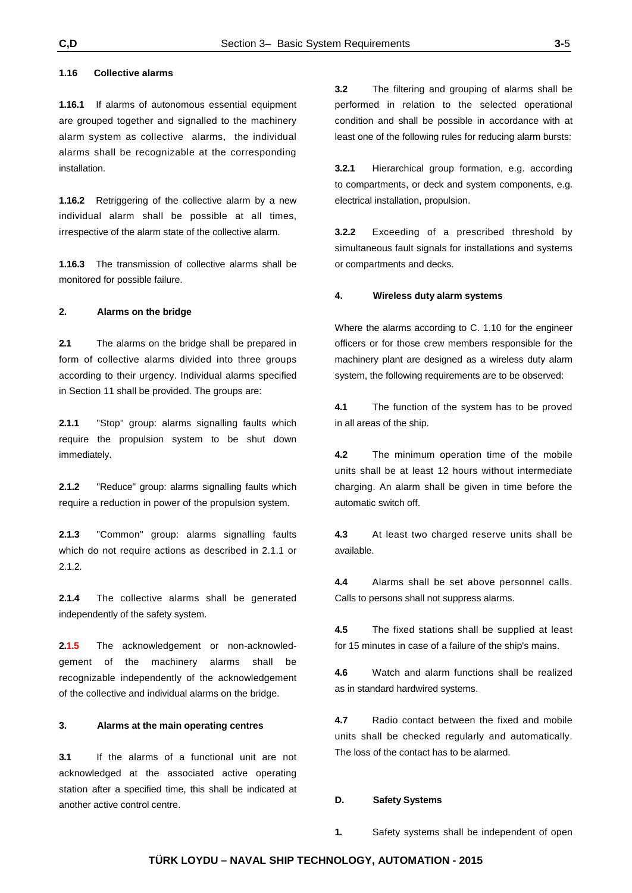**1.16 Collective alarms**

**1.16.1** If alarms of autonomous essential equipment are grouped together and signalled to the machinery alarm system as collective alarms, the individual alarms shall be recognizable at the corresponding installation.

**1.16.2** Retriggering of the collective alarm by a new individual alarm shall be possible at all times, irrespective of the alarm state of the collective alarm.

**1.16.3** The transmission of collective alarms shall be monitored for possible failure.

**2. Alarms on the bridge**

**2.1** The alarms on the bridge shall be prepared in form of collective alarms divided into three groups according to their urgency. Individual alarms specified in Section 11 shall be provided. The groups are:

**2.1.1** "Stop" group: alarms signalling faults which require the propulsion system to be shut down immediately.

**2.1.2** "Reduce" group: alarms signalling faults which require a reduction in power of the propulsion system.

**2.1.3** "Common" group: alarms signalling faults which do not require actions as described in 2.1.1 or 2.1.2.

**2.1.4** The collective alarms shall be generated independently of the safety system.

**2.1.5** The acknowledgement or non-acknowledgement of the machinery alarms shall be recognizable independently of the acknowledgement of the collective and individual alarms on the bridge.

**3. Alarms at the main operating centres**

**3.1** If the alarms of a functional unit are not acknowledged at the associated active operating station after a specified time, this shall be indicated at another active control centre.

**3.2** The filtering and grouping of alarms shall be performed in relation to the selected operational condition and shall be possible in accordance with at least one of the following rules for reducing alarm bursts:

**3.2.1** Hierarchical group formation, e.g. according to compartments, or deck and system components, e.g. electrical installation, propulsion.

**3.2.2** Exceeding of a prescribed threshold by simultaneous fault signals for installations and systems or compartments and decks.

**4. Wireless duty alarm systems**

Where the alarms according to C. 1.10 for the engineer officers or for those crew members responsible for the machinery plant are designed as a wireless duty alarm system, the following requirements are to be observed:

**4.1** The function of the system has to be proved in all areas of the ship.

**4.2** The minimum operation time of the mobile units shall be at least 12 hours without intermediate charging. An alarm shall be given in time before the automatic switch off.

**4.3** At least two charged reserve units shall be available.

**4.4** Alarms shall be set above personnel calls. Calls to persons shall not suppress alarms.

**4.5** The fixed stations shall be supplied at least for 15 minutes in case of a failure of the ship's mains.

**4.6** Watch and alarm functions shall be realized as in standard hardwired systems.

**4.7** Radio contact between the fixed and mobile units shall be checked regularly and automatically. The loss of the contact has to be alarmed.

## D. Safety Systems

**1.** Safety systems shall be independent of open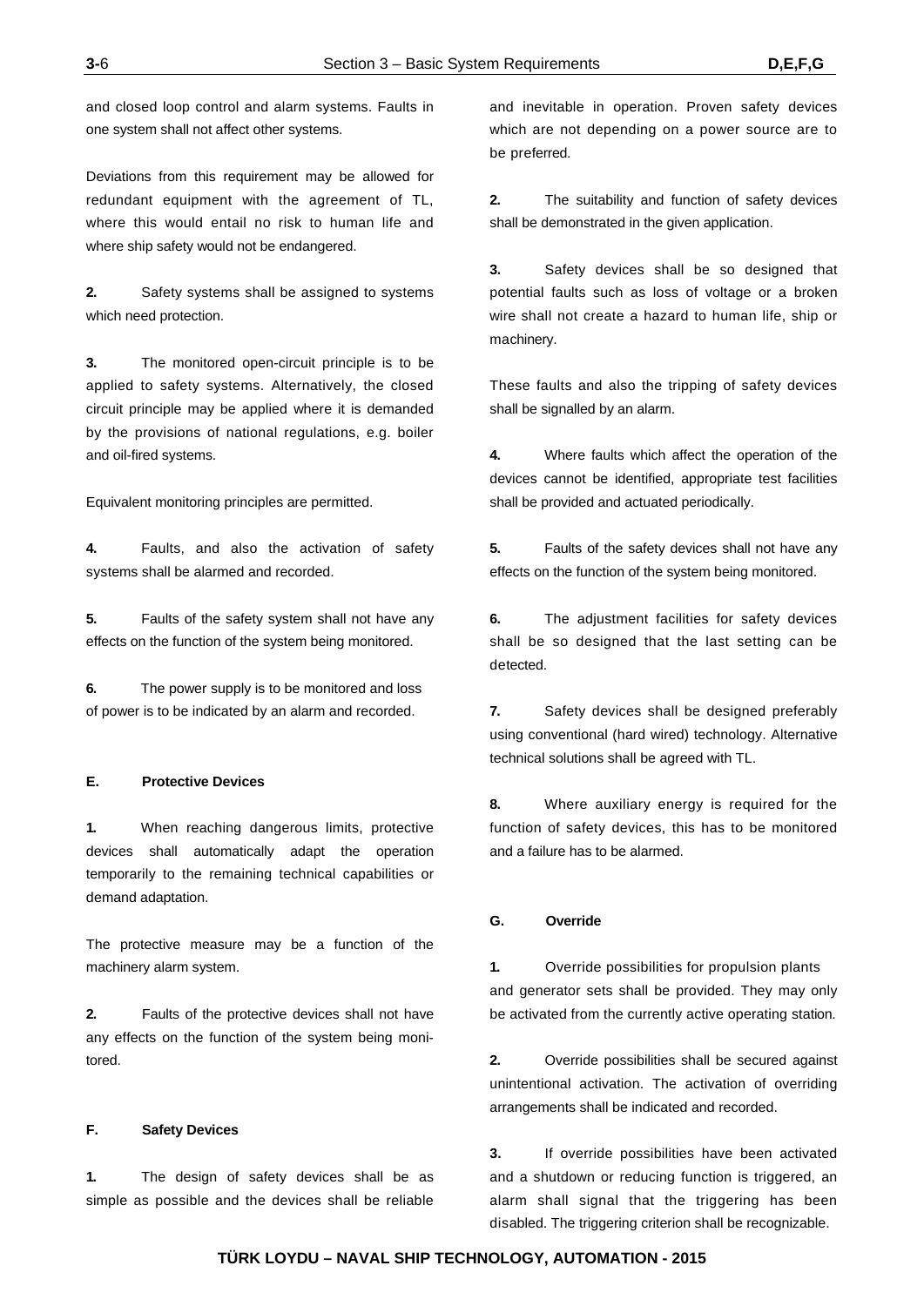and closed loop control and alarm systems. Faults in one system shall not affect other systems.

Deviations from this requirement may be allowed for redundant equipment with the agreement of TL, where this would entail no risk to human life and where ship safety would not be endangered.

**2.** Safety systems shall be assigned to systems which need protection.

**3.** The monitored open-circuit principle is to be applied to safety systems. Alternatively, the closed circuit principle may be applied where it is demanded by the provisions of national regulations, e.g. boiler and oil-fired systems.

Equivalent monitoring principles are permitted.

**4.** Faults, and also the activation of safety systems shall be alarmed and recorded.

**5.** Faults of the safety system shall not have any effects on the function of the system being monitored.

**6.** The power supply is to be monitored and loss of power is to be indicated by an alarm and recorded.

## E. Protective Devices

**1.** When reaching dangerous limits, protective devices shall automatically adapt the operation temporarily to the remaining technical capabilities or demand adaptation.

The protective measure may be a function of the machinery alarm system.

**2.** Faults of the protective devices shall not have any effects on the function of the system being monitored.

## F. Safety Devices

**1.** The design of safety devices shall be as simple as possible and the devices shall be reliable and inevitable in operation. Proven safety devices which are not depending on a power source are to be preferred.

**2.** The suitability and function of safety devices shall be demonstrated in the given application.

**3.** Safety devices shall be so designed that potential faults such as loss of voltage or a broken wire shall not create a hazard to human life, ship or machinery.

These faults and also the tripping of safety devices shall be signalled by an alarm.

**4.** Where faults which affect the operation of the devices cannot be identified, appropriate test facilities shall be provided and actuated periodically.

**5.** Faults of the safety devices shall not have any effects on the function of the system being monitored.

**6.** The adjustment facilities for safety devices shall be so designed that the last setting can be detected.

**7.** Safety devices shall be designed preferably using conventional (hard wired) technology. Alternative technical solutions shall be agreed with TL.

**8.** Where auxiliary energy is required for the function of safety devices, this has to be monitored and a failure has to be alarmed.

## G. Override

**1.** Override possibilities for propulsion plants and generator sets shall be provided. They may only be activated from the currently active operating station.

**2.** Override possibilities shall be secured against unintentional activation. The activation of overriding arrangements shall be indicated and recorded.

**3.** If override possibilities have been activated and a shutdown or reducing function is triggered, an alarm shall signal that the triggering has been disabled. The triggering criterion shall be recognizable.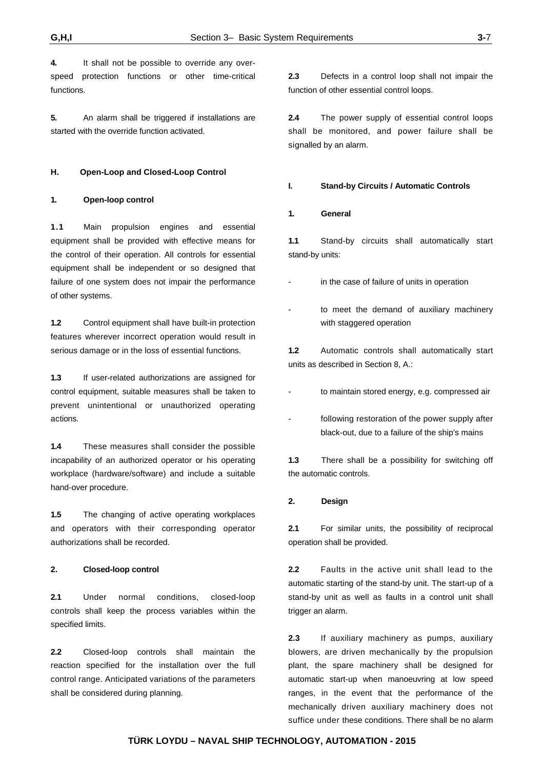**4.** It shall not be possible to override any over-speed protection functions or other time-critical functions.

**5.** An alarm shall be triggered if installations are started with the override function activated.

## H. Open-Loop and Closed-Loop Control

### 1. Open-loop control

**1.1** Main propulsion engines and essential equipment shall be provided with effective means for the control of their operation. All controls for essential equipment shall be independent or so designed that failure of one system does not impair the performance of other systems.

**1.2** Control equipment shall have built-in protection features wherever incorrect operation would result in serious damage or in the loss of essential functions.

**1.3** If user-related authorizations are assigned for control equipment, suitable measures shall be taken to prevent unintentional or unauthorized operating actions.

**1.4** These measures shall consider the possible incapability of an authorized operator or his operating workplace (hardware/software) and include a suitable hand-over procedure.

**1.5** The changing of active operating workplaces and operators with their corresponding operator authorizations shall be recorded.

### 2. Closed-loop control

**2.1** Under normal conditions, closed-loop controls shall keep the process variables within the specified limits.

**2.2** Closed-loop controls shall maintain the reaction specified for the installation over the full control range. Anticipated variations of the parameters shall be considered during planning.

**2.3** Defects in a control loop shall not impair the function of other essential control loops.

**2.4** The power supply of essential control loops shall be monitored, and power failure shall be signalled by an alarm.

## I. Stand-by Circuits / Automatic Controls

### 1. General

**1.1** Stand-by circuits shall automatically start stand-by units:

- in the case of failure of units in operation
- to meet the demand of auxiliary machinery with staggered operation

**1.2** Automatic controls shall automatically start units as described in Section 8, A.:

- to maintain stored energy, e.g. compressed air
- following restoration of the power supply after black-out, due to a failure of the ship's mains

**1.3** There shall be a possibility for switching off the automatic controls.

### 2. Design

**2.1** For similar units, the possibility of reciprocal operation shall be provided.

**2.2** Faults in the active unit shall lead to the automatic starting of the stand-by unit. The start-up of a stand-by unit as well as faults in a control unit shall trigger an alarm.

**2.3** If auxiliary machinery as pumps, auxiliary blowers, are driven mechanically by the propulsion plant, the spare machinery shall be designed for automatic start-up when manoeuvring at low speed ranges, in the event that the performance of the mechanically driven auxiliary machinery does not suffice under these conditions. There shall be no alarm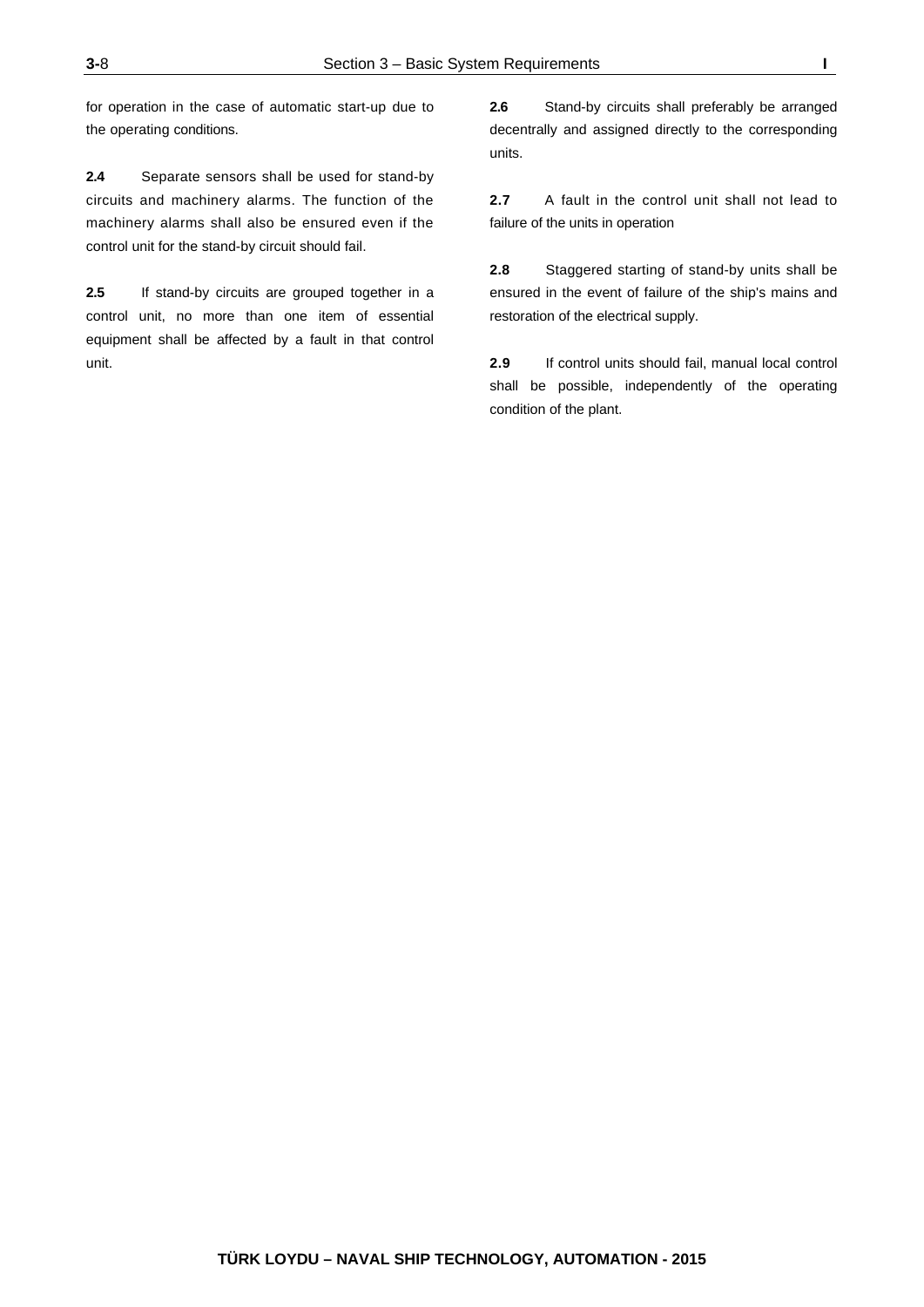for operation in the case of automatic start-up due to the operating conditions.

**2.4** Separate sensors shall be used for stand-by circuits and machinery alarms. The function of the machinery alarms shall also be ensured even if the control unit for the stand-by circuit should fail.

**2.5** If stand-by circuits are grouped together in a control unit, no more than one item of essential equipment shall be affected by a fault in that control unit.

**2.6** Stand-by circuits shall preferably be arranged decentrally and assigned directly to the corresponding units.

**2.7** A fault in the control unit shall not lead to failure of the units in operation

**2.8** Staggered starting of stand-by units shall be ensured in the event of failure of the ship's mains and restoration of the electrical supply.

**2.9** If control units should fail, manual local control shall be possible, independently of the operating condition of the plant.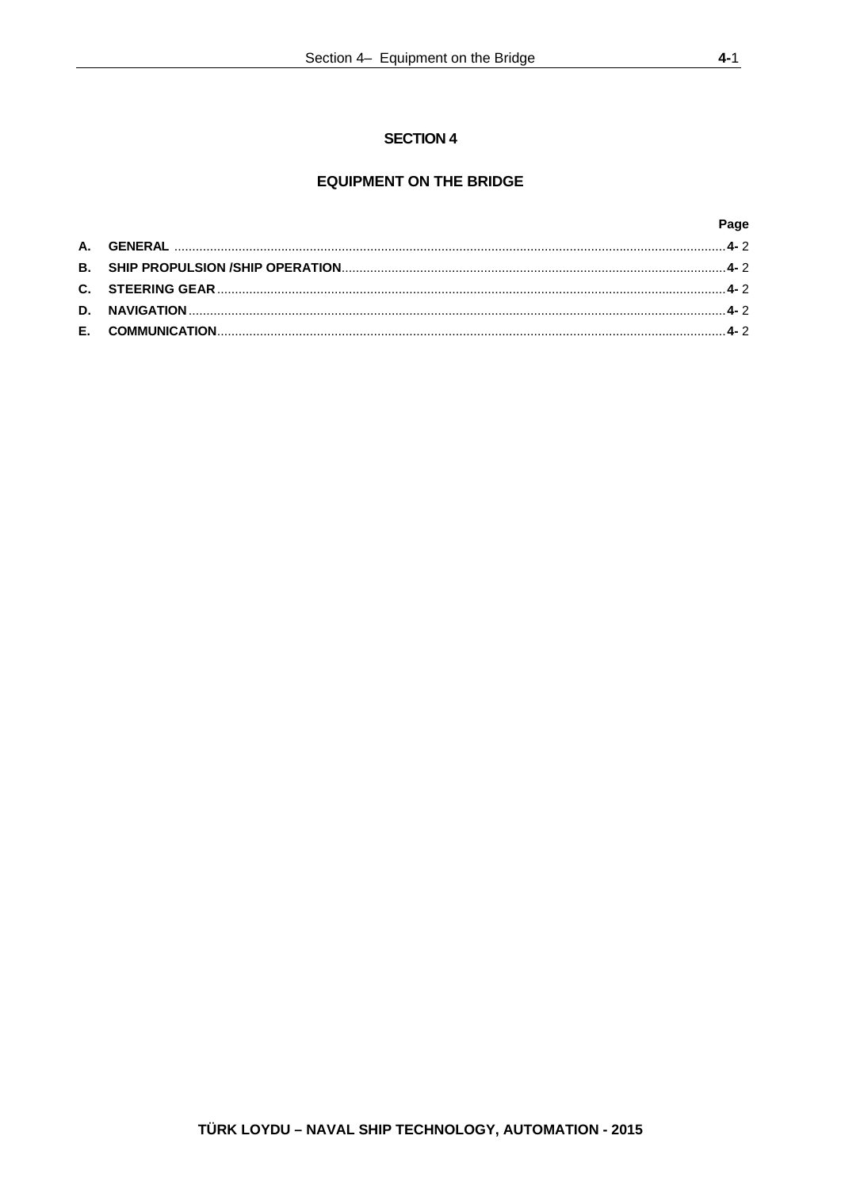# SECTION 4

## EQUIPMENT ON THE BRIDGE

| | | Page |
|---|---|---|
| **A.** | **GENERAL** | **4-** 2 |
| **B.** | **SHIP PROPULSION /SHIP OPERATION** | **4-** 2 |
| **C.** | **STEERING GEAR** | **4-** 2 |
| **D.** | **NAVIGATION** | **4-** 2 |
| **E.** | **COMMUNICATION** | **4-** 2 |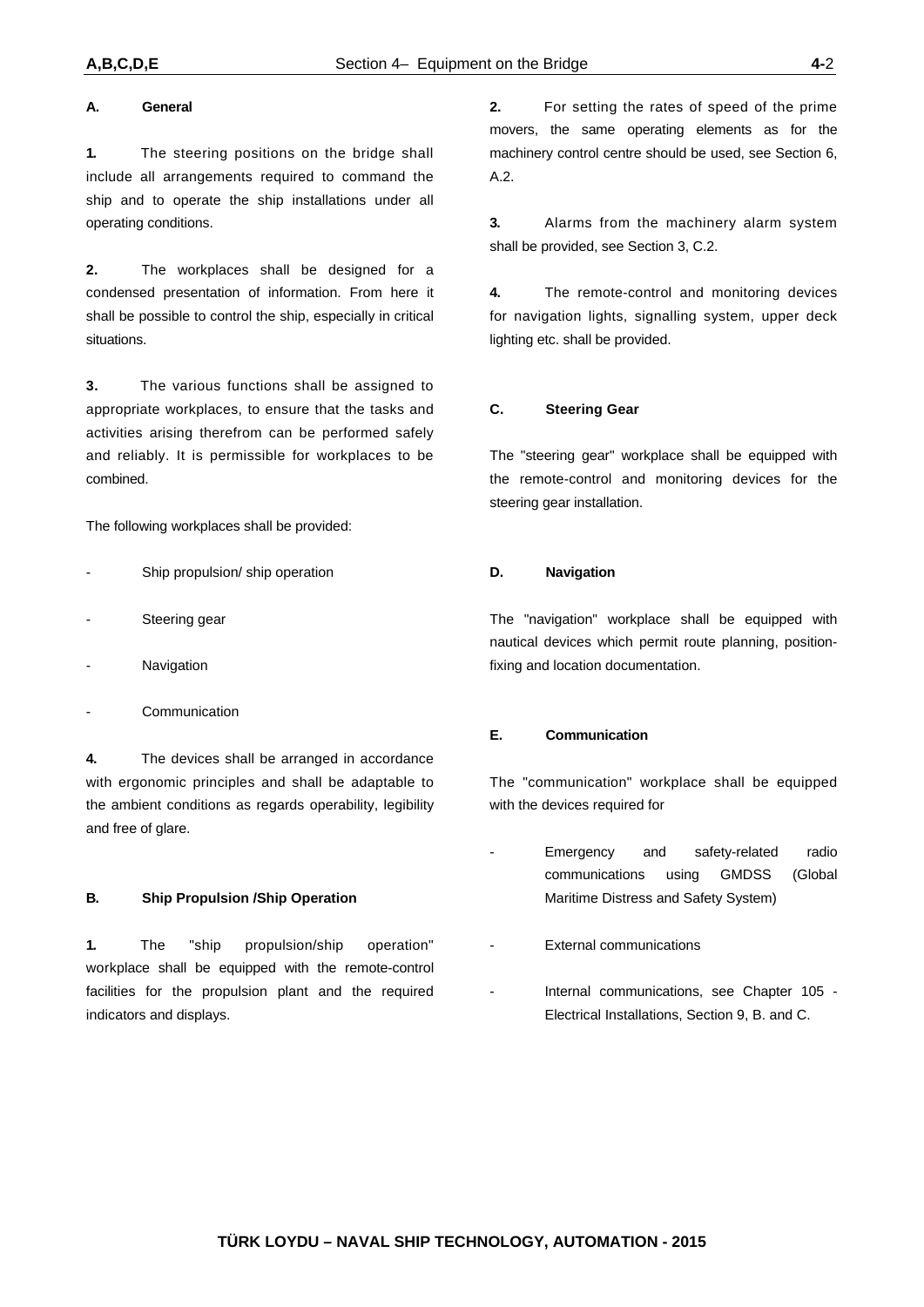## A. General

**1.** The steering positions on the bridge shall include all arrangements required to command the ship and to operate the ship installations under all operating conditions.

**2.** The workplaces shall be designed for a condensed presentation of information. From here it shall be possible to control the ship, especially in critical situations.

**3.** The various functions shall be assigned to appropriate workplaces, to ensure that the tasks and activities arising therefrom can be performed safely and reliably. It is permissible for workplaces to be combined.

The following workplaces shall be provided:

- Ship propulsion/ ship operation
- Steering gear
- Navigation
- Communication

**4.** The devices shall be arranged in accordance with ergonomic principles and shall be adaptable to the ambient conditions as regards operability, legibility and free of glare.

## B. Ship Propulsion /Ship Operation

**1.** The "ship propulsion/ship operation" workplace shall be equipped with the remote-control facilities for the propulsion plant and the required indicators and displays.

**2.** For setting the rates of speed of the prime movers, the same operating elements as for the machinery control centre should be used, see Section 6, A.2.

**3.** Alarms from the machinery alarm system shall be provided, see Section 3, C.2.

**4.** The remote-control and monitoring devices for navigation lights, signalling system, upper deck lighting etc. shall be provided.

## C. Steering Gear

The "steering gear" workplace shall be equipped with the remote-control and monitoring devices for the steering gear installation.

## D. Navigation

The "navigation" workplace shall be equipped with nautical devices which permit route planning, position-fixing and location documentation.

## E. Communication

The "communication" workplace shall be equipped with the devices required for

- Emergency and safety-related radio communications using GMDSS (Global Maritime Distress and Safety System)
- External communications
- Internal communications, see Chapter 105 - Electrical Installations, Section 9, B. and C.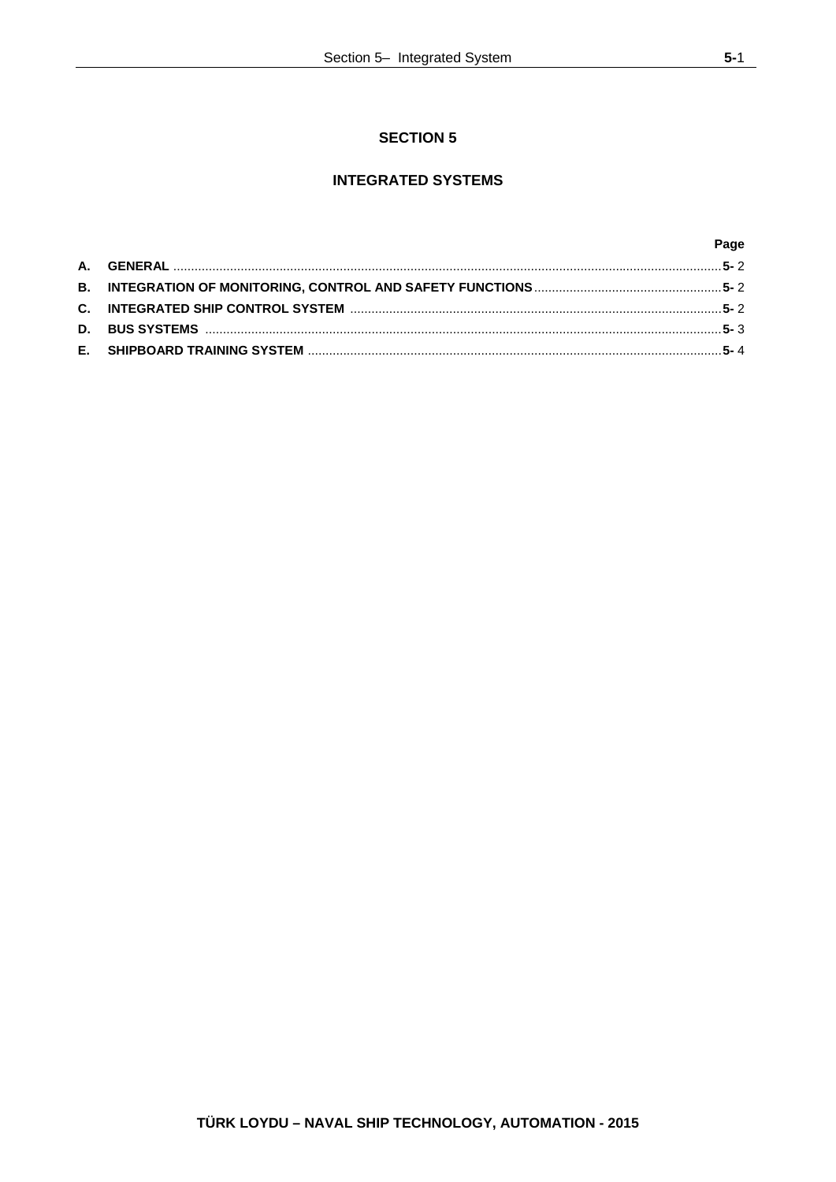# SECTION 5

## INTEGRATED SYSTEMS

| | | Page |
|---|---|---|
| A. | GENERAL | 5- 2 |
| B. | INTEGRATION OF MONITORING, CONTROL AND SAFETY FUNCTIONS | 5- 2 |
| C. | INTEGRATED SHIP CONTROL SYSTEM | 5- 2 |
| D. | BUS SYSTEMS | 5- 3 |
| E. | SHIPBOARD TRAINING SYSTEM | 5- 4 |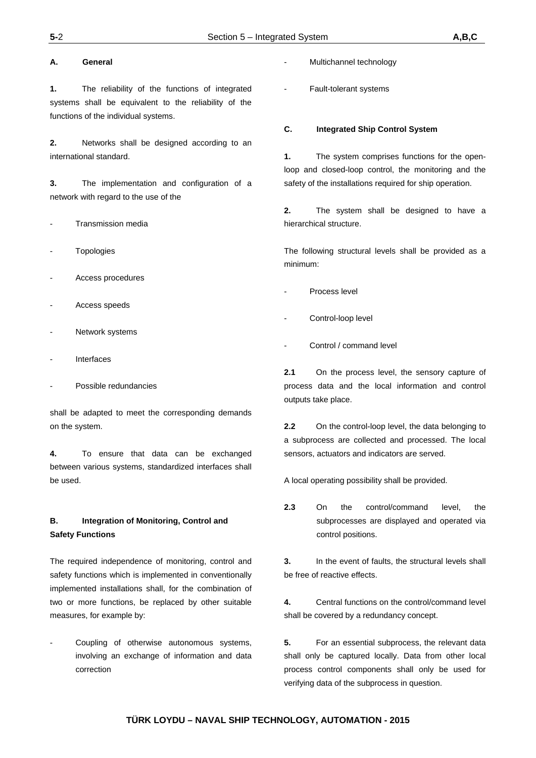## A. General

**1.** The reliability of the functions of integrated systems shall be equivalent to the reliability of the functions of the individual systems.

**2.** Networks shall be designed according to an international standard.

**3.** The implementation and configuration of a network with regard to the use of the

- Transmission media
- Topologies
- Access procedures
- Access speeds
- Network systems
- Interfaces
- Possible redundancies

shall be adapted to meet the corresponding demands on the system.

**4.** To ensure that data can be exchanged between various systems, standardized interfaces shall be used.

## B. Integration of Monitoring, Control and Safety Functions

The required independence of monitoring, control and safety functions which is implemented in conventionally implemented installations shall, for the combination of two or more functions, be replaced by other suitable measures, for example by:

- Coupling of otherwise autonomous systems, involving an exchange of information and data correction
- Multichannel technology
- Fault-tolerant systems

## C. Integrated Ship Control System

**1.** The system comprises functions for the open-loop and closed-loop control, the monitoring and the safety of the installations required for ship operation.

**2.** The system shall be designed to have a hierarchical structure.

The following structural levels shall be provided as a minimum:

- Process level
- Control-loop level
- Control / command level

**2.1** On the process level, the sensory capture of process data and the local information and control outputs take place.

**2.2** On the control-loop level, the data belonging to a subprocess are collected and processed. The local sensors, actuators and indicators are served.

A local operating possibility shall be provided.

**2.3** On the control/command level, the subprocesses are displayed and operated via control positions.

**3.** In the event of faults, the structural levels shall be free of reactive effects.

**4.** Central functions on the control/command level shall be covered by a redundancy concept.

**5.** For an essential subprocess, the relevant data shall only be captured locally. Data from other local process control components shall only be used for verifying data of the subprocess in question.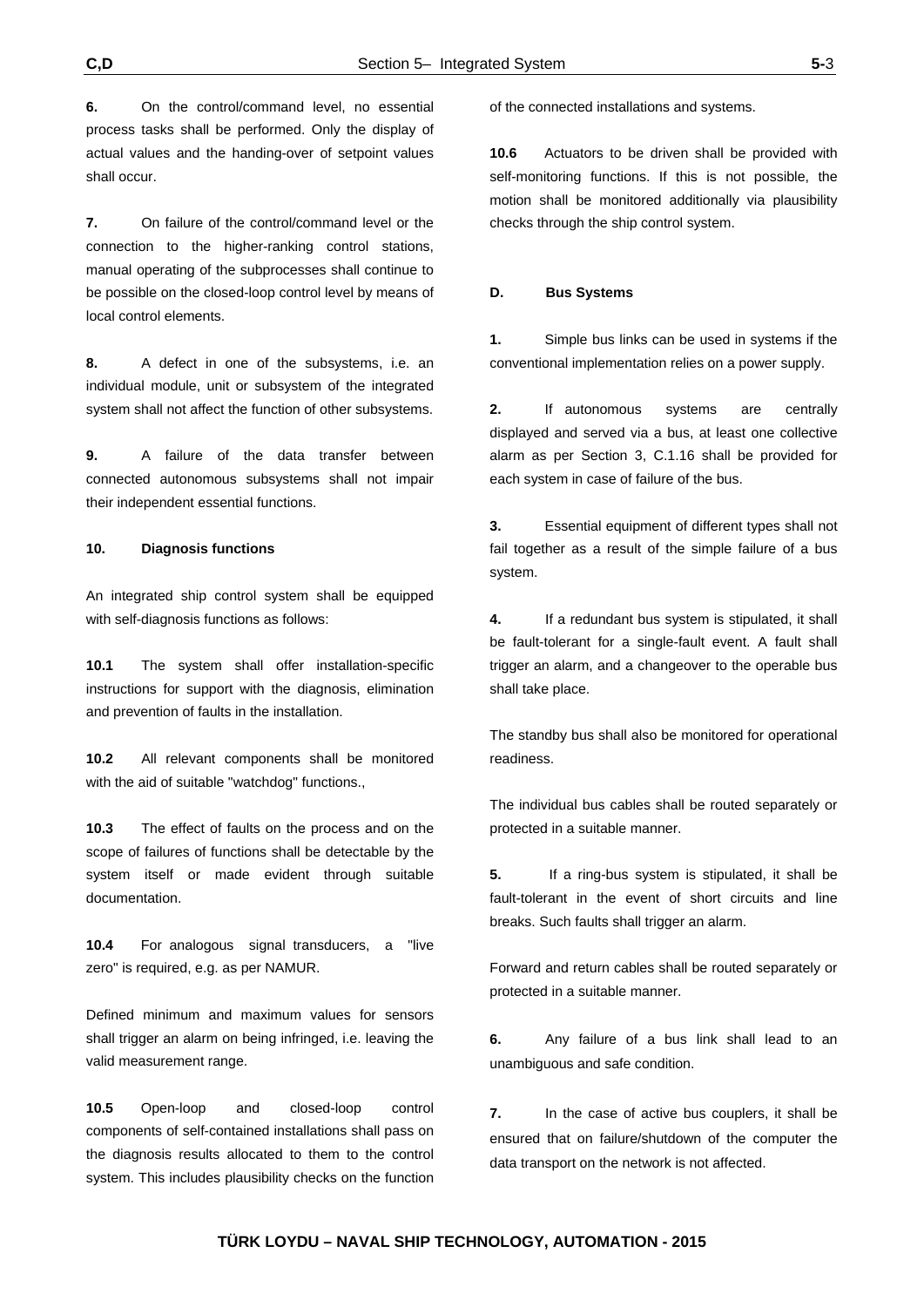**6.** On the control/command level, no essential process tasks shall be performed. Only the display of actual values and the handing-over of setpoint values shall occur.

**7.** On failure of the control/command level or the connection to the higher-ranking control stations, manual operating of the subprocesses shall continue to be possible on the closed-loop control level by means of local control elements.

**8.** A defect in one of the subsystems, i.e. an individual module, unit or subsystem of the integrated system shall not affect the function of other subsystems.

**9.** A failure of the data transfer between connected autonomous subsystems shall not impair their independent essential functions.

**10. Diagnosis functions**

An integrated ship control system shall be equipped with self-diagnosis functions as follows:

**10.1** The system shall offer installation-specific instructions for support with the diagnosis, elimination and prevention of faults in the installation.

**10.2** All relevant components shall be monitored with the aid of suitable "watchdog" functions.,

**10.3** The effect of faults on the process and on the scope of failures of functions shall be detectable by the system itself or made evident through suitable documentation.

**10.4** For analogous signal transducers, a "live zero" is required, e.g. as per NAMUR.

Defined minimum and maximum values for sensors shall trigger an alarm on being infringed, i.e. leaving the valid measurement range.

**10.5** Open-loop and closed-loop control components of self-contained installations shall pass on the diagnosis results allocated to them to the control system. This includes plausibility checks on the function of the connected installations and systems.

**10.6** Actuators to be driven shall be provided with self-monitoring functions. If this is not possible, the motion shall be monitored additionally via plausibility checks through the ship control system.

## D. Bus Systems

**1.** Simple bus links can be used in systems if the conventional implementation relies on a power supply.

**2.** If autonomous systems are centrally displayed and served via a bus, at least one collective alarm as per Section 3, C.1.16 shall be provided for each system in case of failure of the bus.

**3.** Essential equipment of different types shall not fail together as a result of the simple failure of a bus system.

**4.** If a redundant bus system is stipulated, it shall be fault-tolerant for a single-fault event. A fault shall trigger an alarm, and a changeover to the operable bus shall take place.

The standby bus shall also be monitored for operational readiness.

The individual bus cables shall be routed separately or protected in a suitable manner.

**5.** If a ring-bus system is stipulated, it shall be fault-tolerant in the event of short circuits and line breaks. Such faults shall trigger an alarm.

Forward and return cables shall be routed separately or protected in a suitable manner.

**6.** Any failure of a bus link shall lead to an unambiguous and safe condition.

**7.** In the case of active bus couplers, it shall be ensured that on failure/shutdown of the computer the data transport on the network is not affected.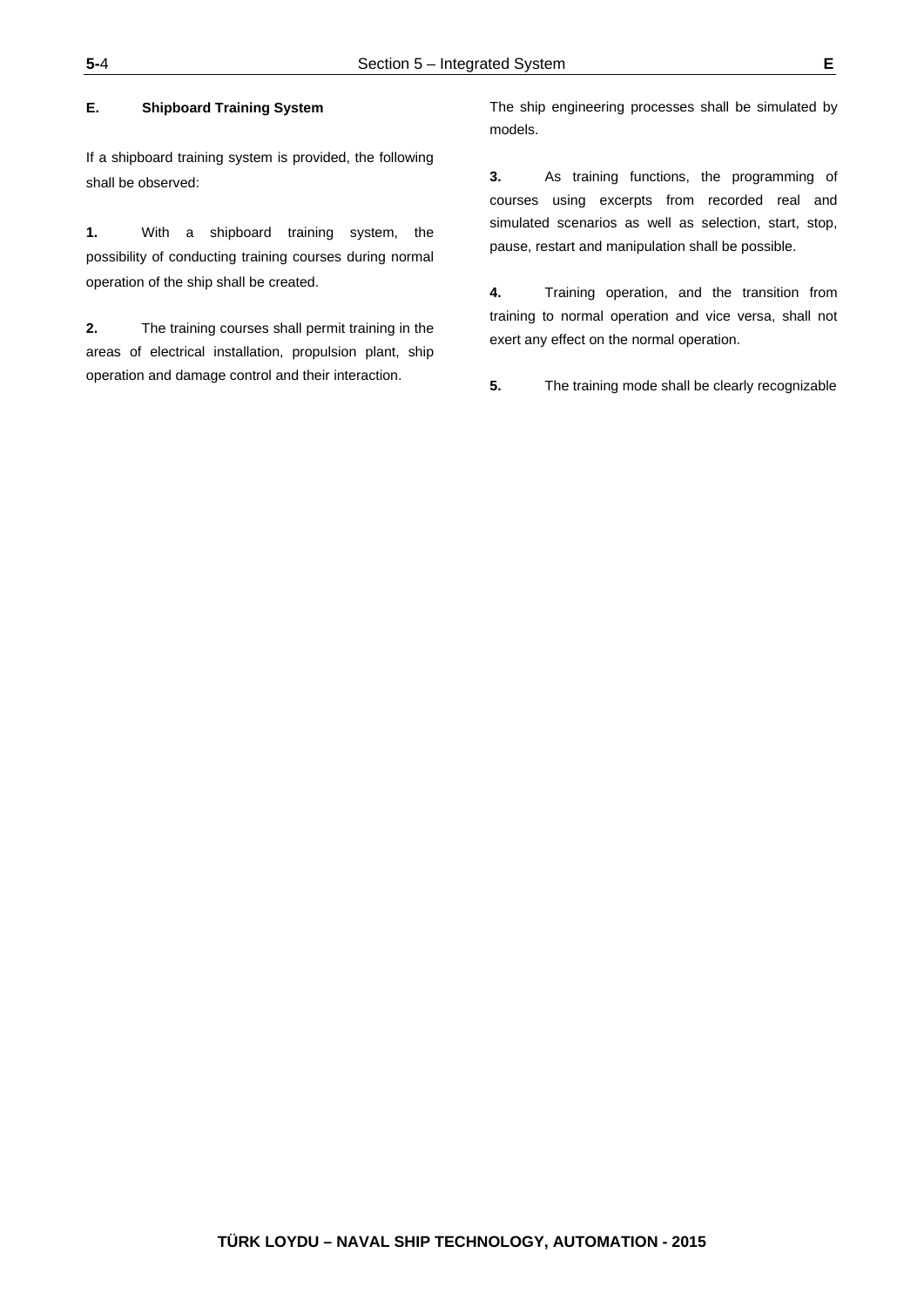## E. Shipboard Training System

If a shipboard training system is provided, the following shall be observed:

**1.** With a shipboard training system, the possibility of conducting training courses during normal operation of the ship shall be created.

**2.** The training courses shall permit training in the areas of electrical installation, propulsion plant, ship operation and damage control and their interaction.

The ship engineering processes shall be simulated by models.

**3.** As training functions, the programming of courses using excerpts from recorded real and simulated scenarios as well as selection, start, stop, pause, restart and manipulation shall be possible.

**4.** Training operation, and the transition from training to normal operation and vice versa, shall not exert any effect on the normal operation.

**5.** The training mode shall be clearly recognizable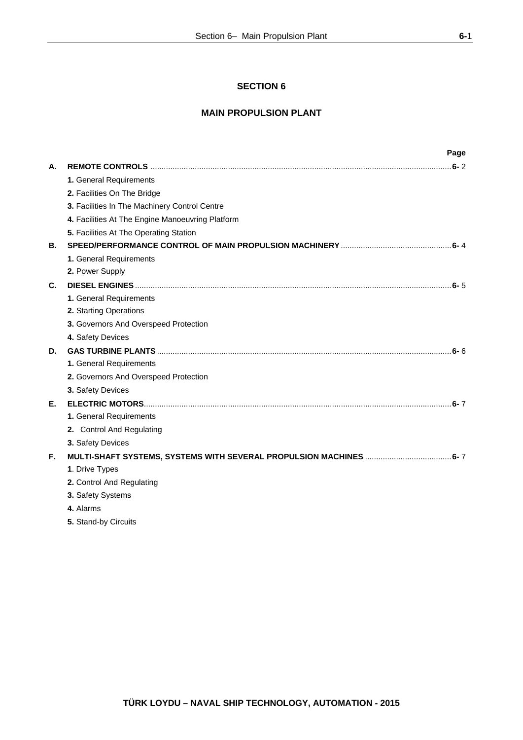# SECTION 6

## MAIN PROPULSION PLANT

| | | Page |
|---|---|---|
| **A.** | **REMOTE CONTROLS** | **6-** 2 |
| | **1.** General Requirements | |
| | **2.** Facilities On The Bridge | |
| | **3.** Facilities In The Machinery Control Centre | |
| | **4.** Facilities At The Engine Manoeuvring Platform | |
| | **5.** Facilities At The Operating Station | |
| **B.** | **SPEED/PERFORMANCE CONTROL OF MAIN PROPULSION MACHINERY** | **6-** 4 |
| | **1.** General Requirements | |
| | **2.** Power Supply | |
| **C.** | **DIESEL ENGINES** | **6-** 5 |
| | **1.** General Requirements | |
| | **2.** Starting Operations | |
| | **3.** Governors And Overspeed Protection | |
| | **4.** Safety Devices | |
| **D.** | **GAS TURBINE PLANTS** | **6-** 6 |
| | **1.** General Requirements | |
| | **2.** Governors And Overspeed Protection | |
| | **3.** Safety Devices | |
| **E.** | **ELECTRIC MOTORS** | **6-** 7 |
| | **1.** General Requirements | |
| | **2.** Control And Regulating | |
| | **3.** Safety Devices | |
| **F.** | **MULTI-SHAFT SYSTEMS, SYSTEMS WITH SEVERAL PROPULSION MACHINES** | **6-** 7 |
| | **1**. Drive Types | |
| | **2.** Control And Regulating | |
| | **3.** Safety Systems | |
| | **4.** Alarms | |
| | **5.** Stand-by Circuits | |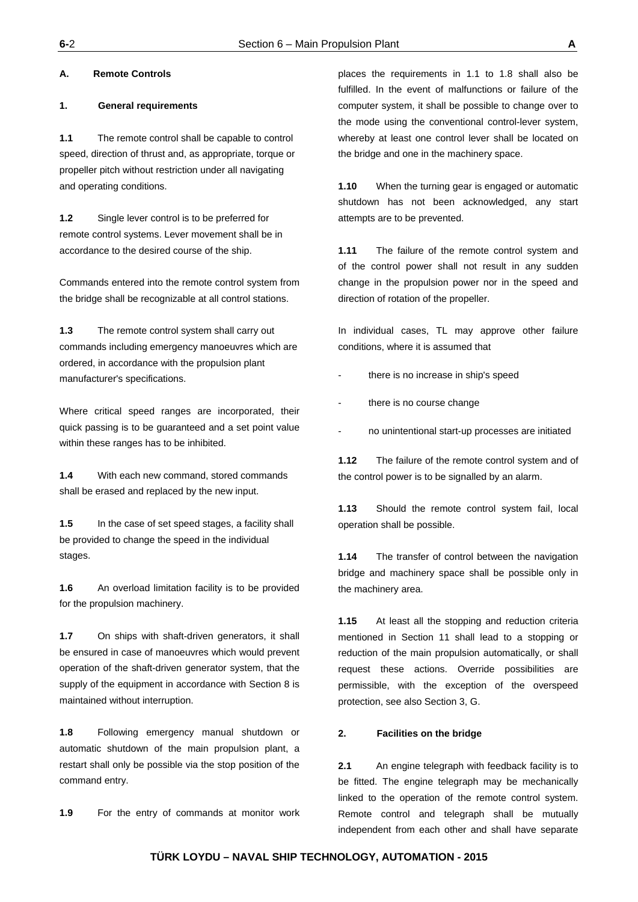## A. Remote Controls

### 1. General requirements

**1.1** The remote control shall be capable to control speed, direction of thrust and, as appropriate, torque or propeller pitch without restriction under all navigating and operating conditions.

**1.2** Single lever control is to be preferred for remote control systems. Lever movement shall be in accordance to the desired course of the ship.

Commands entered into the remote control system from the bridge shall be recognizable at all control stations.

**1.3** The remote control system shall carry out commands including emergency manoeuvres which are ordered, in accordance with the propulsion plant manufacturer's specifications.

Where critical speed ranges are incorporated, their quick passing is to be guaranteed and a set point value within these ranges has to be inhibited.

**1.4** With each new command, stored commands shall be erased and replaced by the new input.

**1.5** In the case of set speed stages, a facility shall be provided to change the speed in the individual stages.

**1.6** An overload limitation facility is to be provided for the propulsion machinery.

**1.7** On ships with shaft-driven generators, it shall be ensured in case of manoeuvres which would prevent operation of the shaft-driven generator system, that the supply of the equipment in accordance with Section 8 is maintained without interruption.

**1.8** Following emergency manual shutdown or automatic shutdown of the main propulsion plant, a restart shall only be possible via the stop position of the command entry.

**1.9** For the entry of commands at monitor work places the requirements in 1.1 to 1.8 shall also be fulfilled. In the event of malfunctions or failure of the computer system, it shall be possible to change over to the mode using the conventional control-lever system, whereby at least one control lever shall be located on the bridge and one in the machinery space.

**1.10** When the turning gear is engaged or automatic shutdown has not been acknowledged, any start attempts are to be prevented.

**1.11** The failure of the remote control system and of the control power shall not result in any sudden change in the propulsion power nor in the speed and direction of rotation of the propeller.

In individual cases, TL may approve other failure conditions, where it is assumed that

- there is no increase in ship's speed
- there is no course change
- no unintentional start-up processes are initiated

**1.12** The failure of the remote control system and of the control power is to be signalled by an alarm.

**1.13** Should the remote control system fail, local operation shall be possible.

**1.14** The transfer of control between the navigation bridge and machinery space shall be possible only in the machinery area.

**1.15** At least all the stopping and reduction criteria mentioned in Section 11 shall lead to a stopping or reduction of the main propulsion automatically, or shall request these actions. Override possibilities are permissible, with the exception of the overspeed protection, see also Section 3, G.

### 2. Facilities on the bridge

**2.1** An engine telegraph with feedback facility is to be fitted. The engine telegraph may be mechanically linked to the operation of the remote control system. Remote control and telegraph shall be mutually independent from each other and shall have separate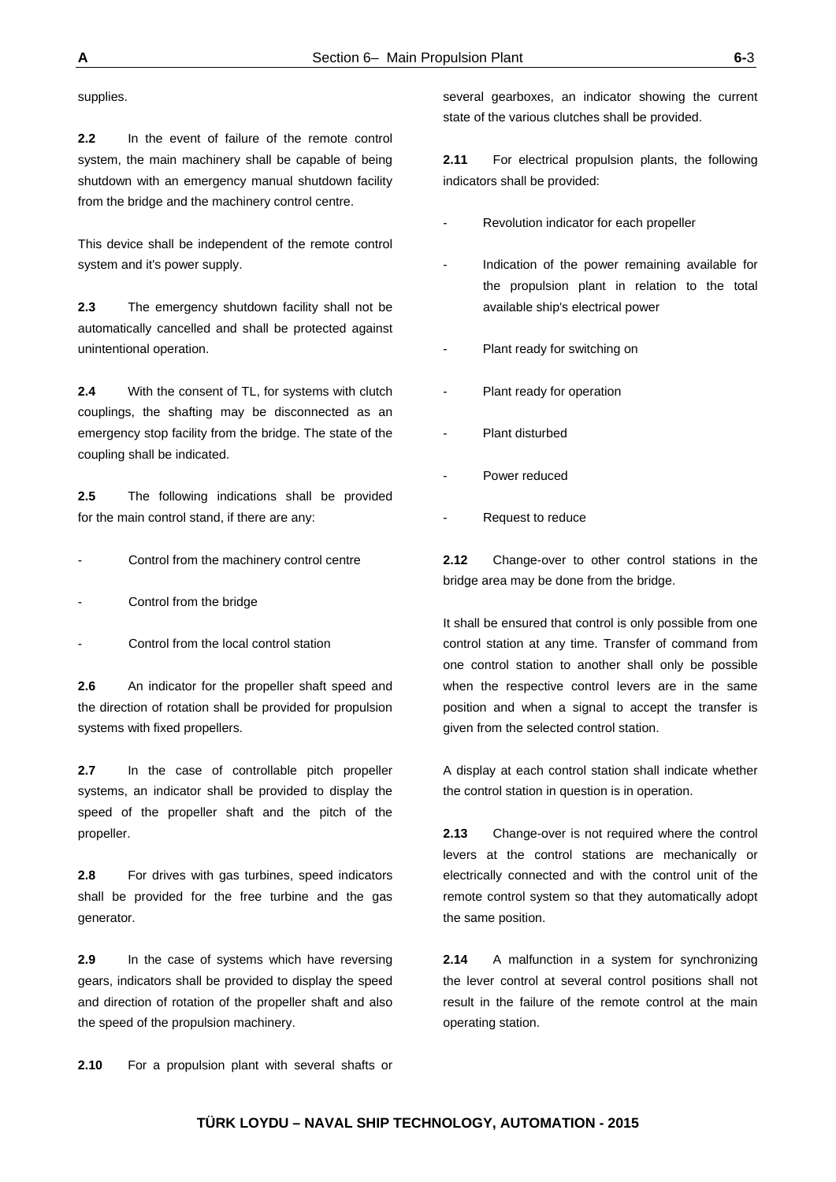supplies.

**2.2** In the event of failure of the remote control system, the main machinery shall be capable of being shutdown with an emergency manual shutdown facility from the bridge and the machinery control centre.

This device shall be independent of the remote control system and it's power supply.

**2.3** The emergency shutdown facility shall not be automatically cancelled and shall be protected against unintentional operation.

**2.4** With the consent of TL, for systems with clutch couplings, the shafting may be disconnected as an emergency stop facility from the bridge. The state of the coupling shall be indicated.

**2.5** The following indications shall be provided for the main control stand, if there are any:

- Control from the machinery control centre
- Control from the bridge
- Control from the local control station

**2.6** An indicator for the propeller shaft speed and the direction of rotation shall be provided for propulsion systems with fixed propellers.

**2.7** In the case of controllable pitch propeller systems, an indicator shall be provided to display the speed of the propeller shaft and the pitch of the propeller.

**2.8** For drives with gas turbines, speed indicators shall be provided for the free turbine and the gas generator.

**2.9** In the case of systems which have reversing gears, indicators shall be provided to display the speed and direction of rotation of the propeller shaft and also the speed of the propulsion machinery.

**2.10** For a propulsion plant with several shafts or several gearboxes, an indicator showing the current state of the various clutches shall be provided.

**2.11** For electrical propulsion plants, the following indicators shall be provided:

- Revolution indicator for each propeller
- Indication of the power remaining available for the propulsion plant in relation to the total available ship's electrical power
- Plant ready for switching on
- Plant ready for operation
- Plant disturbed
- Power reduced
- Request to reduce

**2.12** Change-over to other control stations in the bridge area may be done from the bridge.

It shall be ensured that control is only possible from one control station at any time. Transfer of command from one control station to another shall only be possible when the respective control levers are in the same position and when a signal to accept the transfer is given from the selected control station.

A display at each control station shall indicate whether the control station in question is in operation.

**2.13** Change-over is not required where the control levers at the control stations are mechanically or electrically connected and with the control unit of the remote control system so that they automatically adopt the same position.

**2.14** A malfunction in a system for synchronizing the lever control at several control positions shall not result in the failure of the remote control at the main operating station.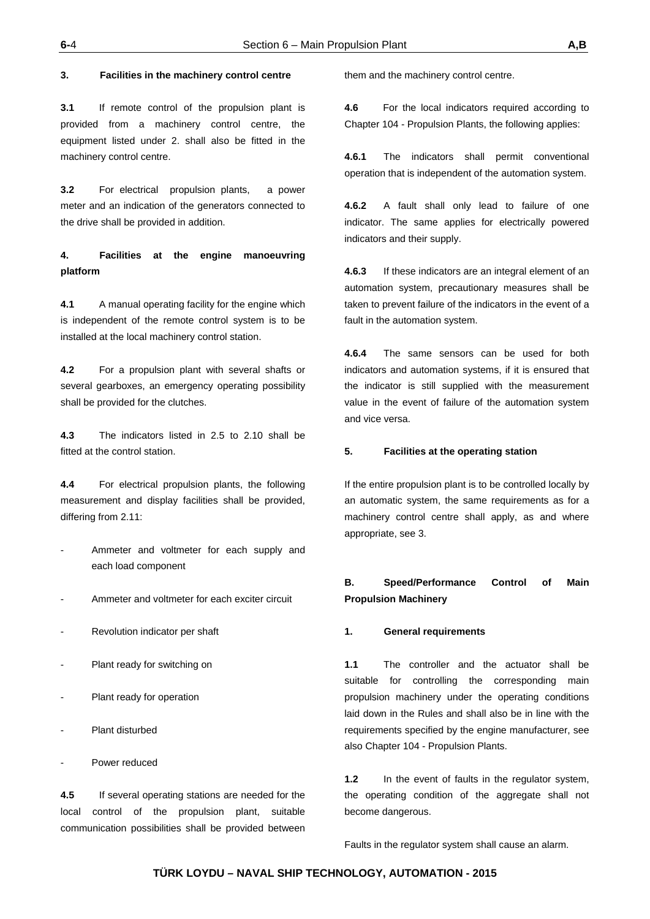### 3. Facilities in the machinery control centre

**3.1** If remote control of the propulsion plant is provided from a machinery control centre, the equipment listed under 2. shall also be fitted in the machinery control centre.

**3.2** For electrical propulsion plants, a power meter and an indication of the generators connected to the drive shall be provided in addition.

### 4. Facilities at the engine manoeuvring platform

**4.1** A manual operating facility for the engine which is independent of the remote control system is to be installed at the local machinery control station.

**4.2** For a propulsion plant with several shafts or several gearboxes, an emergency operating possibility shall be provided for the clutches.

**4.3** The indicators listed in 2.5 to 2.10 shall be fitted at the control station.

**4.4** For electrical propulsion plants, the following measurement and display facilities shall be provided, differing from 2.11:

- Ammeter and voltmeter for each supply and each load component
- Ammeter and voltmeter for each exciter circuit
- Revolution indicator per shaft
- Plant ready for switching on
- Plant ready for operation
- Plant disturbed
- Power reduced

**4.5** If several operating stations are needed for the local control of the propulsion plant, suitable communication possibilities shall be provided between them and the machinery control centre.

**4.6** For the local indicators required according to Chapter 104 - Propulsion Plants, the following applies:

**4.6.1** The indicators shall permit conventional operation that is independent of the automation system.

**4.6.2** A fault shall only lead to failure of one indicator. The same applies for electrically powered indicators and their supply.

**4.6.3** If these indicators are an integral element of an automation system, precautionary measures shall be taken to prevent failure of the indicators in the event of a fault in the automation system.

**4.6.4** The same sensors can be used for both indicators and automation systems, if it is ensured that the indicator is still supplied with the measurement value in the event of failure of the automation system and vice versa.

### 5. Facilities at the operating station

If the entire propulsion plant is to be controlled locally by an automatic system, the same requirements as for a machinery control centre shall apply, as and where appropriate, see 3.

## B. Speed/Performance Control of Main Propulsion Machinery

### 1. General requirements

**1.1** The controller and the actuator shall be suitable for controlling the corresponding main propulsion machinery under the operating conditions laid down in the Rules and shall also be in line with the requirements specified by the engine manufacturer, see also Chapter 104 - Propulsion Plants.

**1.2** In the event of faults in the regulator system, the operating condition of the aggregate shall not become dangerous.

Faults in the regulator system shall cause an alarm.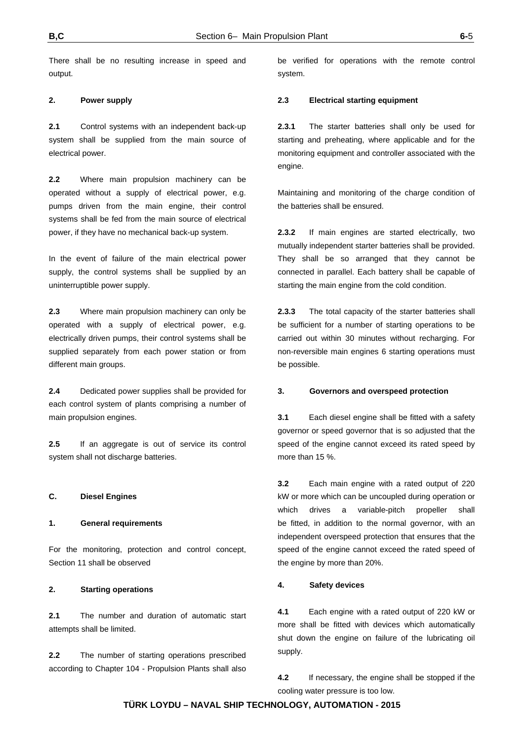There shall be no resulting increase in speed and output.

**2. Power supply**

**2.1** Control systems with an independent back-up system shall be supplied from the main source of electrical power.

**2.2** Where main propulsion machinery can be operated without a supply of electrical power, e.g. pumps driven from the main engine, their control systems shall be fed from the main source of electrical power, if they have no mechanical back-up system.

In the event of failure of the main electrical power supply, the control systems shall be supplied by an uninterruptible power supply.

**2.3** Where main propulsion machinery can only be operated with a supply of electrical power, e.g. electrically driven pumps, their control systems shall be supplied separately from each power station or from different main groups.

**2.4** Dedicated power supplies shall be provided for each control system of plants comprising a number of main propulsion engines.

**2.5** If an aggregate is out of service its control system shall not discharge batteries.

## C. Diesel Engines

**1. General requirements**

For the monitoring, protection and control concept, Section 11 shall be observed

**2. Starting operations**

**2.1** The number and duration of automatic start attempts shall be limited.

**2.2** The number of starting operations prescribed according to Chapter 104 - Propulsion Plants shall also be verified for operations with the remote control system.

**2.3 Electrical starting equipment**

**2.3.1** The starter batteries shall only be used for starting and preheating, where applicable and for the monitoring equipment and controller associated with the engine.

Maintaining and monitoring of the charge condition of the batteries shall be ensured.

**2.3.2** If main engines are started electrically, two mutually independent starter batteries shall be provided. They shall be so arranged that they cannot be connected in parallel. Each battery shall be capable of starting the main engine from the cold condition.

**2.3.3** The total capacity of the starter batteries shall be sufficient for a number of starting operations to be carried out within 30 minutes without recharging. For non-reversible main engines 6 starting operations must be possible.

**3. Governors and overspeed protection**

**3.1** Each diesel engine shall be fitted with a safety governor or speed governor that is so adjusted that the speed of the engine cannot exceed its rated speed by more than 15 %.

**3.2** Each main engine with a rated output of 220 kW or more which can be uncoupled during operation or which drives a variable-pitch propeller shall be fitted, in addition to the normal governor, with an independent overspeed protection that ensures that the speed of the engine cannot exceed the rated speed of the engine by more than 20%.

**4. Safety devices**

**4.1** Each engine with a rated output of 220 kW or more shall be fitted with devices which automatically shut down the engine on failure of the lubricating oil supply.

**4.2** If necessary, the engine shall be stopped if the cooling water pressure is too low.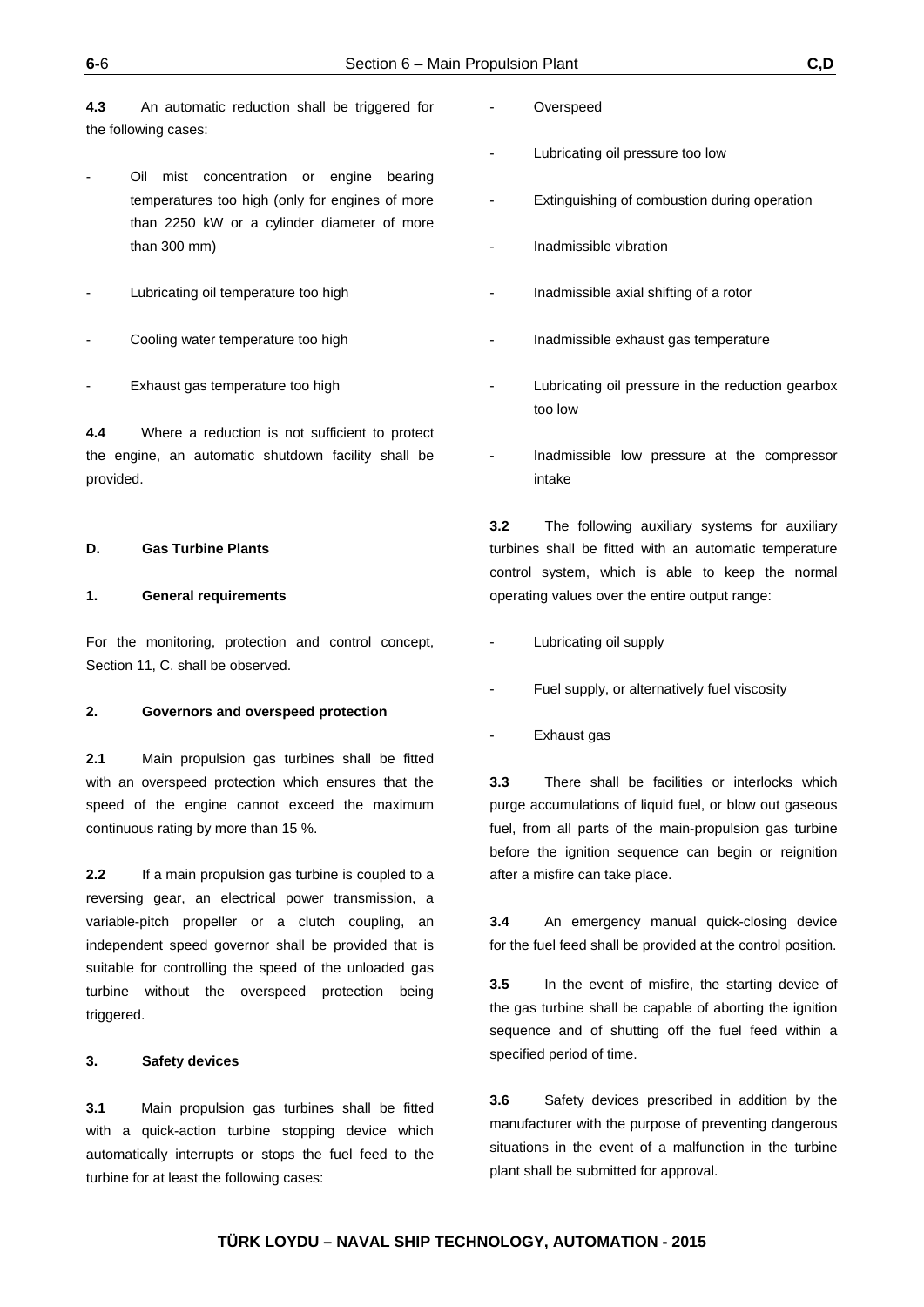**4.3** An automatic reduction shall be triggered for the following cases:

- Oil mist concentration or engine bearing temperatures too high (only for engines of more than 2250 kW or a cylinder diameter of more than 300 mm)

- Lubricating oil temperature too high

- Cooling water temperature too high

- Exhaust gas temperature too high

**4.4** Where a reduction is not sufficient to protect the engine, an automatic shutdown facility shall be provided.

## D. Gas Turbine Plants

### 1. General requirements

For the monitoring, protection and control concept, Section 11, C. shall be observed.

### 2. Governors and overspeed protection

**2.1** Main propulsion gas turbines shall be fitted with an overspeed protection which ensures that the speed of the engine cannot exceed the maximum continuous rating by more than 15 %.

**2.2** If a main propulsion gas turbine is coupled to a reversing gear, an electrical power transmission, a variable-pitch propeller or a clutch coupling, an independent speed governor shall be provided that is suitable for controlling the speed of the unloaded gas turbine without the overspeed protection being triggered.

### 3. Safety devices

**3.1** Main propulsion gas turbines shall be fitted with a quick-action turbine stopping device which automatically interrupts or stops the fuel feed to the turbine for at least the following cases:

- Overspeed

- Lubricating oil pressure too low

- Extinguishing of combustion during operation

- Inadmissible vibration

- Inadmissible axial shifting of a rotor

- Inadmissible exhaust gas temperature

- Lubricating oil pressure in the reduction gearbox too low

- Inadmissible low pressure at the compressor intake

**3.2** The following auxiliary systems for auxiliary turbines shall be fitted with an automatic temperature control system, which is able to keep the normal operating values over the entire output range:

- Lubricating oil supply

- Fuel supply, or alternatively fuel viscosity

- Exhaust gas

**3.3** There shall be facilities or interlocks which purge accumulations of liquid fuel, or blow out gaseous fuel, from all parts of the main-propulsion gas turbine before the ignition sequence can begin or reignition after a misfire can take place.

**3.4** An emergency manual quick-closing device for the fuel feed shall be provided at the control position.

**3.5** In the event of misfire, the starting device of the gas turbine shall be capable of aborting the ignition sequence and of shutting off the fuel feed within a specified period of time.

**3.6** Safety devices prescribed in addition by the manufacturer with the purpose of preventing dangerous situations in the event of a malfunction in the turbine plant shall be submitted for approval.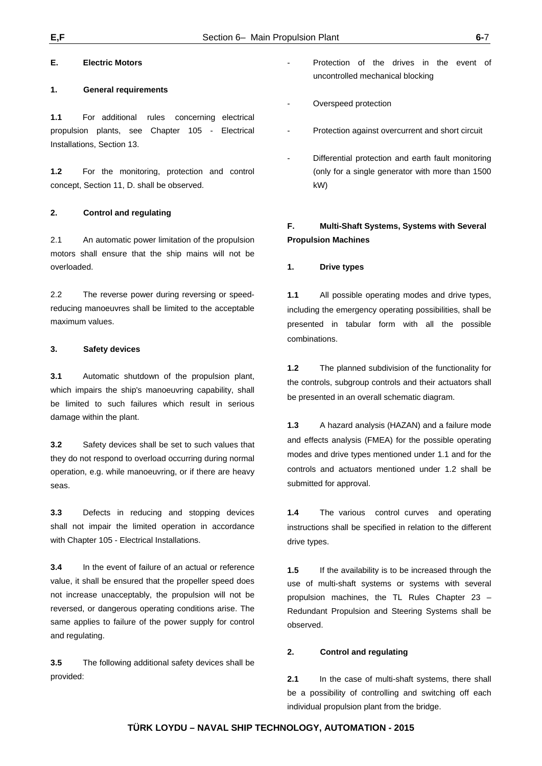## E. Electric Motors

### 1. General requirements

**1.1** For additional rules concerning electrical propulsion plants, see Chapter 105 - Electrical Installations, Section 13.

**1.2** For the monitoring, protection and control concept, Section 11, D. shall be observed.

### 2. Control and regulating

2.1 An automatic power limitation of the propulsion motors shall ensure that the ship mains will not be overloaded.

2.2 The reverse power during reversing or speed-reducing manoeuvres shall be limited to the acceptable maximum values.

### 3. Safety devices

**3.1** Automatic shutdown of the propulsion plant, which impairs the ship's manoeuvring capability, shall be limited to such failures which result in serious damage within the plant.

**3.2** Safety devices shall be set to such values that they do not respond to overload occurring during normal operation, e.g. while manoeuvring, or if there are heavy seas.

**3.3** Defects in reducing and stopping devices shall not impair the limited operation in accordance with Chapter 105 - Electrical Installations.

**3.4** In the event of failure of an actual or reference value, it shall be ensured that the propeller speed does not increase unacceptably, the propulsion will not be reversed, or dangerous operating conditions arise. The same applies to failure of the power supply for control and regulating.

**3.5** The following additional safety devices shall be provided:

- Protection of the drives in the event of uncontrolled mechanical blocking
- Overspeed protection
- Protection against overcurrent and short circuit
- Differential protection and earth fault monitoring (only for a single generator with more than 1500 kW)

## F. Multi-Shaft Systems, Systems with Several Propulsion Machines

### 1. Drive types

**1.1** All possible operating modes and drive types, including the emergency operating possibilities, shall be presented in tabular form with all the possible combinations.

**1.2** The planned subdivision of the functionality for the controls, subgroup controls and their actuators shall be presented in an overall schematic diagram.

**1.3** A hazard analysis (HAZAN) and a failure mode and effects analysis (FMEA) for the possible operating modes and drive types mentioned under 1.1 and for the controls and actuators mentioned under 1.2 shall be submitted for approval.

**1.4** The various control curves and operating instructions shall be specified in relation to the different drive types.

**1.5** If the availability is to be increased through the use of multi-shaft systems or systems with several propulsion machines, the TL Rules Chapter 23 – Redundant Propulsion and Steering Systems shall be observed.

### 2. Control and regulating

**2.1** In the case of multi-shaft systems, there shall be a possibility of controlling and switching off each individual propulsion plant from the bridge.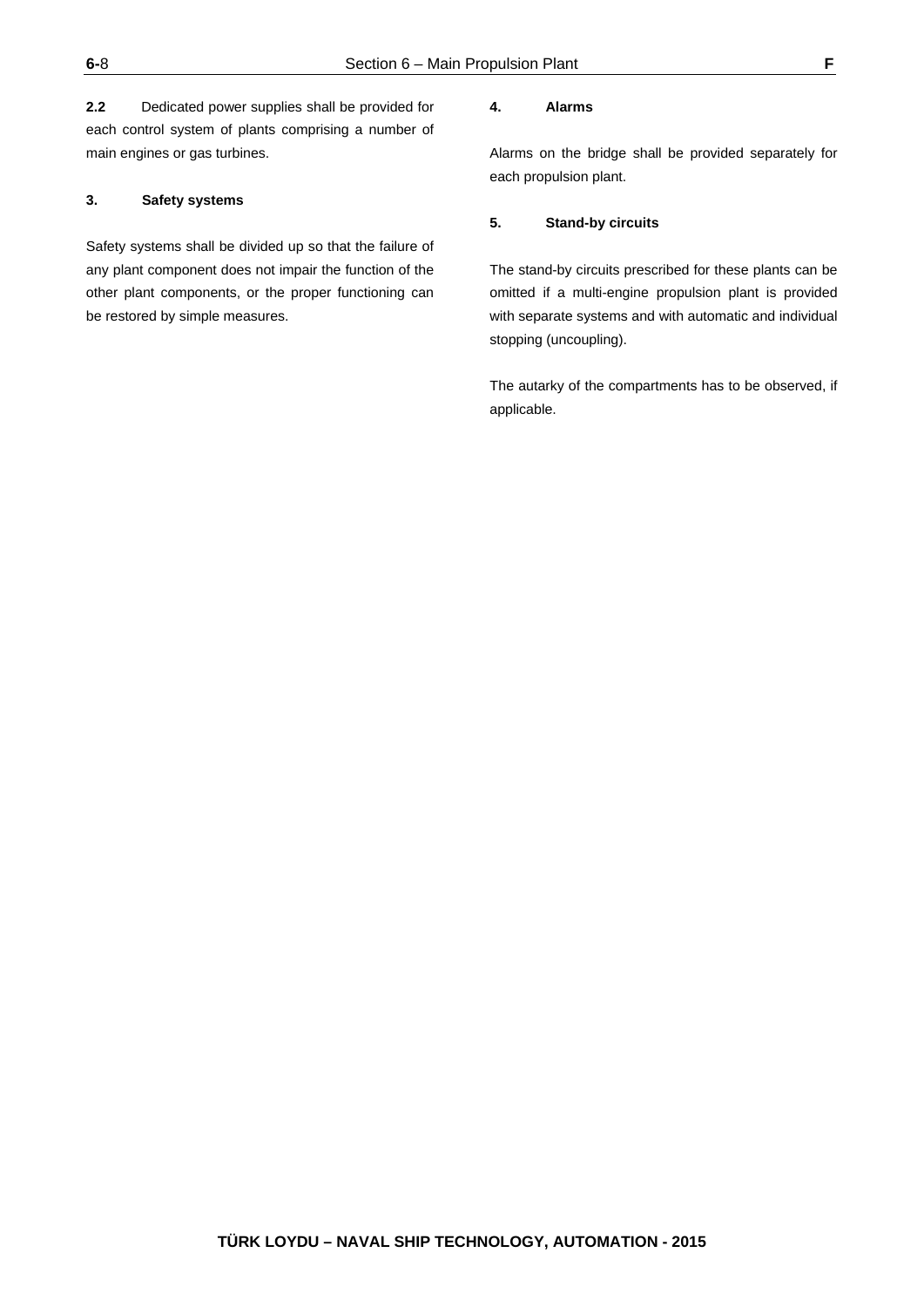**2.2** Dedicated power supplies shall be provided for each control system of plants comprising a number of main engines or gas turbines.

### 3. Safety systems

Safety systems shall be divided up so that the failure of any plant component does not impair the function of the other plant components, or the proper functioning can be restored by simple measures.

### 4. Alarms

Alarms on the bridge shall be provided separately for each propulsion plant.

### 5. Stand-by circuits

The stand-by circuits prescribed for these plants can be omitted if a multi-engine propulsion plant is provided with separate systems and with automatic and individual stopping (uncoupling).

The autarky of the compartments has to be observed, if applicable.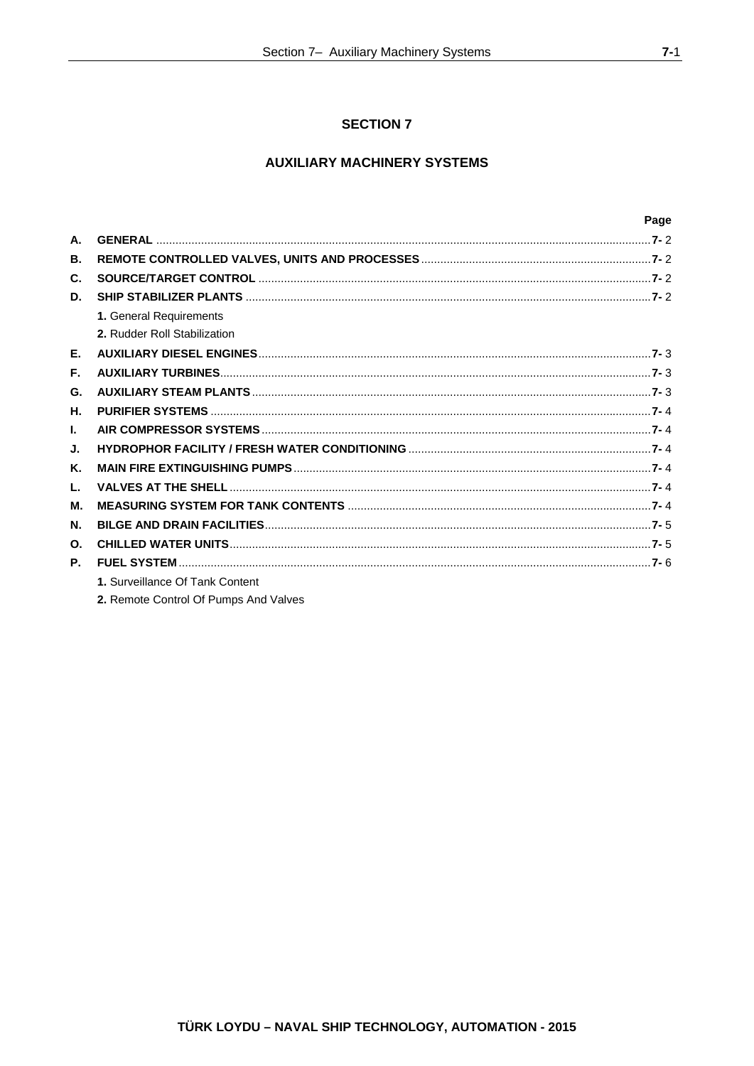# SECTION 7

## AUXILIARY MACHINERY SYSTEMS

| | | Page |
|---|---|---|
| **A.** | **GENERAL** | **7-** 2 |
| **B.** | **REMOTE CONTROLLED VALVES, UNITS AND PROCESSES** | **7-** 2 |
| **C.** | **SOURCE/TARGET CONTROL** | **7-** 2 |
| **D.** | **SHIP STABILIZER PLANTS** | **7-** 2 |
| | **1.** General Requirements | |
| | **2.** Rudder Roll Stabilization | |
| **E.** | **AUXILIARY DIESEL ENGINES** | **7-** 3 |
| **F.** | **AUXILIARY TURBINES** | **7-** 3 |
| **G.** | **AUXILIARY STEAM PLANTS** | **7-** 3 |
| **H.** | **PURIFIER SYSTEMS** | **7-** 4 |
| **I.** | **AIR COMPRESSOR SYSTEMS** | **7-** 4 |
| **J.** | **HYDROPHOR FACILITY / FRESH WATER CONDITIONING** | **7-** 4 |
| **K.** | **MAIN FIRE EXTINGUISHING PUMPS** | **7-** 4 |
| **L.** | **VALVES AT THE SHELL** | **7-** 4 |
| **M.** | **MEASURING SYSTEM FOR TANK CONTENTS** | **7-** 4 |
| **N.** | **BILGE AND DRAIN FACILITIES** | **7-** 5 |
| **O.** | **CHILLED WATER UNITS** | **7-** 5 |
| **P.** | **FUEL SYSTEM** | **7-** 6 |
| | **1.** Surveillance Of Tank Content | |
| | **2.** Remote Control Of Pumps And Valves | |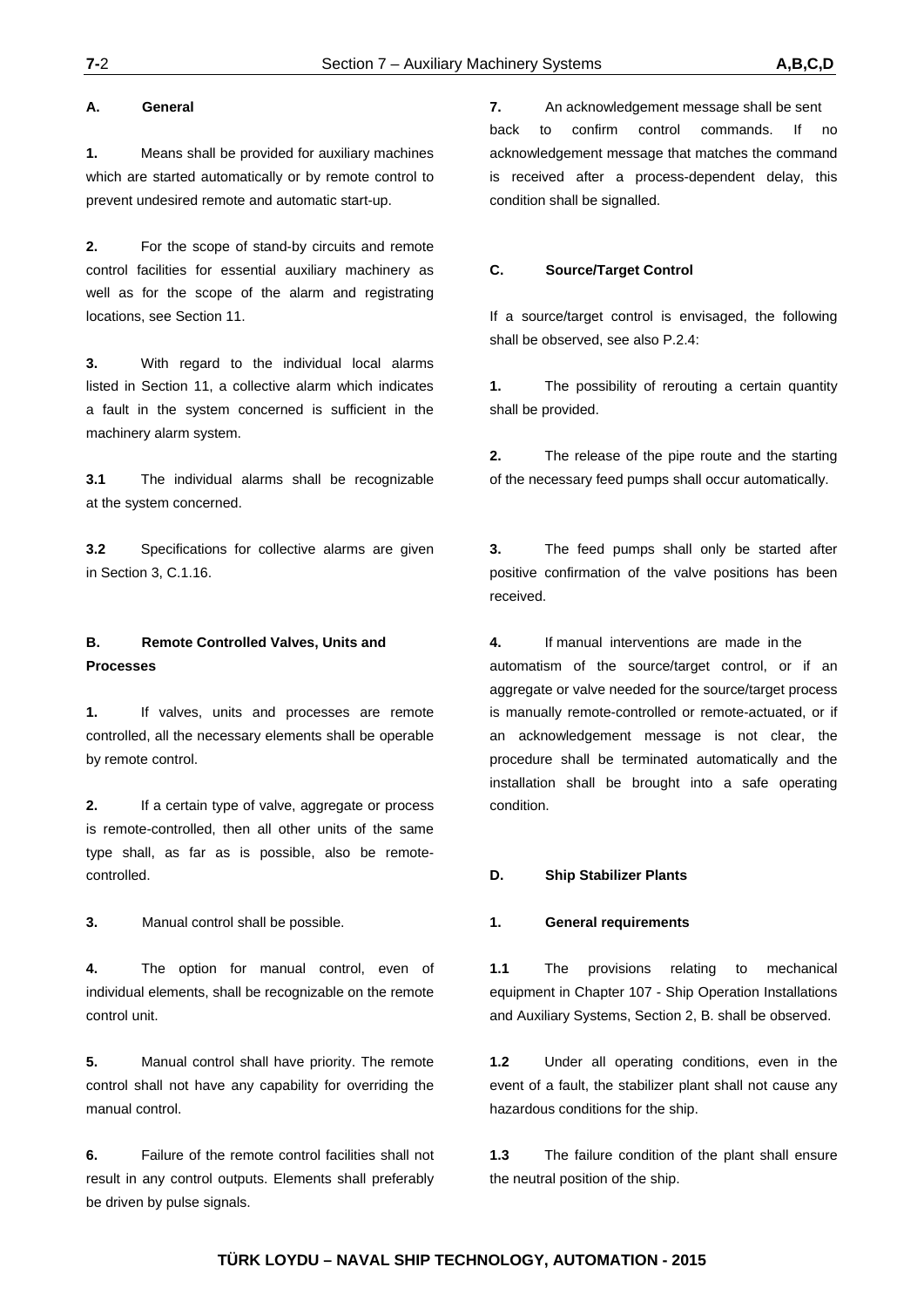## A. General

**1.** Means shall be provided for auxiliary machines which are started automatically or by remote control to prevent undesired remote and automatic start-up.

**2.** For the scope of stand-by circuits and remote control facilities for essential auxiliary machinery as well as for the scope of the alarm and registrating locations, see Section 11.

**3.** With regard to the individual local alarms listed in Section 11, a collective alarm which indicates a fault in the system concerned is sufficient in the machinery alarm system.

**3.1** The individual alarms shall be recognizable at the system concerned.

**3.2** Specifications for collective alarms are given in Section 3, C.1.16.

## B. Remote Controlled Valves, Units and Processes

**1.** If valves, units and processes are remote controlled, all the necessary elements shall be operable by remote control.

**2.** If a certain type of valve, aggregate or process is remote-controlled, then all other units of the same type shall, as far as is possible, also be remote-controlled.

**3.** Manual control shall be possible.

**4.** The option for manual control, even of individual elements, shall be recognizable on the remote control unit.

**5.** Manual control shall have priority. The remote control shall not have any capability for overriding the manual control.

**6.** Failure of the remote control facilities shall not result in any control outputs. Elements shall preferably be driven by pulse signals.

**7.** An acknowledgement message shall be sent back to confirm control commands. If no acknowledgement message that matches the command is received after a process-dependent delay, this condition shall be signalled.

## C. Source/Target Control

If a source/target control is envisaged, the following shall be observed, see also P.2.4:

**1.** The possibility of rerouting a certain quantity shall be provided.

**2.** The release of the pipe route and the starting of the necessary feed pumps shall occur automatically.

**3.** The feed pumps shall only be started after positive confirmation of the valve positions has been received.

**4.** If manual interventions are made in the automatism of the source/target control, or if an aggregate or valve needed for the source/target process is manually remote-controlled or remote-actuated, or if an acknowledgement message is not clear, the procedure shall be terminated automatically and the installation shall be brought into a safe operating condition.

## D. Ship Stabilizer Plants

### 1. General requirements

**1.1** The provisions relating to mechanical equipment in Chapter 107 - Ship Operation Installations and Auxiliary Systems, Section 2, B. shall be observed.

**1.2** Under all operating conditions, even in the event of a fault, the stabilizer plant shall not cause any hazardous conditions for the ship.

**1.3** The failure condition of the plant shall ensure the neutral position of the ship.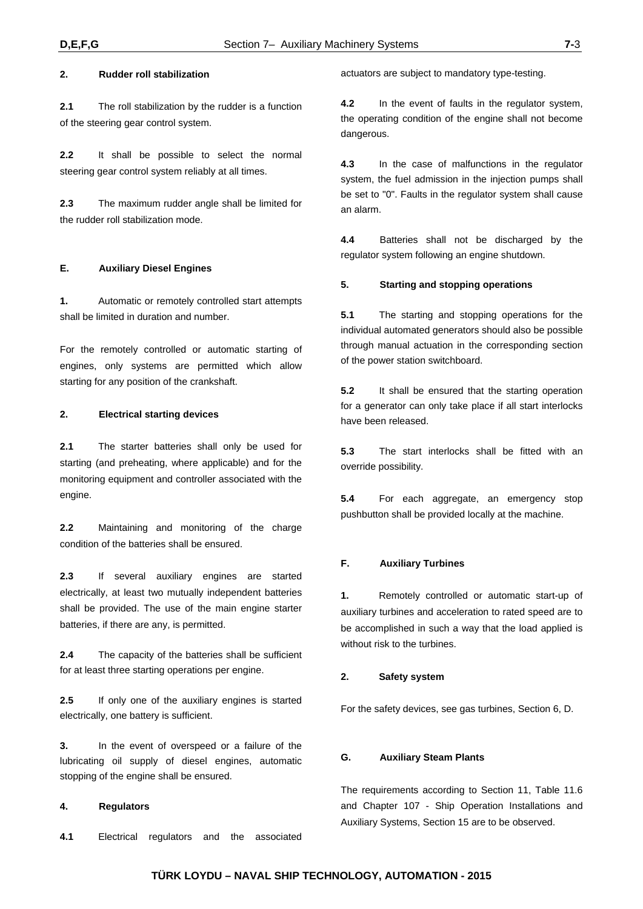### 2. Rudder roll stabilization

**2.1** The roll stabilization by the rudder is a function of the steering gear control system.

**2.2** It shall be possible to select the normal steering gear control system reliably at all times.

**2.3** The maximum rudder angle shall be limited for the rudder roll stabilization mode.

## E. Auxiliary Diesel Engines

**1.** Automatic or remotely controlled start attempts shall be limited in duration and number.

For the remotely controlled or automatic starting of engines, only systems are permitted which allow starting for any position of the crankshaft.

### 2. Electrical starting devices

**2.1** The starter batteries shall only be used for starting (and preheating, where applicable) and for the monitoring equipment and controller associated with the engine.

**2.2** Maintaining and monitoring of the charge condition of the batteries shall be ensured.

**2.3** If several auxiliary engines are started electrically, at least two mutually independent batteries shall be provided. The use of the main engine starter batteries, if there are any, is permitted.

**2.4** The capacity of the batteries shall be sufficient for at least three starting operations per engine.

**2.5** If only one of the auxiliary engines is started electrically, one battery is sufficient.

**3.** In the event of overspeed or a failure of the lubricating oil supply of diesel engines, automatic stopping of the engine shall be ensured.

### 4. Regulators

**4.1** Electrical regulators and the associated actuators are subject to mandatory type-testing.

**4.2** In the event of faults in the regulator system, the operating condition of the engine shall not become dangerous.

**4.3** In the case of malfunctions in the regulator system, the fuel admission in the injection pumps shall be set to "0". Faults in the regulator system shall cause an alarm.

**4.4** Batteries shall not be discharged by the regulator system following an engine shutdown.

### 5. Starting and stopping operations

**5.1** The starting and stopping operations for the individual automated generators should also be possible through manual actuation in the corresponding section of the power station switchboard.

**5.2** It shall be ensured that the starting operation for a generator can only take place if all start interlocks have been released.

**5.3** The start interlocks shall be fitted with an override possibility.

**5.4** For each aggregate, an emergency stop pushbutton shall be provided locally at the machine.

## F. Auxiliary Turbines

**1.** Remotely controlled or automatic start-up of auxiliary turbines and acceleration to rated speed are to be accomplished in such a way that the load applied is without risk to the turbines.

### 2. Safety system

For the safety devices, see gas turbines, Section 6, D.

## G. Auxiliary Steam Plants

The requirements according to Section 11, Table 11.6 and Chapter 107 - Ship Operation Installations and Auxiliary Systems, Section 15 are to be observed.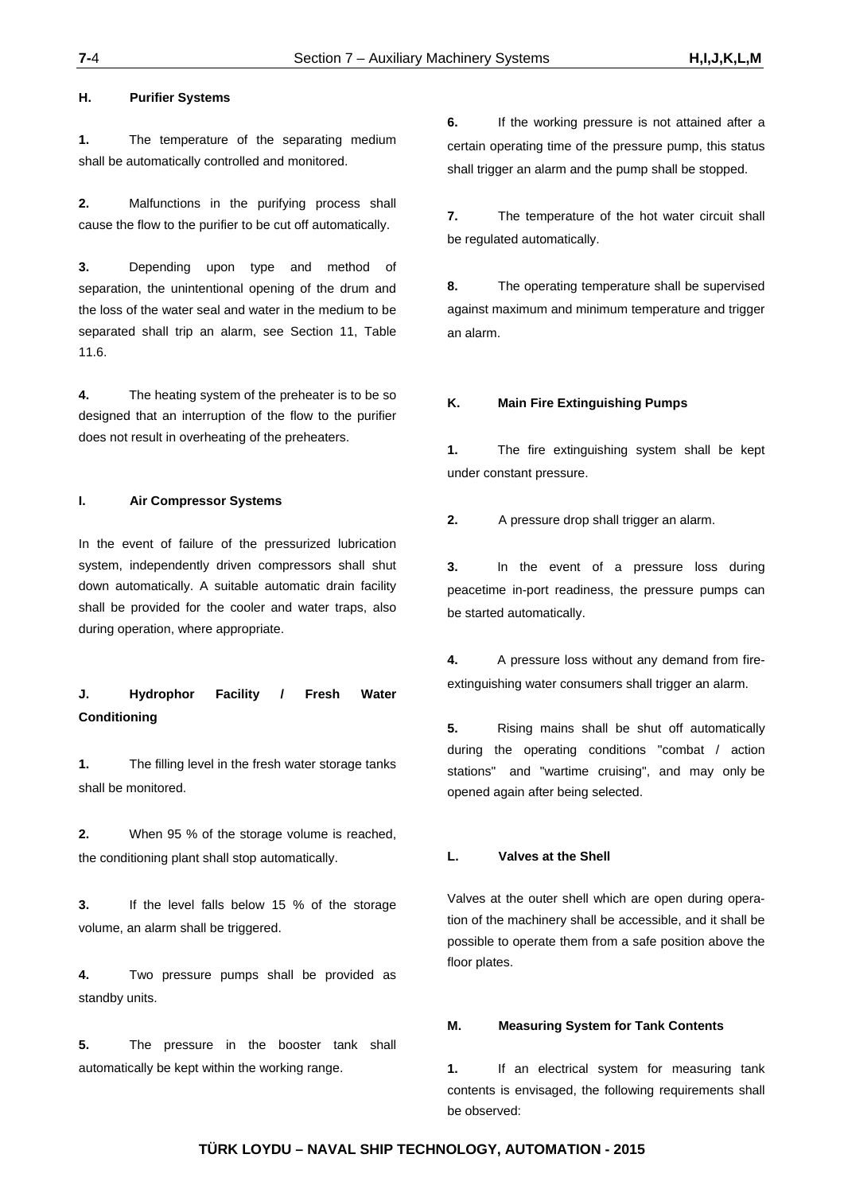## H. Purifier Systems

**1.** The temperature of the separating medium shall be automatically controlled and monitored.

**2.** Malfunctions in the purifying process shall cause the flow to the purifier to be cut off automatically.

**3.** Depending upon type and method of separation, the unintentional opening of the drum and the loss of the water seal and water in the medium to be separated shall trip an alarm, see Section 11, Table 11.6.

**4.** The heating system of the preheater is to be so designed that an interruption of the flow to the purifier does not result in overheating of the preheaters.

## I. Air Compressor Systems

In the event of failure of the pressurized lubrication system, independently driven compressors shall shut down automatically. A suitable automatic drain facility shall be provided for the cooler and water traps, also during operation, where appropriate.

## J. Hydrophor Facility / Fresh Water Conditioning

**1.** The filling level in the fresh water storage tanks shall be monitored.

**2.** When 95 % of the storage volume is reached, the conditioning plant shall stop automatically.

**3.** If the level falls below 15 % of the storage volume, an alarm shall be triggered.

**4.** Two pressure pumps shall be provided as standby units.

**5.** The pressure in the booster tank shall automatically be kept within the working range.

**6.** If the working pressure is not attained after a certain operating time of the pressure pump, this status shall trigger an alarm and the pump shall be stopped.

**7.** The temperature of the hot water circuit shall be regulated automatically.

**8.** The operating temperature shall be supervised against maximum and minimum temperature and trigger an alarm.

## K. Main Fire Extinguishing Pumps

**1.** The fire extinguishing system shall be kept under constant pressure.

**2.** A pressure drop shall trigger an alarm.

**3.** In the event of a pressure loss during peacetime in-port readiness, the pressure pumps can be started automatically.

**4.** A pressure loss without any demand from fire-extinguishing water consumers shall trigger an alarm.

**5.** Rising mains shall be shut off automatically during the operating conditions "combat / action stations" and "wartime cruising", and may only be opened again after being selected.

## L. Valves at the Shell

Valves at the outer shell which are open during operation of the machinery shall be accessible, and it shall be possible to operate them from a safe position above the floor plates.

## M. Measuring System for Tank Contents

**1.** If an electrical system for measuring tank contents is envisaged, the following requirements shall be observed: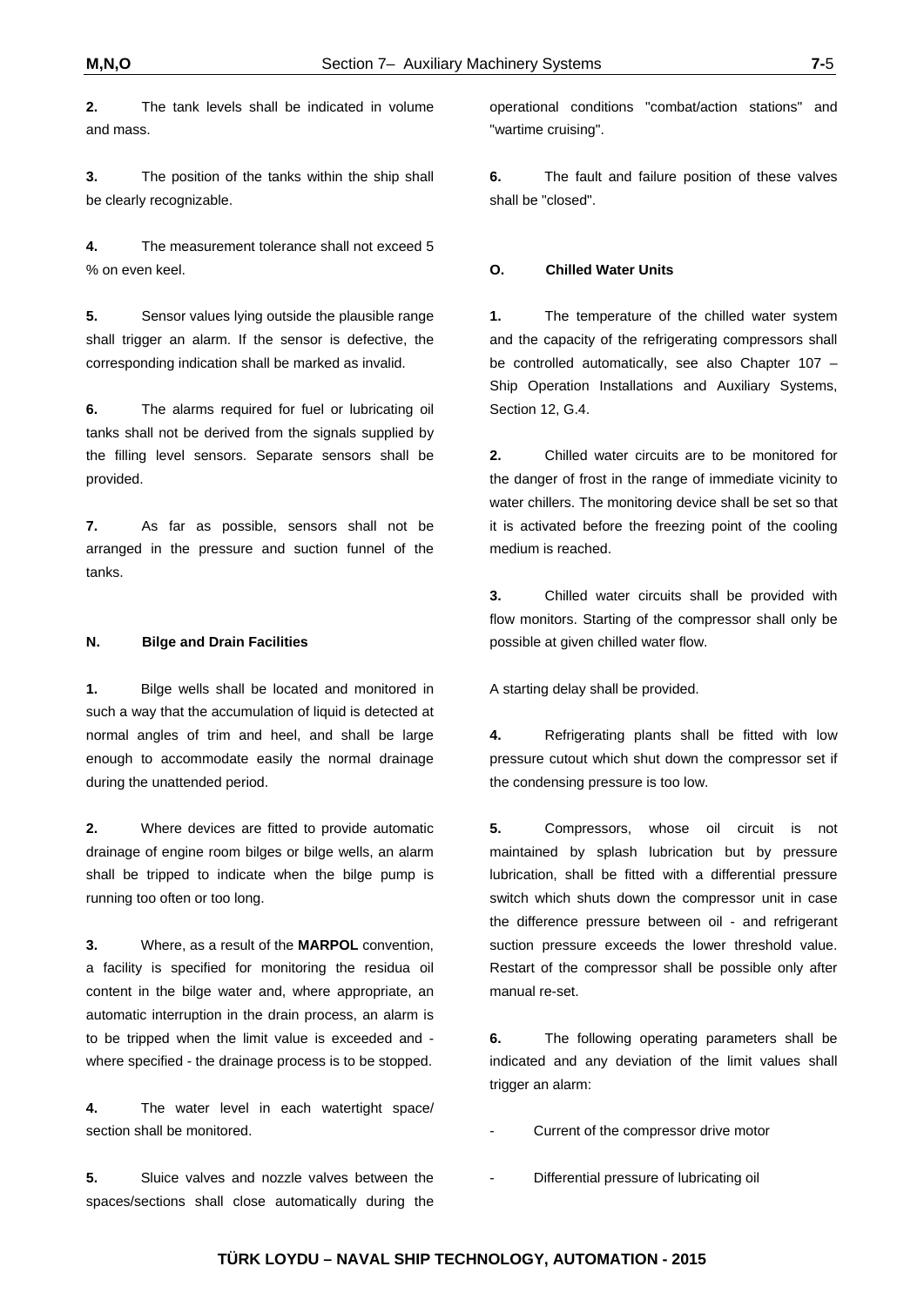**2.** The tank levels shall be indicated in volume and mass.

**3.** The position of the tanks within the ship shall be clearly recognizable.

**4.** The measurement tolerance shall not exceed 5 % on even keel.

**5.** Sensor values lying outside the plausible range shall trigger an alarm. If the sensor is defective, the corresponding indication shall be marked as invalid.

**6.** The alarms required for fuel or lubricating oil tanks shall not be derived from the signals supplied by the filling level sensors. Separate sensors shall be provided.

**7.** As far as possible, sensors shall not be arranged in the pressure and suction funnel of the tanks.

## N. Bilge and Drain Facilities

**1.** Bilge wells shall be located and monitored in such a way that the accumulation of liquid is detected at normal angles of trim and heel, and shall be large enough to accommodate easily the normal drainage during the unattended period.

**2.** Where devices are fitted to provide automatic drainage of engine room bilges or bilge wells, an alarm shall be tripped to indicate when the bilge pump is running too often or too long.

**3.** Where, as a result of the **MARPOL** convention, a facility is specified for monitoring the residua oil content in the bilge water and, where appropriate, an automatic interruption in the drain process, an alarm is to be tripped when the limit value is exceeded and - where specified - the drainage process is to be stopped.

**4.** The water level in each watertight space/ section shall be monitored.

**5.** Sluice valves and nozzle valves between the spaces/sections shall close automatically during the operational conditions "combat/action stations" and "wartime cruising".

**6.** The fault and failure position of these valves shall be "closed".

## O. Chilled Water Units

**1.** The temperature of the chilled water system and the capacity of the refrigerating compressors shall be controlled automatically, see also Chapter 107 – Ship Operation Installations and Auxiliary Systems, Section 12, G.4.

**2.** Chilled water circuits are to be monitored for the danger of frost in the range of immediate vicinity to water chillers. The monitoring device shall be set so that it is activated before the freezing point of the cooling medium is reached.

**3.** Chilled water circuits shall be provided with flow monitors. Starting of the compressor shall only be possible at given chilled water flow.

A starting delay shall be provided.

**4.** Refrigerating plants shall be fitted with low pressure cutout which shut down the compressor set if the condensing pressure is too low.

**5.** Compressors, whose oil circuit is not maintained by splash lubrication but by pressure lubrication, shall be fitted with a differential pressure switch which shuts down the compressor unit in case the difference pressure between oil - and refrigerant suction pressure exceeds the lower threshold value. Restart of the compressor shall be possible only after manual re-set.

**6.** The following operating parameters shall be indicated and any deviation of the limit values shall trigger an alarm:

- Current of the compressor drive motor

- Differential pressure of lubricating oil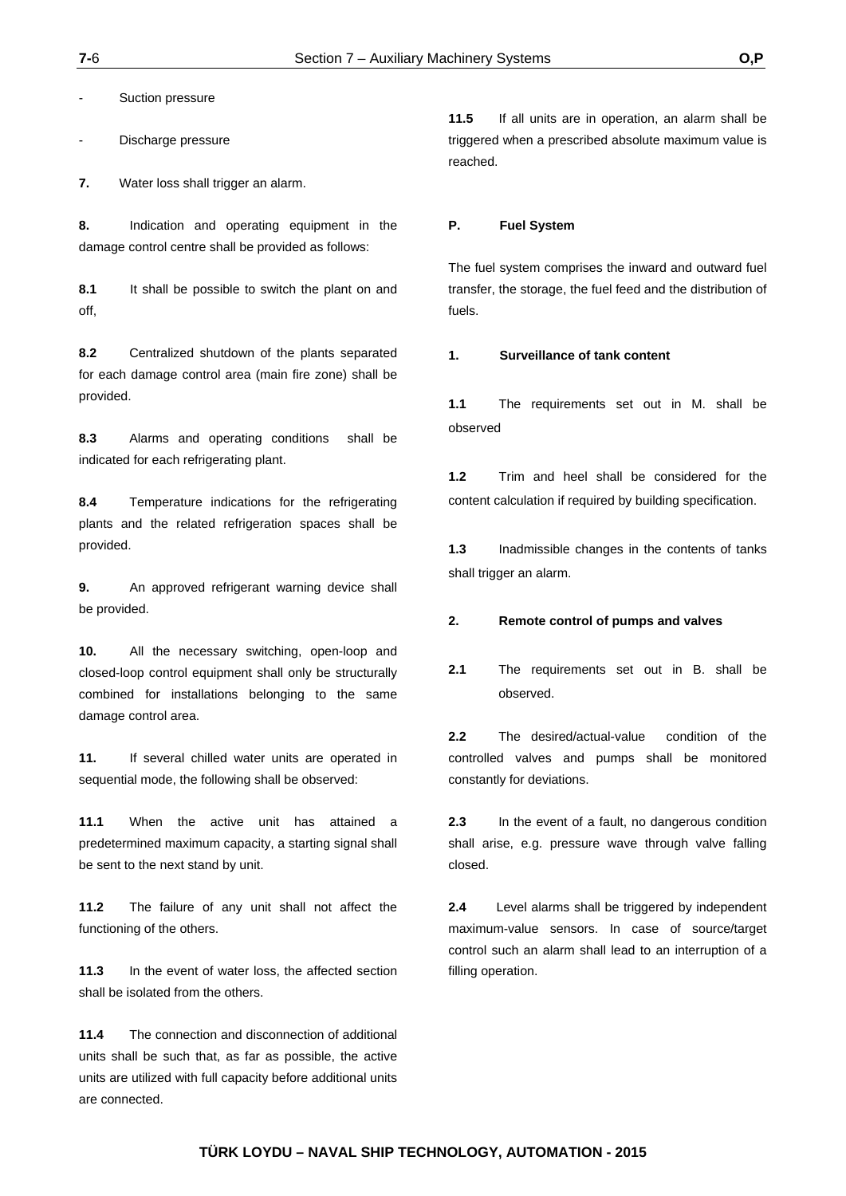- Suction pressure

- Discharge pressure

**7.** Water loss shall trigger an alarm.

**8.** Indication and operating equipment in the damage control centre shall be provided as follows:

**8.1** It shall be possible to switch the plant on and off,

**8.2** Centralized shutdown of the plants separated for each damage control area (main fire zone) shall be provided.

**8.3** Alarms and operating conditions shall be indicated for each refrigerating plant.

**8.4** Temperature indications for the refrigerating plants and the related refrigeration spaces shall be provided.

**9.** An approved refrigerant warning device shall be provided.

**10.** All the necessary switching, open-loop and closed-loop control equipment shall only be structurally combined for installations belonging to the same damage control area.

**11.** If several chilled water units are operated in sequential mode, the following shall be observed:

**11.1** When the active unit has attained a predetermined maximum capacity, a starting signal shall be sent to the next stand by unit.

**11.2** The failure of any unit shall not affect the functioning of the others.

**11.3** In the event of water loss, the affected section shall be isolated from the others.

**11.4** The connection and disconnection of additional units shall be such that, as far as possible, the active units are utilized with full capacity before additional units are connected.

**11.5** If all units are in operation, an alarm shall be triggered when a prescribed absolute maximum value is reached.

## P. Fuel System

The fuel system comprises the inward and outward fuel transfer, the storage, the fuel feed and the distribution of fuels.

### 1. Surveillance of tank content

**1.1** The requirements set out in M. shall be observed

**1.2** Trim and heel shall be considered for the content calculation if required by building specification.

**1.3** Inadmissible changes in the contents of tanks shall trigger an alarm.

### 2. Remote control of pumps and valves

**2.1** The requirements set out in B. shall be observed.

**2.2** The desired/actual-value condition of the controlled valves and pumps shall be monitored constantly for deviations.

**2.3** In the event of a fault, no dangerous condition shall arise, e.g. pressure wave through valve falling closed.

**2.4** Level alarms shall be triggered by independent maximum-value sensors. In case of source/target control such an alarm shall lead to an interruption of a filling operation.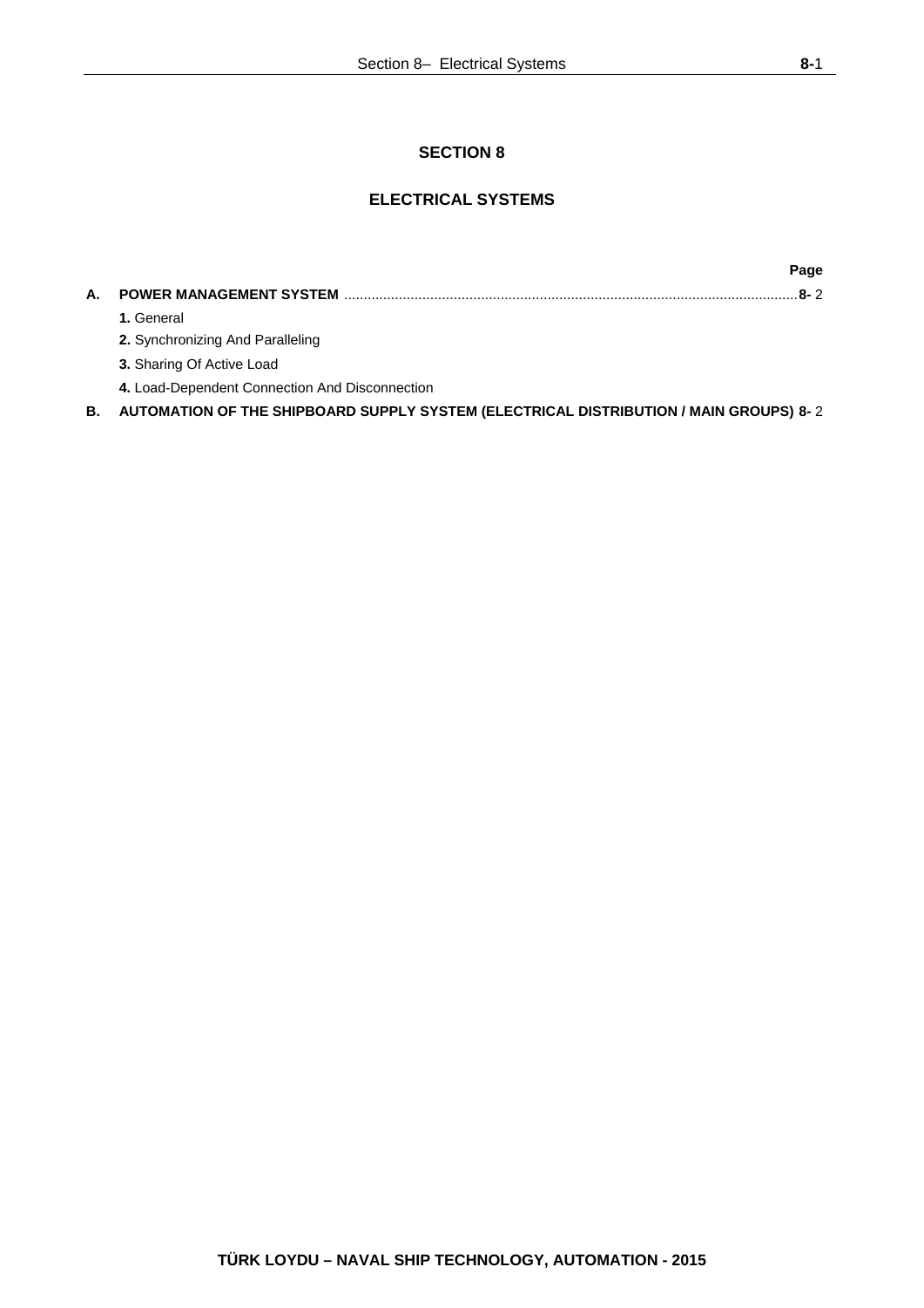# SECTION 8

## ELECTRICAL SYSTEMS

| | | Page |
|---|---|---|
| **A.** | **POWER MANAGEMENT SYSTEM** | **8-** 2 |
| | **1.** General | |
| | **2.** Synchronizing And Paralleling | |
| | **3.** Sharing Of Active Load | |
| | **4.** Load-Dependent Connection And Disconnection | |
| **B.** | **AUTOMATION OF THE SHIPBOARD SUPPLY SYSTEM (ELECTRICAL DISTRIBUTION / MAIN GROUPS)** | **8-** 2 |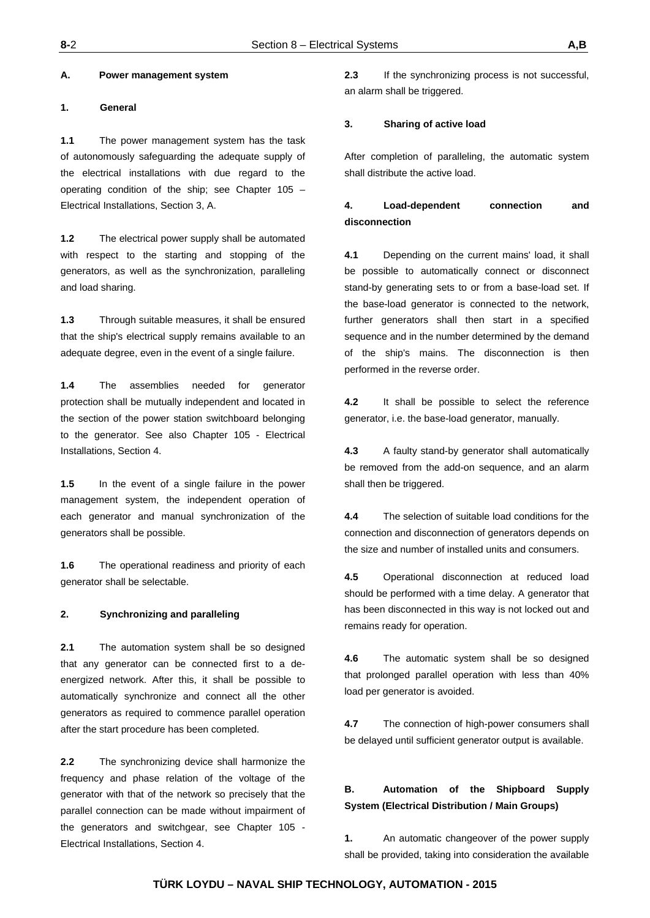## A. Power management system

### 1. General

**1.1** The power management system has the task of autonomously safeguarding the adequate supply of the electrical installations with due regard to the operating condition of the ship; see Chapter 105 – Electrical Installations, Section 3, A.

**1.2** The electrical power supply shall be automated with respect to the starting and stopping of the generators, as well as the synchronization, paralleling and load sharing.

**1.3** Through suitable measures, it shall be ensured that the ship's electrical supply remains available to an adequate degree, even in the event of a single failure.

**1.4** The assemblies needed for generator protection shall be mutually independent and located in the section of the power station switchboard belonging to the generator. See also Chapter 105 - Electrical Installations, Section 4.

**1.5** In the event of a single failure in the power management system, the independent operation of each generator and manual synchronization of the generators shall be possible.

**1.6** The operational readiness and priority of each generator shall be selectable.

### 2. Synchronizing and paralleling

**2.1** The automation system shall be so designed that any generator can be connected first to a de-energized network. After this, it shall be possible to automatically synchronize and connect all the other generators as required to commence parallel operation after the start procedure has been completed.

**2.2** The synchronizing device shall harmonize the frequency and phase relation of the voltage of the generator with that of the network so precisely that the parallel connection can be made without impairment of the generators and switchgear, see Chapter 105 - Electrical Installations, Section 4.

**2.3** If the synchronizing process is not successful, an alarm shall be triggered.

### 3. Sharing of active load

After completion of paralleling, the automatic system shall distribute the active load.

### 4. Load-dependent connection and disconnection

**4.1** Depending on the current mains' load, it shall be possible to automatically connect or disconnect stand-by generating sets to or from a base-load set. If the base-load generator is connected to the network, further generators shall then start in a specified sequence and in the number determined by the demand of the ship's mains. The disconnection is then performed in the reverse order.

**4.2** It shall be possible to select the reference generator, i.e. the base-load generator, manually.

**4.3** A faulty stand-by generator shall automatically be removed from the add-on sequence, and an alarm shall then be triggered.

**4.4** The selection of suitable load conditions for the connection and disconnection of generators depends on the size and number of installed units and consumers.

**4.5** Operational disconnection at reduced load should be performed with a time delay. A generator that has been disconnected in this way is not locked out and remains ready for operation.

**4.6** The automatic system shall be so designed that prolonged parallel operation with less than 40% load per generator is avoided.

**4.7** The connection of high-power consumers shall be delayed until sufficient generator output is available.

## B. Automation of the Shipboard Supply System (Electrical Distribution / Main Groups)

**1.** An automatic changeover of the power supply shall be provided, taking into consideration the available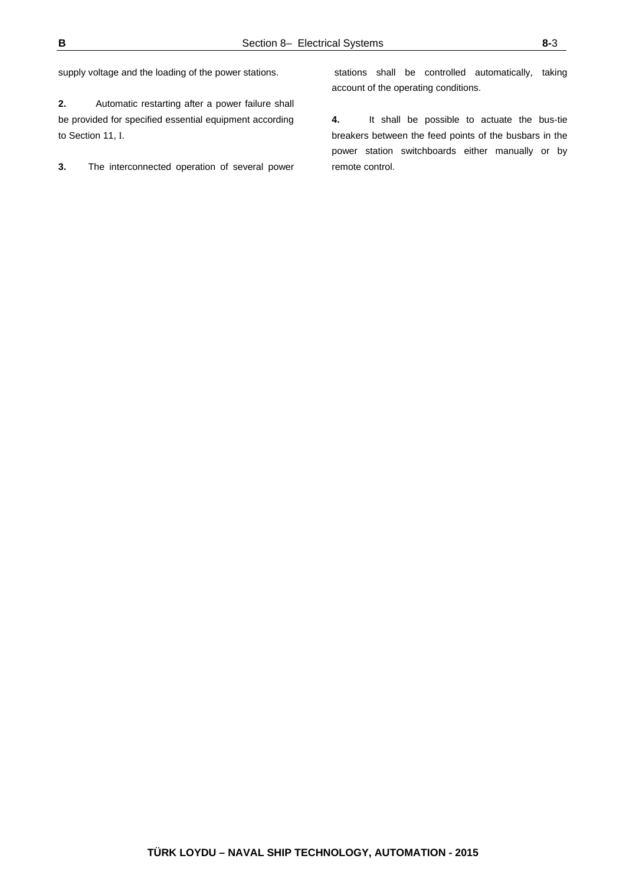supply voltage and the loading of the power stations.

**2.** Automatic restarting after a power failure shall be provided for specified essential equipment according to Section 11, I.

**3.** The interconnected operation of several power stations shall be controlled automatically, taking account of the operating conditions.

**4.** It shall be possible to actuate the bus-tie breakers between the feed points of the busbars in the power station switchboards either manually or by remote control.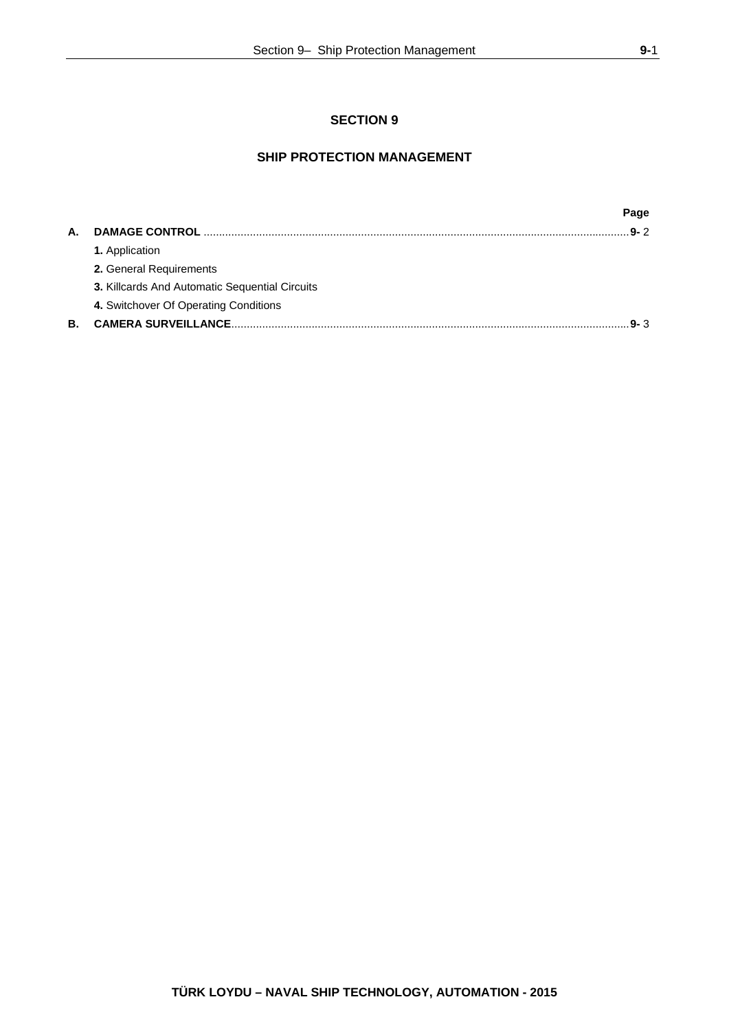# SECTION 9

## SHIP PROTECTION MANAGEMENT

| | | Page |
|---|---|---|
| **A.** | **DAMAGE CONTROL** | **9-** 2 |
| | **1.** Application | |
| | **2.** General Requirements | |
| | **3.** Killcards And Automatic Sequential Circuits | |
| | **4.** Switchover Of Operating Conditions | |
| **B.** | **CAMERA SURVEILLANCE** | **9-** 3 |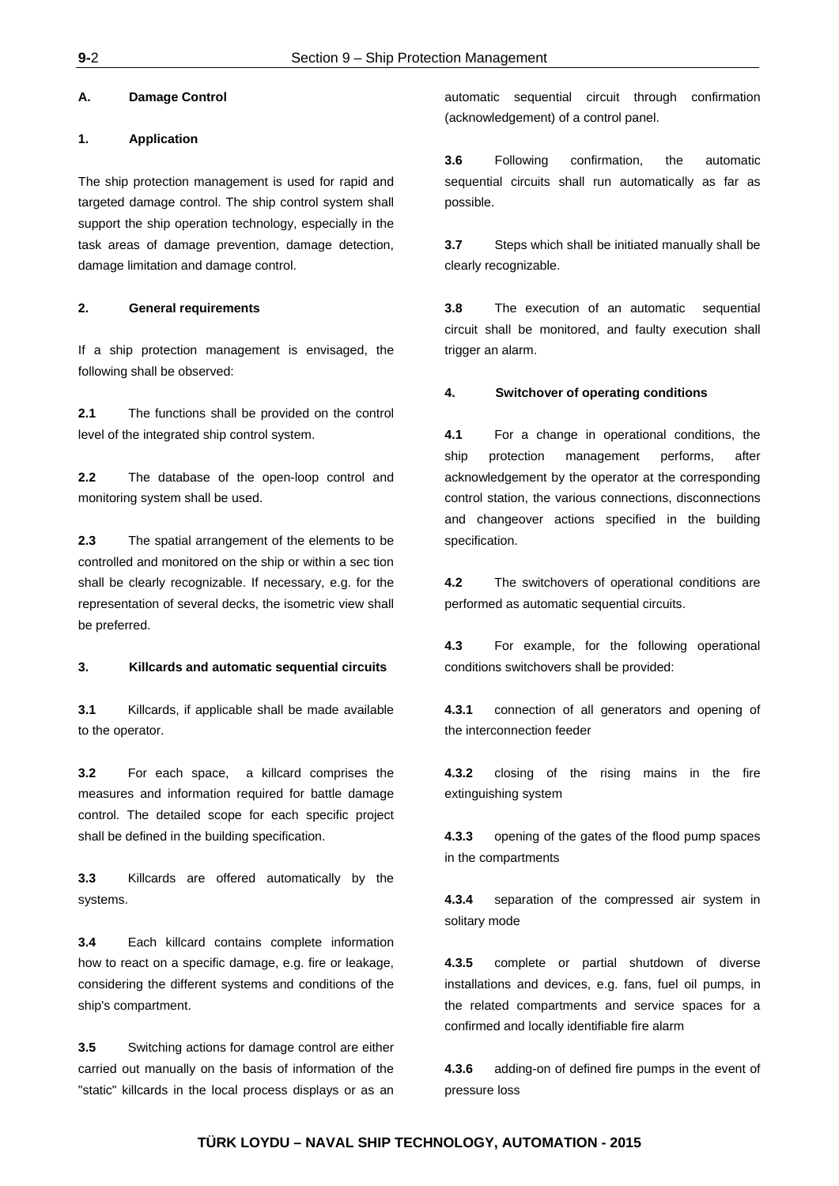## A. Damage Control

### 1. Application

The ship protection management is used for rapid and targeted damage control. The ship control system shall support the ship operation technology, especially in the task areas of damage prevention, damage detection, damage limitation and damage control.

### 2. General requirements

If a ship protection management is envisaged, the following shall be observed:

**2.1** The functions shall be provided on the control level of the integrated ship control system.

**2.2** The database of the open-loop control and monitoring system shall be used.

**2.3** The spatial arrangement of the elements to be controlled and monitored on the ship or within a sec tion shall be clearly recognizable. If necessary, e.g. for the representation of several decks, the isometric view shall be preferred.

### 3. Killcards and automatic sequential circuits

**3.1** Killcards, if applicable shall be made available to the operator.

**3.2** For each space, a killcard comprises the measures and information required for battle damage control. The detailed scope for each specific project shall be defined in the building specification.

**3.3** Killcards are offered automatically by the systems.

**3.4** Each killcard contains complete information how to react on a specific damage, e.g. fire or leakage, considering the different systems and conditions of the ship's compartment.

**3.5** Switching actions for damage control are either carried out manually on the basis of information of the "static" killcards in the local process displays or as an automatic sequential circuit through confirmation (acknowledgement) of a control panel.

**3.6** Following confirmation, the automatic sequential circuits shall run automatically as far as possible.

**3.7** Steps which shall be initiated manually shall be clearly recognizable.

**3.8** The execution of an automatic sequential circuit shall be monitored, and faulty execution shall trigger an alarm.

### 4. Switchover of operating conditions

**4.1** For a change in operational conditions, the ship protection management performs, after acknowledgement by the operator at the corresponding control station, the various connections, disconnections and changeover actions specified in the building specification.

**4.2** The switchovers of operational conditions are performed as automatic sequential circuits.

**4.3** For example, for the following operational conditions switchovers shall be provided:

**4.3.1** connection of all generators and opening of the interconnection feeder

**4.3.2** closing of the rising mains in the fire extinguishing system

**4.3.3** opening of the gates of the flood pump spaces in the compartments

**4.3.4** separation of the compressed air system in solitary mode

**4.3.5** complete or partial shutdown of diverse installations and devices, e.g. fans, fuel oil pumps, in the related compartments and service spaces for a confirmed and locally identifiable fire alarm

**4.3.6** adding-on of defined fire pumps in the event of pressure loss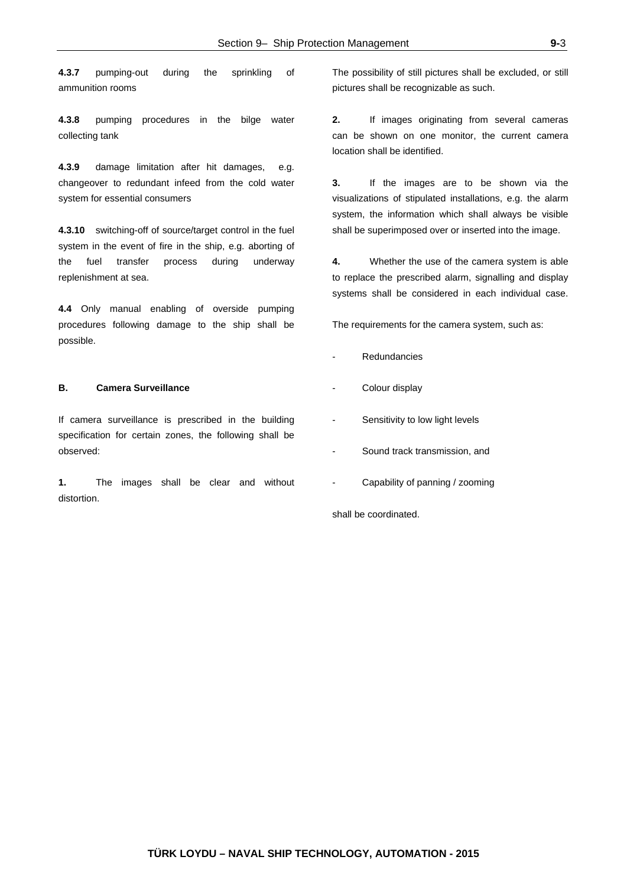**4.3.7** pumping-out during the sprinkling of ammunition rooms

**4.3.8** pumping procedures in the bilge water collecting tank

**4.3.9** damage limitation after hit damages, e.g. changeover to redundant infeed from the cold water system for essential consumers

**4.3.10** switching-off of source/target control in the fuel system in the event of fire in the ship, e.g. aborting of the fuel transfer process during underway replenishment at sea.

**4.4** Only manual enabling of overside pumping procedures following damage to the ship shall be possible.

## B. Camera Surveillance

If camera surveillance is prescribed in the building specification for certain zones, the following shall be observed:

**1.** The images shall be clear and without distortion.

The possibility of still pictures shall be excluded, or still pictures shall be recognizable as such.

**2.** If images originating from several cameras can be shown on one monitor, the current camera location shall be identified.

**3.** If the images are to be shown via the visualizations of stipulated installations, e.g. the alarm system, the information which shall always be visible shall be superimposed over or inserted into the image.

**4.** Whether the use of the camera system is able to replace the prescribed alarm, signalling and display systems shall be considered in each individual case.

The requirements for the camera system, such as:

- Redundancies
- Colour display
- Sensitivity to low light levels
- Sound track transmission, and
- Capability of panning / zooming

shall be coordinated.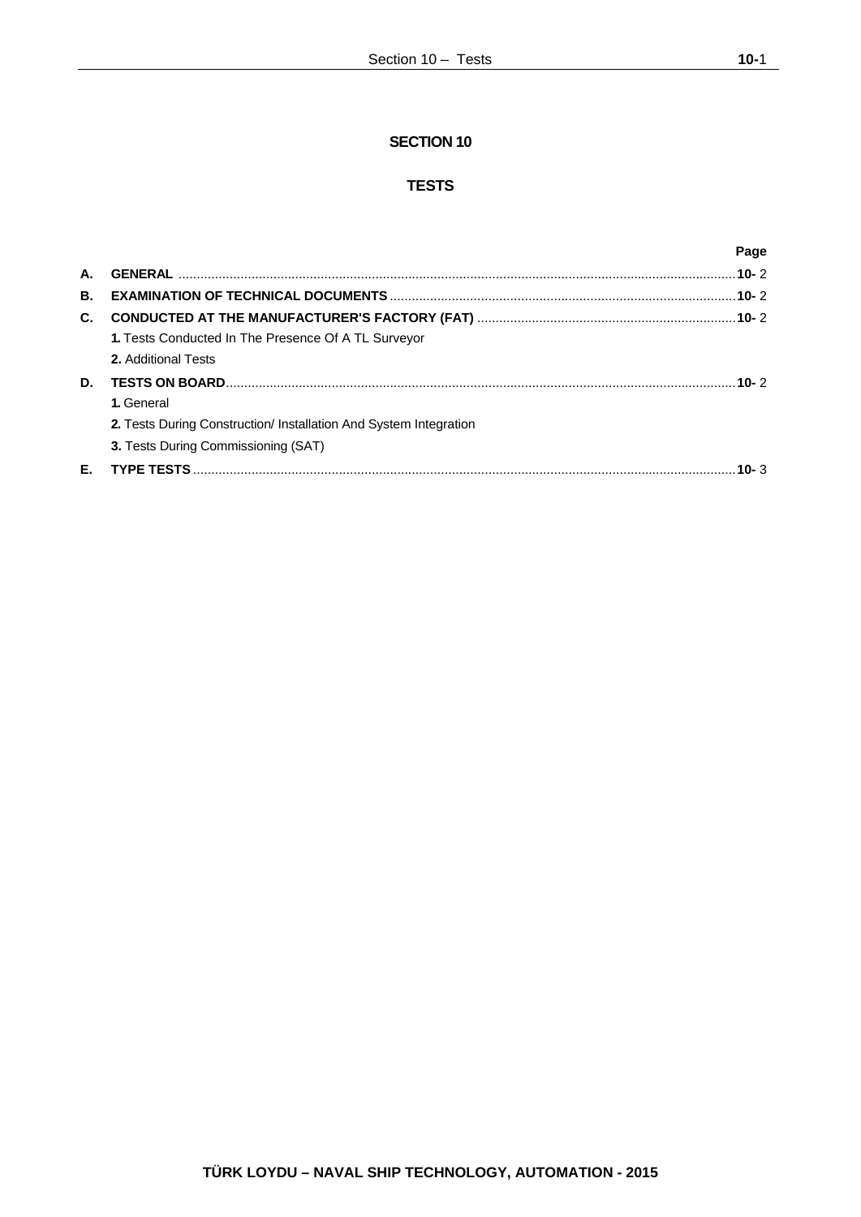# SECTION 10

## TESTS

| | | Page |
|---|---|---|
| **A.** | **GENERAL** | **10-** 2 |
| **B.** | **EXAMINATION OF TECHNICAL DOCUMENTS** | **10-** 2 |
| **C.** | **CONDUCTED AT THE MANUFACTURER'S FACTORY (FAT)** | **10-** 2 |
| | **1.** Tests Conducted In The Presence Of A TL Surveyor | |
| | **2.** Additional Tests | |
| **D.** | **TESTS ON BOARD** | **10-** 2 |
| | **1.** General | |
| | **2.** Tests During Construction/ Installation And System Integration | |
| | **3.** Tests During Commissioning (SAT) | |
| **E.** | **TYPE TESTS** | **10-** 3 |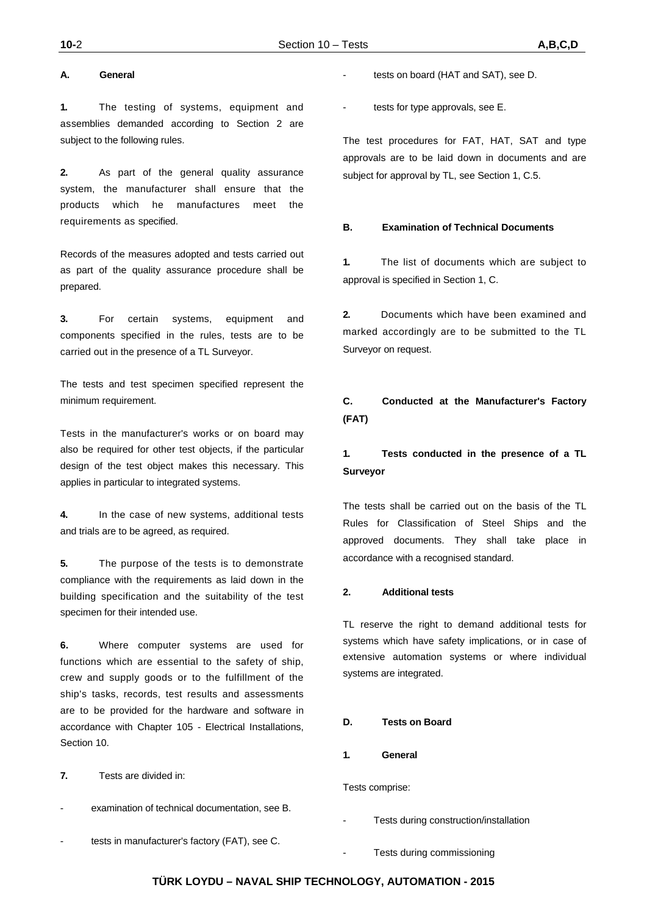## A. General

**1.** The testing of systems, equipment and assemblies demanded according to Section 2 are subject to the following rules.

**2.** As part of the general quality assurance system, the manufacturer shall ensure that the products which he manufactures meet the requirements as specified.

Records of the measures adopted and tests carried out as part of the quality assurance procedure shall be prepared.

**3.** For certain systems, equipment and components specified in the rules, tests are to be carried out in the presence of a TL Surveyor.

The tests and test specimen specified represent the minimum requirement.

Tests in the manufacturer's works or on board may also be required for other test objects, if the particular design of the test object makes this necessary. This applies in particular to integrated systems.

**4.** In the case of new systems, additional tests and trials are to be agreed, as required.

**5.** The purpose of the tests is to demonstrate compliance with the requirements as laid down in the building specification and the suitability of the test specimen for their intended use.

**6.** Where computer systems are used for functions which are essential to the safety of ship, crew and supply goods or to the fulfillment of the ship's tasks, records, test results and assessments are to be provided for the hardware and software in accordance with Chapter 105 - Electrical Installations, Section 10.

**7.** Tests are divided in:

- examination of technical documentation, see B.
- tests in manufacturer's factory (FAT), see C.
- tests on board (HAT and SAT), see D.
- tests for type approvals, see E.

The test procedures for FAT, HAT, SAT and type approvals are to be laid down in documents and are subject for approval by TL, see Section 1, C.5.

## B. Examination of Technical Documents

**1.** The list of documents which are subject to approval is specified in Section 1, C.

**2.** Documents which have been examined and marked accordingly are to be submitted to the TL Surveyor on request.

## C. Conducted at the Manufacturer's Factory (FAT)

### 1. Tests conducted in the presence of a TL Surveyor

The tests shall be carried out on the basis of the TL Rules for Classification of Steel Ships and the approved documents. They shall take place in accordance with a recognised standard.

### 2. Additional tests

TL reserve the right to demand additional tests for systems which have safety implications, or in case of extensive automation systems or where individual systems are integrated.

## D. Tests on Board

### 1. General

Tests comprise:

- Tests during construction/installation
- Tests during commissioning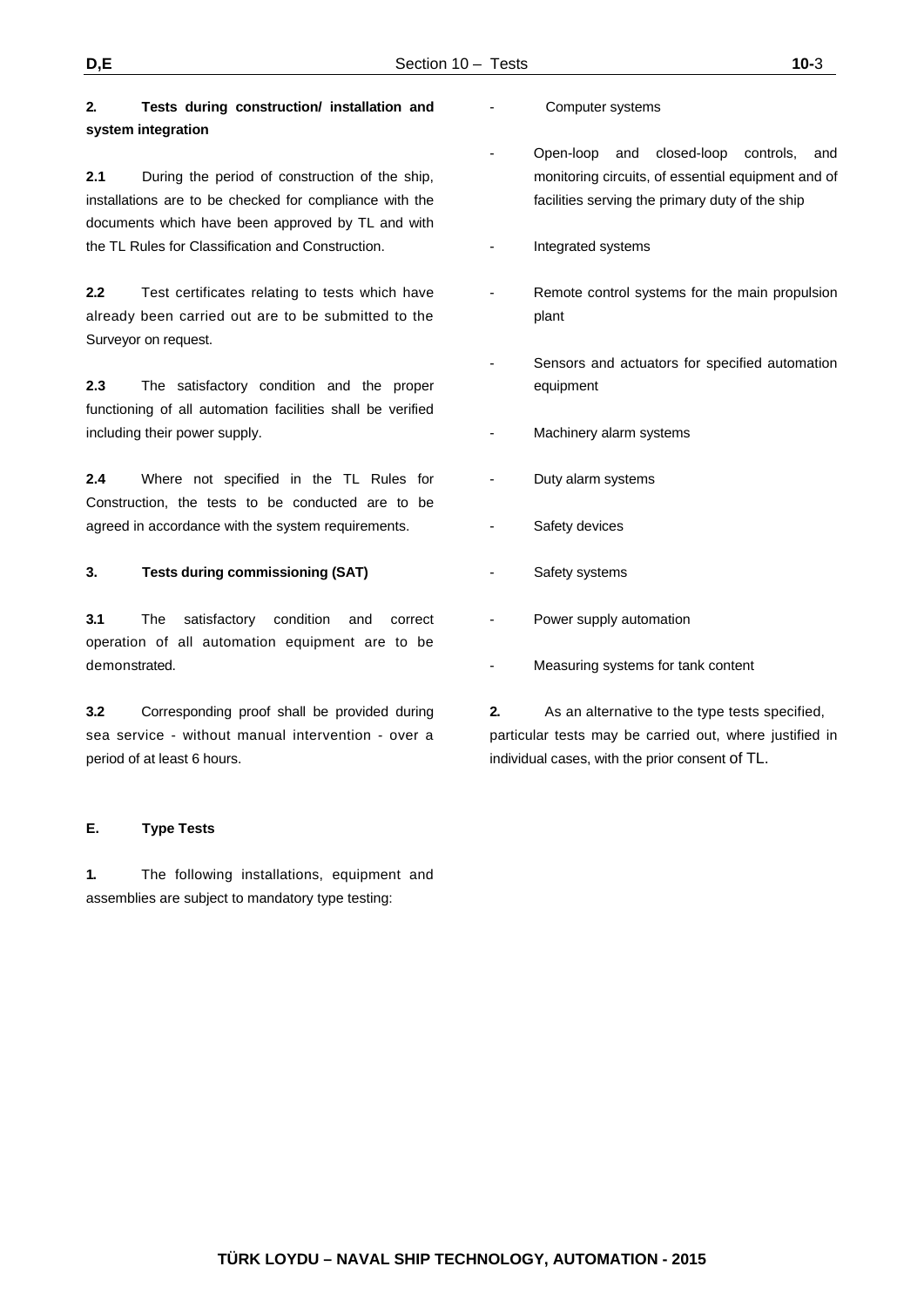**2. Tests during construction/ installation and system integration**

**2.1** During the period of construction of the ship, installations are to be checked for compliance with the documents which have been approved by TL and with the TL Rules for Classification and Construction.

**2.2** Test certificates relating to tests which have already been carried out are to be submitted to the Surveyor on request.

**2.3** The satisfactory condition and the proper functioning of all automation facilities shall be verified including their power supply.

**2.4** Where not specified in the TL Rules for Construction, the tests to be conducted are to be agreed in accordance with the system requirements.

**3. Tests during commissioning (SAT)**

**3.1** The satisfactory condition and correct operation of all automation equipment are to be demonstrated.

**3.2** Corresponding proof shall be provided during sea service - without manual intervention - over a period of at least 6 hours.

## E. Type Tests

**1.** The following installations, equipment and assemblies are subject to mandatory type testing:

- Computer systems
- Open-loop and closed-loop controls, and monitoring circuits, of essential equipment and of facilities serving the primary duty of the ship
- Integrated systems
- Remote control systems for the main propulsion plant
- Sensors and actuators for specified automation equipment
- Machinery alarm systems
- Duty alarm systems
- Safety devices
- Safety systems
- Power supply automation
- Measuring systems for tank content

**2.** As an alternative to the type tests specified, particular tests may be carried out, where justified in individual cases, with the prior consent of TL.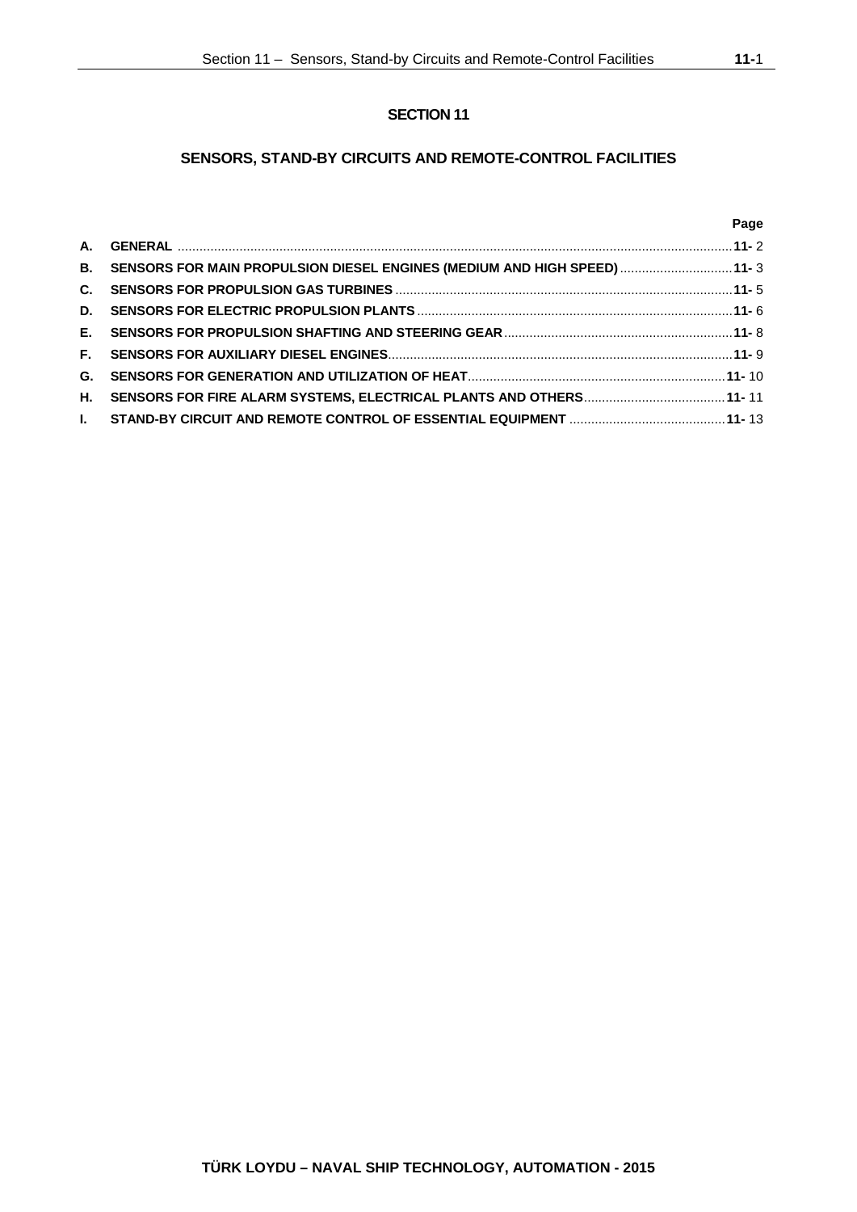# SECTION 11

## SENSORS, STAND-BY CIRCUITS AND REMOTE-CONTROL FACILITIES

| | | Page |
|---|---|---|
| A. | GENERAL | 11- 2 |
| B. | SENSORS FOR MAIN PROPULSION DIESEL ENGINES (MEDIUM AND HIGH SPEED) | 11- 3 |
| C. | SENSORS FOR PROPULSION GAS TURBINES | 11- 5 |
| D. | SENSORS FOR ELECTRIC PROPULSION PLANTS | 11- 6 |
| E. | SENSORS FOR PROPULSION SHAFTING AND STEERING GEAR | 11- 8 |
| F. | SENSORS FOR AUXILIARY DIESEL ENGINES | 11- 9 |
| G. | SENSORS FOR GENERATION AND UTILIZATION OF HEAT | 11- 10 |
| H. | SENSORS FOR FIRE ALARM SYSTEMS, ELECTRICAL PLANTS AND OTHERS | 11- 11 |
| I. | STAND-BY CIRCUIT AND REMOTE CONTROL OF ESSENTIAL EQUIPMENT | 11- 13 |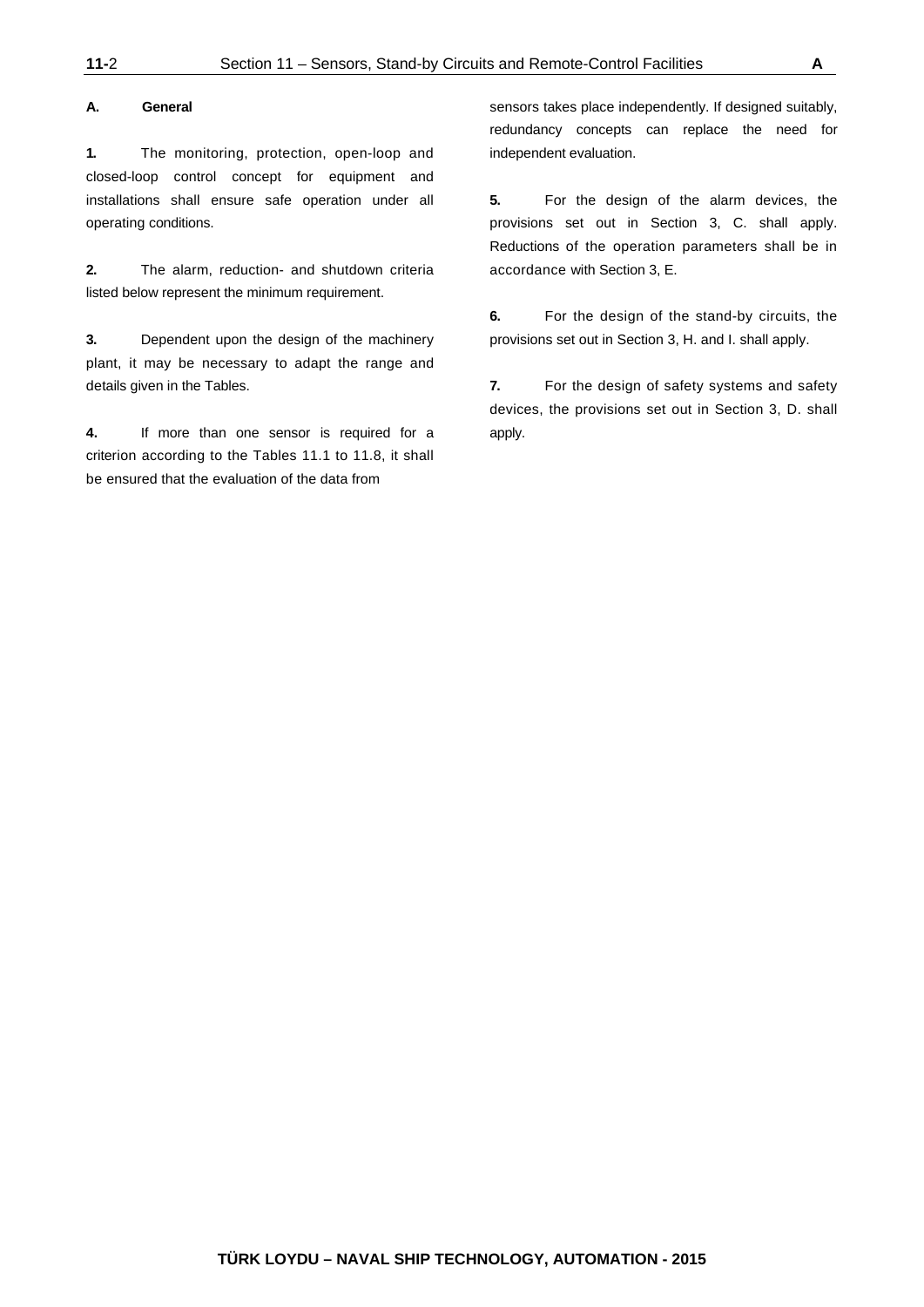## A. General

**1.** The monitoring, protection, open-loop and closed-loop control concept for equipment and installations shall ensure safe operation under all operating conditions.

**2.** The alarm, reduction- and shutdown criteria listed below represent the minimum requirement.

**3.** Dependent upon the design of the machinery plant, it may be necessary to adapt the range and details given in the Tables.

**4.** If more than one sensor is required for a criterion according to the Tables 11.1 to 11.8, it shall be ensured that the evaluation of the data from sensors takes place independently. If designed suitably, redundancy concepts can replace the need for independent evaluation.

**5.** For the design of the alarm devices, the provisions set out in Section 3, C. shall apply. Reductions of the operation parameters shall be in accordance with Section 3, E.

**6.** For the design of the stand-by circuits, the provisions set out in Section 3, H. and I. shall apply.

**7.** For the design of safety systems and safety devices, the provisions set out in Section 3, D. shall apply.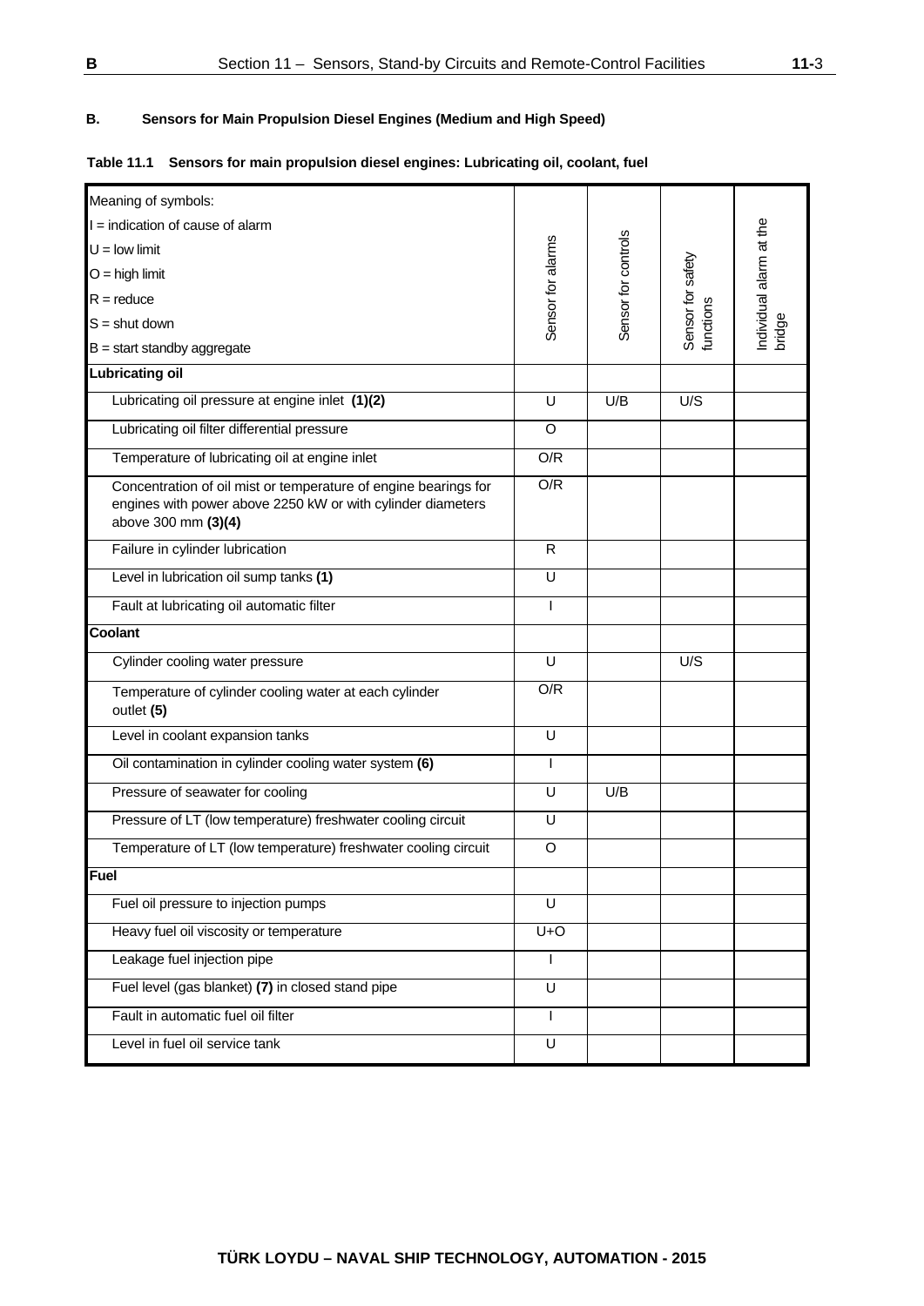## B. Sensors for Main Propulsion Diesel Engines (Medium and High Speed)

**Table 11.1 Sensors for main propulsion diesel engines: Lubricating oil, coolant, fuel**

| Meaning of symbols:<br>I = indication of cause of alarm<br>U = low limit<br>O = high limit<br>R = reduce<br>S = shut down<br>B = start standby aggregate | Sensor for alarms | Sensor for controls | Sensor for safety functions | Individual alarm at the bridge |
|---|---|---|---|---|
| **Lubricating oil** | | | | |
| Lubricating oil pressure at engine inlet **(1)(2)** | U | U/B | U/S | |
| Lubricating oil filter differential pressure | O | | | |
| Temperature of lubricating oil at engine inlet | O/R | | | |
| Concentration of oil mist or temperature of engine bearings for engines with power above 2250 kW or with cylinder diameters above 300 mm **(3)(4)** | O/R | | | |
| Failure in cylinder lubrication | R | | | |
| Level in lubrication oil sump tanks **(1)** | U | | | |
| Fault at lubricating oil automatic filter | I | | | |
| **Coolant** | | | | |
| Cylinder cooling water pressure | U | | U/S | |
| Temperature of cylinder cooling water at each cylinder outlet **(5)** | O/R | | | |
| Level in coolant expansion tanks | U | | | |
| Oil contamination in cylinder cooling water system **(6)** | I | | | |
| Pressure of seawater for cooling | U | U/B | | |
| Pressure of LT (low temperature) freshwater cooling circuit | U | | | |
| Temperature of LT (low temperature) freshwater cooling circuit | O | | | |
| **Fuel** | | | | |
| Fuel oil pressure to injection pumps | U | | | |
| Heavy fuel oil viscosity or temperature | U+O | | | |
| Leakage fuel injection pipe | I | | | |
| Fuel level (gas blanket) **(7)** in closed stand pipe | U | | | |
| Fault in automatic fuel oil filter | I | | | |
| Level in fuel oil service tank | U | | | |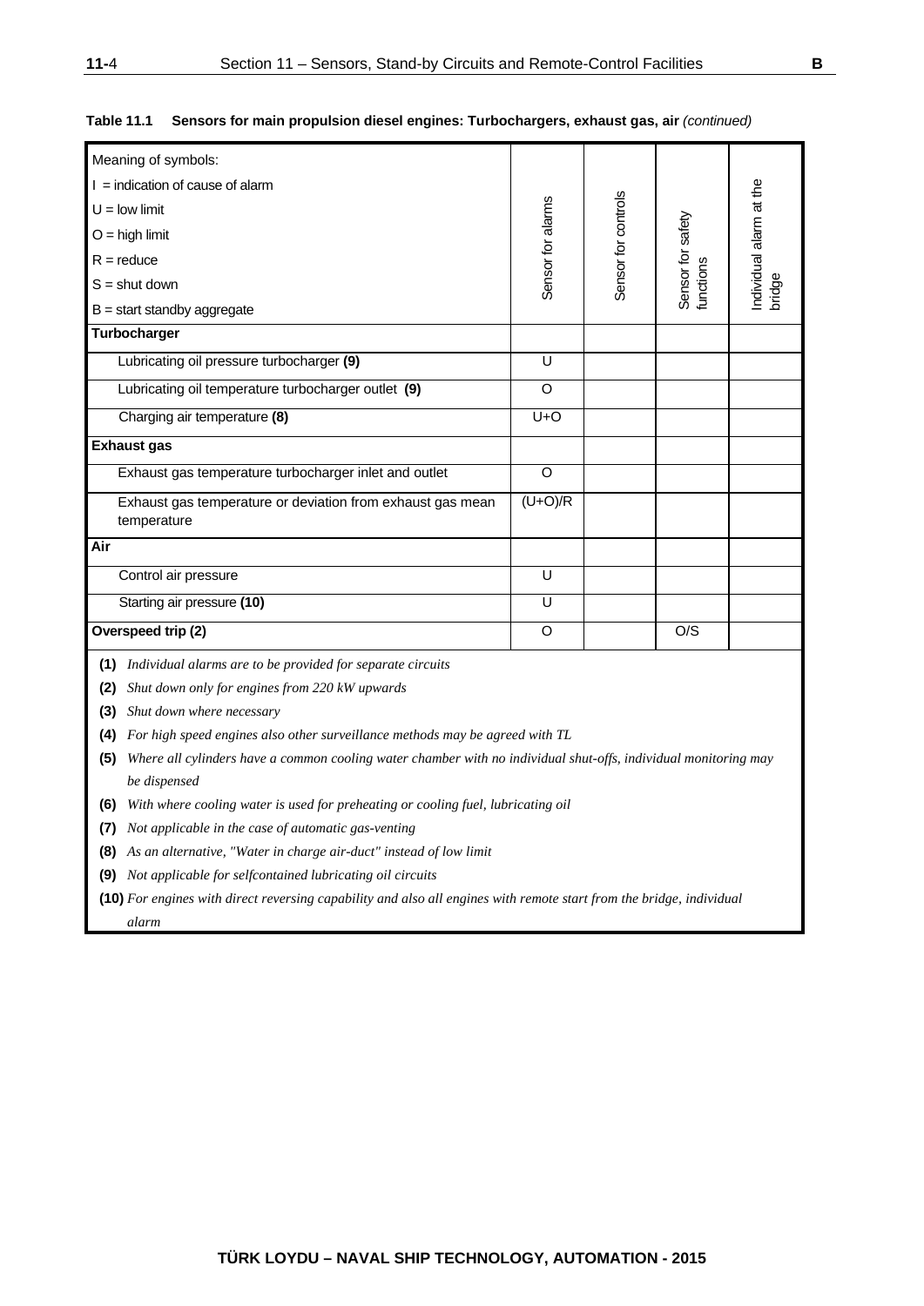**Table 11.1 Sensors for main propulsion diesel engines: Turbochargers, exhaust gas, air** *(continued)*

| Meaning of symbols:<br>I = indication of cause of alarm<br>U = low limit<br>O = high limit<br>R = reduce<br>S = shut down<br>B = start standby aggregate | Sensor for alarms | Sensor for controls | Sensor for safety functions | Individual alarm at the bridge |
|---|---|---|---|---|
| **Turbocharger** | | | | |
| Lubricating oil pressure turbocharger **(9)** | U | | | |
| Lubricating oil temperature turbocharger outlet **(9)** | O | | | |
| Charging air temperature **(8)** | U+O | | | |
| **Exhaust gas** | | | | |
| Exhaust gas temperature turbocharger inlet and outlet | O | | | |
| Exhaust gas temperature or deviation from exhaust gas mean temperature | (U+O)/R | | | |
| **Air** | | | | |
| Control air pressure | U | | | |
| Starting air pressure **(10)** | U | | | |
| **Overspeed trip (2)** | O | | O/S | |

**(1)** *Individual alarms are to be provided for separate circuits*

**(2)** *Shut down only for engines from 220 kW upwards*

**(3)** *Shut down where necessary*

**(4)** *For high speed engines also other surveillance methods may be agreed with TL*

**(5)** *Where all cylinders have a common cooling water chamber with no individual shut-offs, individual monitoring may be dispensed*

**(6)** *With where cooling water is used for preheating or cooling fuel, lubricating oil*

**(7)** *Not applicable in the case of automatic gas-venting*

**(8)** *As an alternative, "Water in charge air-duct" instead of low limit*

**(9)** *Not applicable for selfcontained lubricating oil circuits*

**(10)** *For engines with direct reversing capability and also all engines with remote start from the bridge, individual alarm*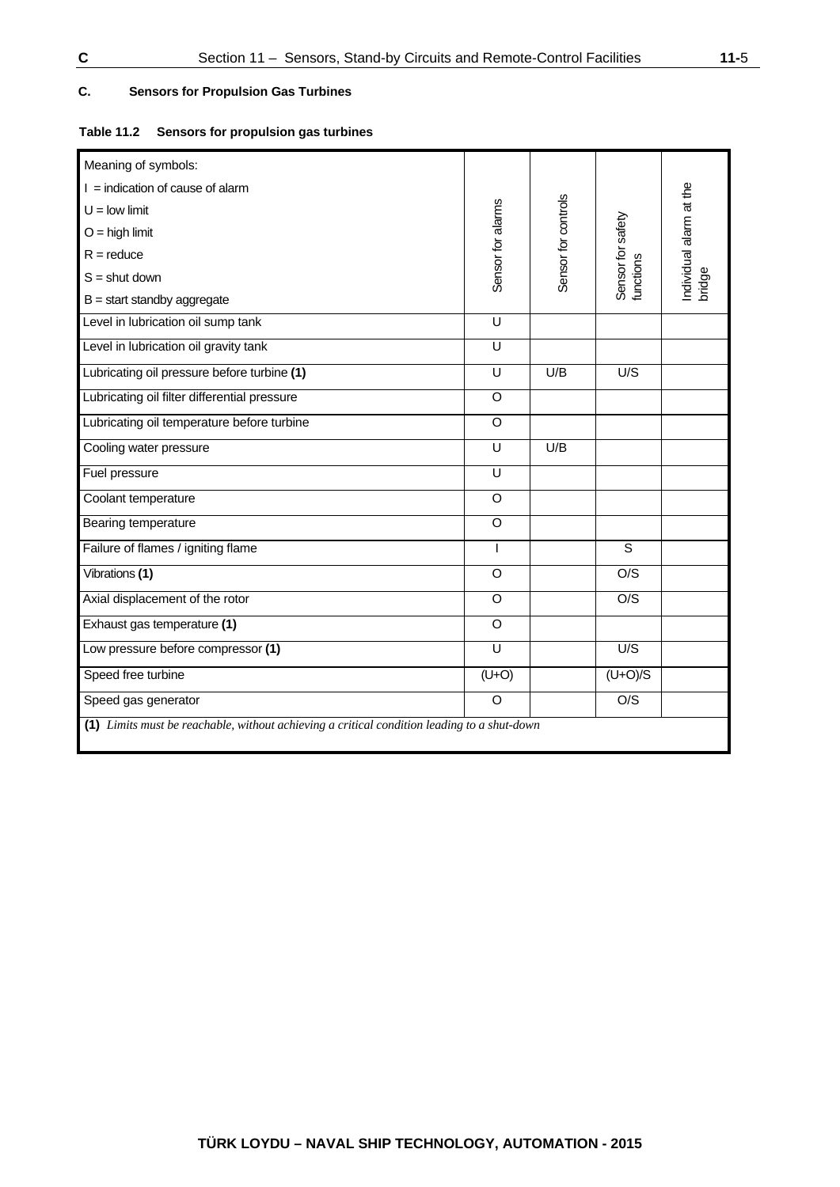## C. Sensors for Propulsion Gas Turbines

**Table 11.2 Sensors for propulsion gas turbines**

| Meaning of symbols:<br>I = indication of cause of alarm<br>U = low limit<br>O = high limit<br>R = reduce<br>S = shut down<br>B = start standby aggregate | Sensor for alarms | Sensor for controls | Sensor for safety functions | Individual alarm at the bridge |
|---|---|---|---|---|
| Level in lubrication oil sump tank | U | | | |
| Level in lubrication oil gravity tank | U | | | |
| Lubricating oil pressure before turbine **(1)** | U | U/B | U/S | |
| Lubricating oil filter differential pressure | O | | | |
| Lubricating oil temperature before turbine | O | | | |
| Cooling water pressure | U | U/B | | |
| Fuel pressure | U | | | |
| Coolant temperature | O | | | |
| Bearing temperature | O | | | |
| Failure of flames / igniting flame | I | | S | |
| Vibrations **(1)** | O | | O/S | |
| Axial displacement of the rotor | O | | O/S | |
| Exhaust gas temperature **(1)** | O | | | |
| Low pressure before compressor **(1)** | U | | U/S | |
| Speed free turbine | (U+O) | | (U+O)/S | |
| Speed gas generator | O | | O/S | |

**(1)** *Limits must be reachable, without achieving a critical condition leading to a shut-down*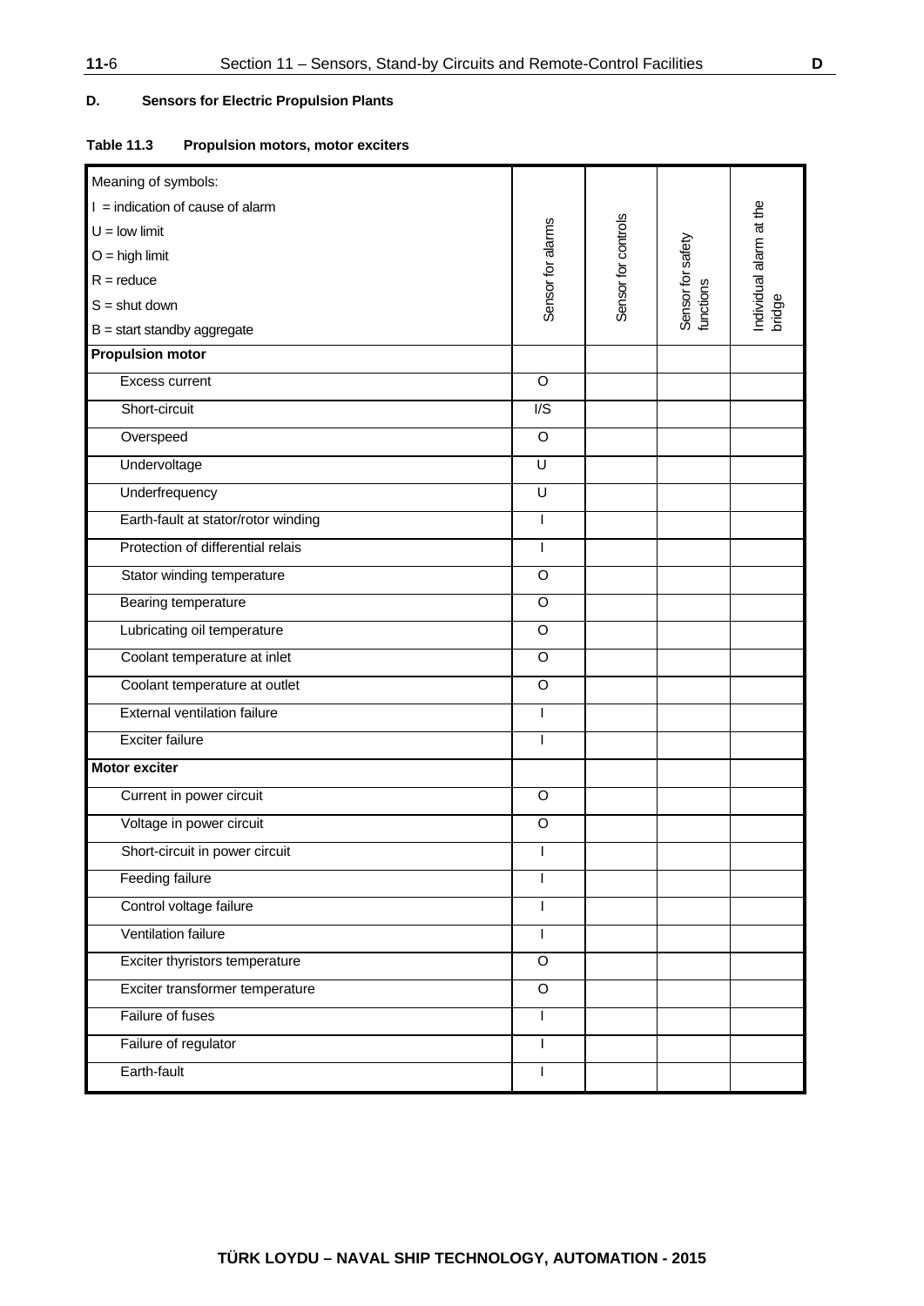### D. Sensors for Electric Propulsion Plants

**Table 11.3 Propulsion motors, motor exciters**

| Meaning of symbols:<br>I = indication of cause of alarm<br>U = low limit<br>O = high limit<br>R = reduce<br>S = shut down<br>B = start standby aggregate | Sensor for alarms | Sensor for controls | Sensor for safety functions | Individual alarm at the bridge |
|---|---|---|---|---|
| **Propulsion motor** | | | | |
| Excess current | O | | | |
| Short-circuit | I/S | | | |
| Overspeed | O | | | |
| Undervoltage | U | | | |
| Underfrequency | U | | | |
| Earth-fault at stator/rotor winding | I | | | |
| Protection of differential relais | I | | | |
| Stator winding temperature | O | | | |
| Bearing temperature | O | | | |
| Lubricating oil temperature | O | | | |
| Coolant temperature at inlet | O | | | |
| Coolant temperature at outlet | O | | | |
| External ventilation failure | I | | | |
| Exciter failure | I | | | |
| **Motor exciter** | | | | |
| Current in power circuit | O | | | |
| Voltage in power circuit | O | | | |
| Short-circuit in power circuit | I | | | |
| Feeding failure | I | | | |
| Control voltage failure | I | | | |
| Ventilation failure | I | | | |
| Exciter thyristors temperature | O | | | |
| Exciter transformer temperature | O | | | |
| Failure of fuses | I | | | |
| Failure of regulator | I | | | |
| Earth-fault | I | | | |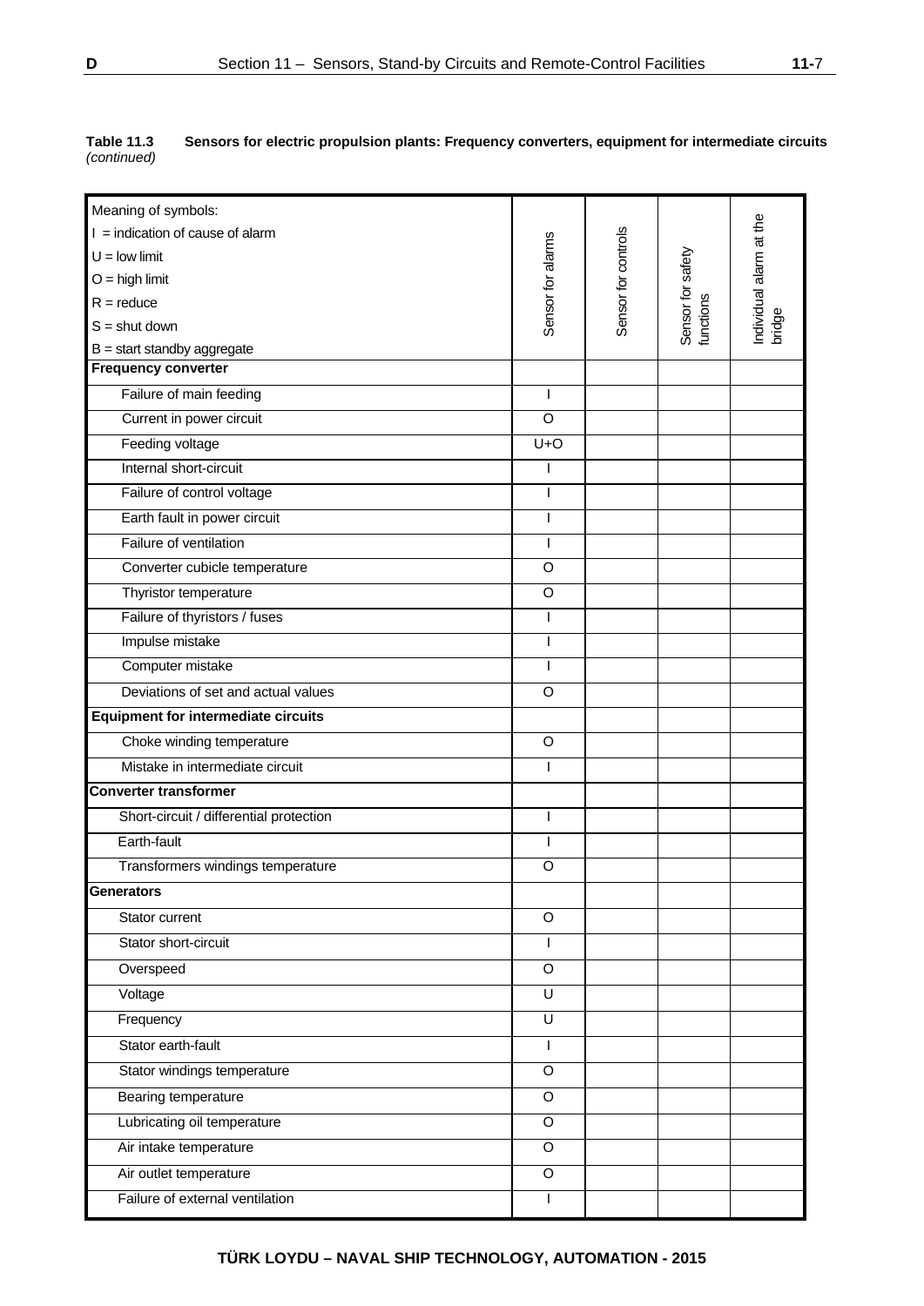**Table 11.3 Sensors for electric propulsion plants: Frequency converters, equipment for intermediate circuits** *(continued)*

| Meaning of symbols:<br>I = indication of cause of alarm<br>U = low limit<br>O = high limit<br>R = reduce<br>S = shut down<br>B = start standby aggregate | Sensor for alarms | Sensor for controls | Sensor for safety functions | Individual alarm at the bridge |
|---|---|---|---|---|
| **Frequency converter** | | | | |
| Failure of main feeding | I | | | |
| Current in power circuit | O | | | |
| Feeding voltage | U+O | | | |
| Internal short-circuit | I | | | |
| Failure of control voltage | I | | | |
| Earth fault in power circuit | I | | | |
| Failure of ventilation | I | | | |
| Converter cubicle temperature | O | | | |
| Thyristor temperature | O | | | |
| Failure of thyristors / fuses | I | | | |
| Impulse mistake | I | | | |
| Computer mistake | I | | | |
| Deviations of set and actual values | O | | | |
| **Equipment for intermediate circuits** | | | | |
| Choke winding temperature | O | | | |
| Mistake in intermediate circuit | I | | | |
| **Converter transformer** | | | | |
| Short-circuit / differential protection | I | | | |
| Earth-fault | I | | | |
| Transformers windings temperature | O | | | |
| **Generators** | | | | |
| Stator current | O | | | |
| Stator short-circuit | I | | | |
| Overspeed | O | | | |
| Voltage | U | | | |
| Frequency | U | | | |
| Stator earth-fault | I | | | |
| Stator windings temperature | O | | | |
| Bearing temperature | O | | | |
| Lubricating oil temperature | O | | | |
| Air intake temperature | O | | | |
| Air outlet temperature | O | | | |
| Failure of external ventilation | I | | | |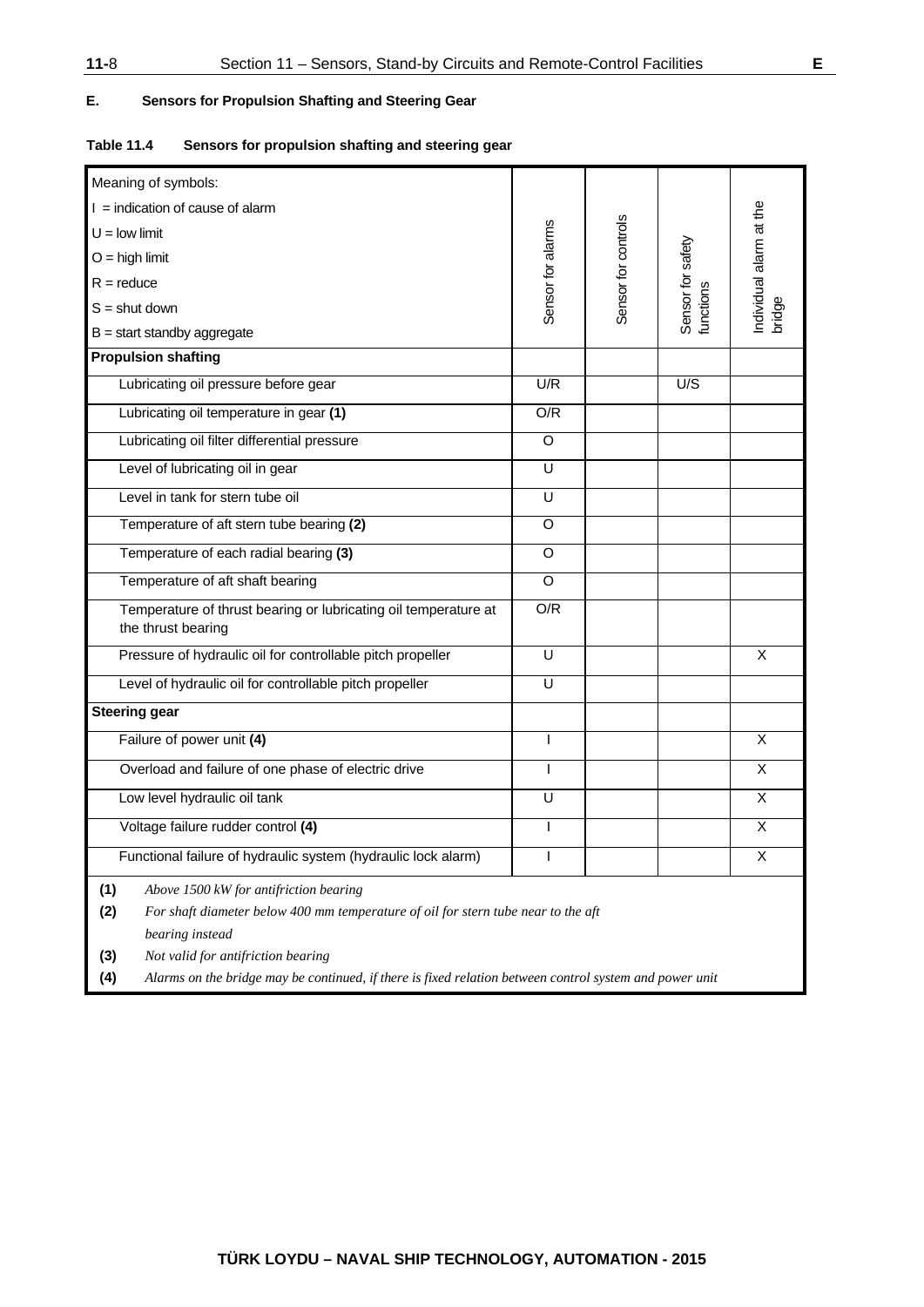## E. Sensors for Propulsion Shafting and Steering Gear

**Table 11.4 Sensors for propulsion shafting and steering gear**

| Meaning of symbols:<br>I = indication of cause of alarm<br>U = low limit<br>O = high limit<br>R = reduce<br>S = shut down<br>B = start standby aggregate | Sensor for alarms | Sensor for controls | Sensor for safety functions | Individual alarm at the bridge |
|---|---|---|---|---|
| **Propulsion shafting** | | | | |
| Lubricating oil pressure before gear | U/R | | U/S | |
| Lubricating oil temperature in gear **(1)** | O/R | | | |
| Lubricating oil filter differential pressure | O | | | |
| Level of lubricating oil in gear | U | | | |
| Level in tank for stern tube oil | U | | | |
| Temperature of aft stern tube bearing **(2)** | O | | | |
| Temperature of each radial bearing **(3)** | O | | | |
| Temperature of aft shaft bearing | O | | | |
| Temperature of thrust bearing or lubricating oil temperature at the thrust bearing | O/R | | | |
| Pressure of hydraulic oil for controllable pitch propeller | U | | | X |
| Level of hydraulic oil for controllable pitch propeller | U | | | |
| **Steering gear** | | | | |
| Failure of power unit **(4)** | I | | | X |
| Overload and failure of one phase of electric drive | I | | | X |
| Low level hydraulic oil tank | U | | | X |
| Voltage failure rudder control **(4)** | I | | | X |
| Functional failure of hydraulic system (hydraulic lock alarm) | I | | | X |

**(1)** *Above 1500 kW for antifriction bearing*

**(2)** *For shaft diameter below 400 mm temperature of oil for stern tube near to the aft bearing instead*

**(3)** *Not valid for antifriction bearing*

**(4)** *Alarms on the bridge may be continued, if there is fixed relation between control system and power unit*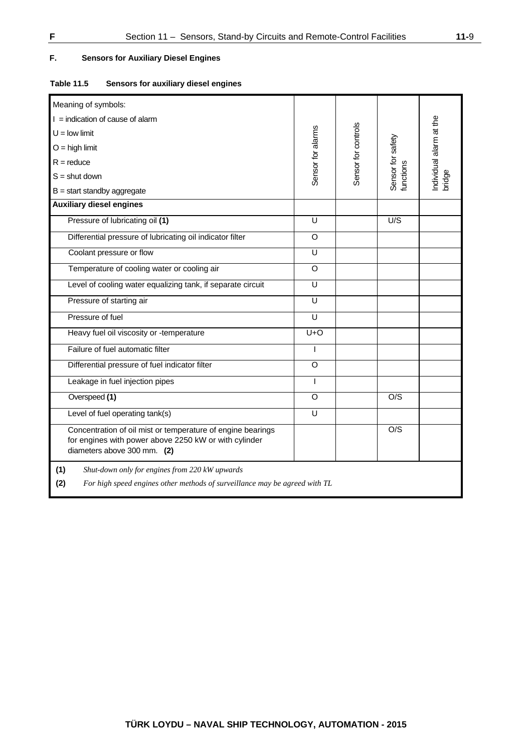## F. Sensors for Auxiliary Diesel Engines

**Table 11.5 Sensors for auxiliary diesel engines**

| Meaning of symbols:<br>I = indication of cause of alarm<br>U = low limit<br>O = high limit<br>R = reduce<br>S = shut down<br>B = start standby aggregate | Sensor for alarms | Sensor for controls | Sensor for safety functions | Individual alarm at the bridge |
|---|---|---|---|---|
| **Auxiliary diesel engines** | | | | |
| Pressure of lubricating oil **(1)** | U | | U/S | |
| Differential pressure of lubricating oil indicator filter | O | | | |
| Coolant pressure or flow | U | | | |
| Temperature of cooling water or cooling air | O | | | |
| Level of cooling water equalizing tank, if separate circuit | U | | | |
| Pressure of starting air | U | | | |
| Pressure of fuel | U | | | |
| Heavy fuel oil viscosity or -temperature | U+O | | | |
| Failure of fuel automatic filter | I | | | |
| Differential pressure of fuel indicator filter | O | | | |
| Leakage in fuel injection pipes | I | | | |
| Overspeed **(1)** | O | | O/S | |
| Level of fuel operating tank(s) | U | | | |
| Concentration of oil mist or temperature of engine bearings for engines with power above 2250 kW or with cylinder diameters above 300 mm. **(2)** | | | O/S | |

**(1)** *Shut-down only for engines from 220 kW upwards*

**(2)** *For high speed engines other methods of surveillance may be agreed with TL*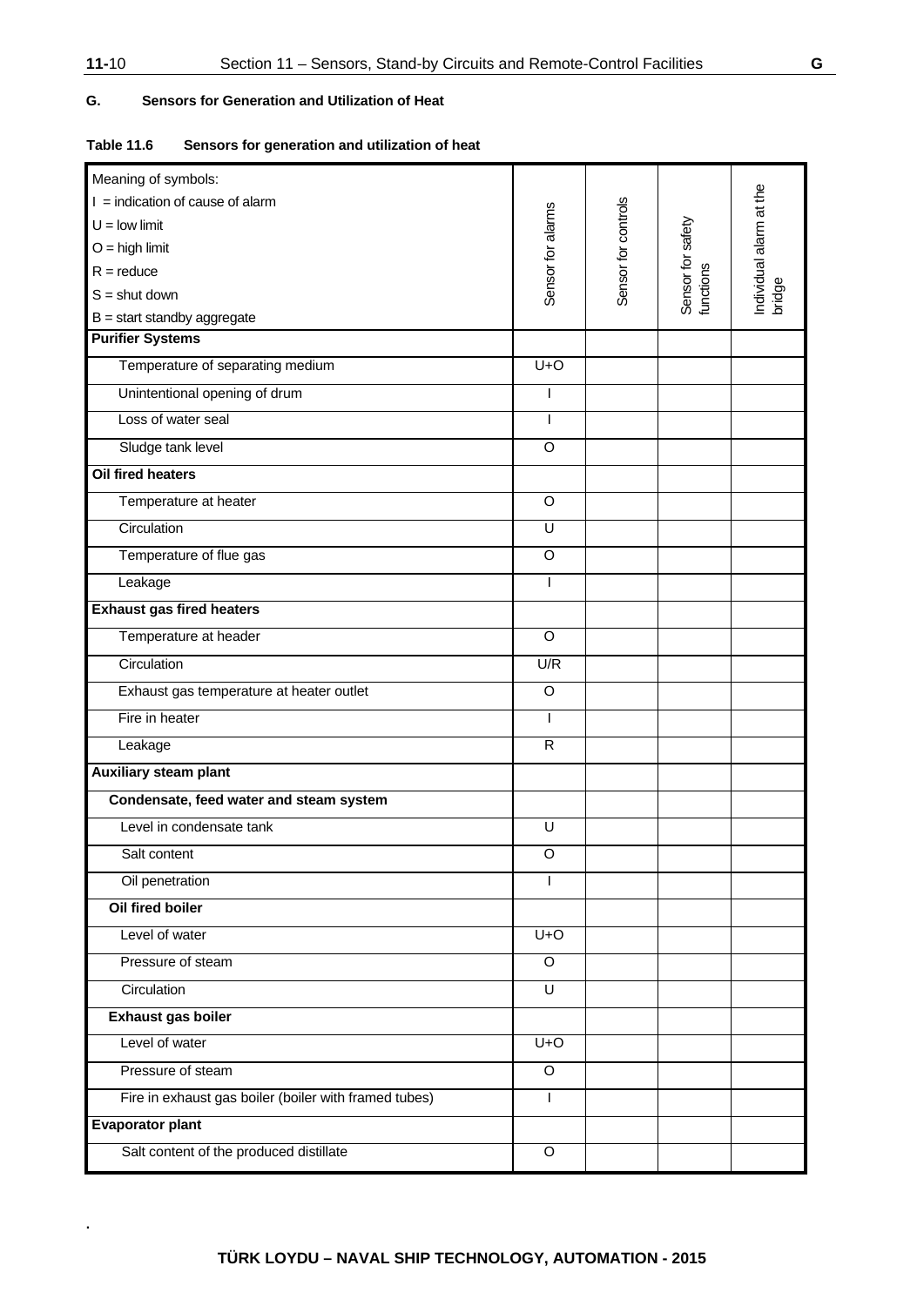## G. Sensors for Generation and Utilization of Heat

**Table 11.6 Sensors for generation and utilization of heat**

| Meaning of symbols:<br>I = indication of cause of alarm<br>U = low limit<br>O = high limit<br>R = reduce<br>S = shut down<br>B = start standby aggregate | Sensor for alarms | Sensor for controls | Sensor for safety functions | Individual alarm at the bridge |
|---|---|---|---|---|
| **Purifier Systems** | | | | |
| Temperature of separating medium | U+O | | | |
| Unintentional opening of drum | I | | | |
| Loss of water seal | I | | | |
| Sludge tank level | O | | | |
| **Oil fired heaters** | | | | |
| Temperature at heater | O | | | |
| Circulation | U | | | |
| Temperature of flue gas | O | | | |
| Leakage | I | | | |
| **Exhaust gas fired heaters** | | | | |
| Temperature at header | O | | | |
| Circulation | U/R | | | |
| Exhaust gas temperature at heater outlet | O | | | |
| Fire in heater | I | | | |
| Leakage | R | | | |
| **Auxiliary steam plant** | | | | |
| **Condensate, feed water and steam system** | | | | |
| Level in condensate tank | U | | | |
| Salt content | O | | | |
| Oil penetration | I | | | |
| **Oil fired boiler** | | | | |
| Level of water | U+O | | | |
| Pressure of steam | O | | | |
| Circulation | U | | | |
| **Exhaust gas boiler** | | | | |
| Level of water | U+O | | | |
| Pressure of steam | O | | | |
| Fire in exhaust gas boiler (boiler with framed tubes) | I | | | |
| **Evaporator plant** | | | | |
| Salt content of the produced distillate | O | | | |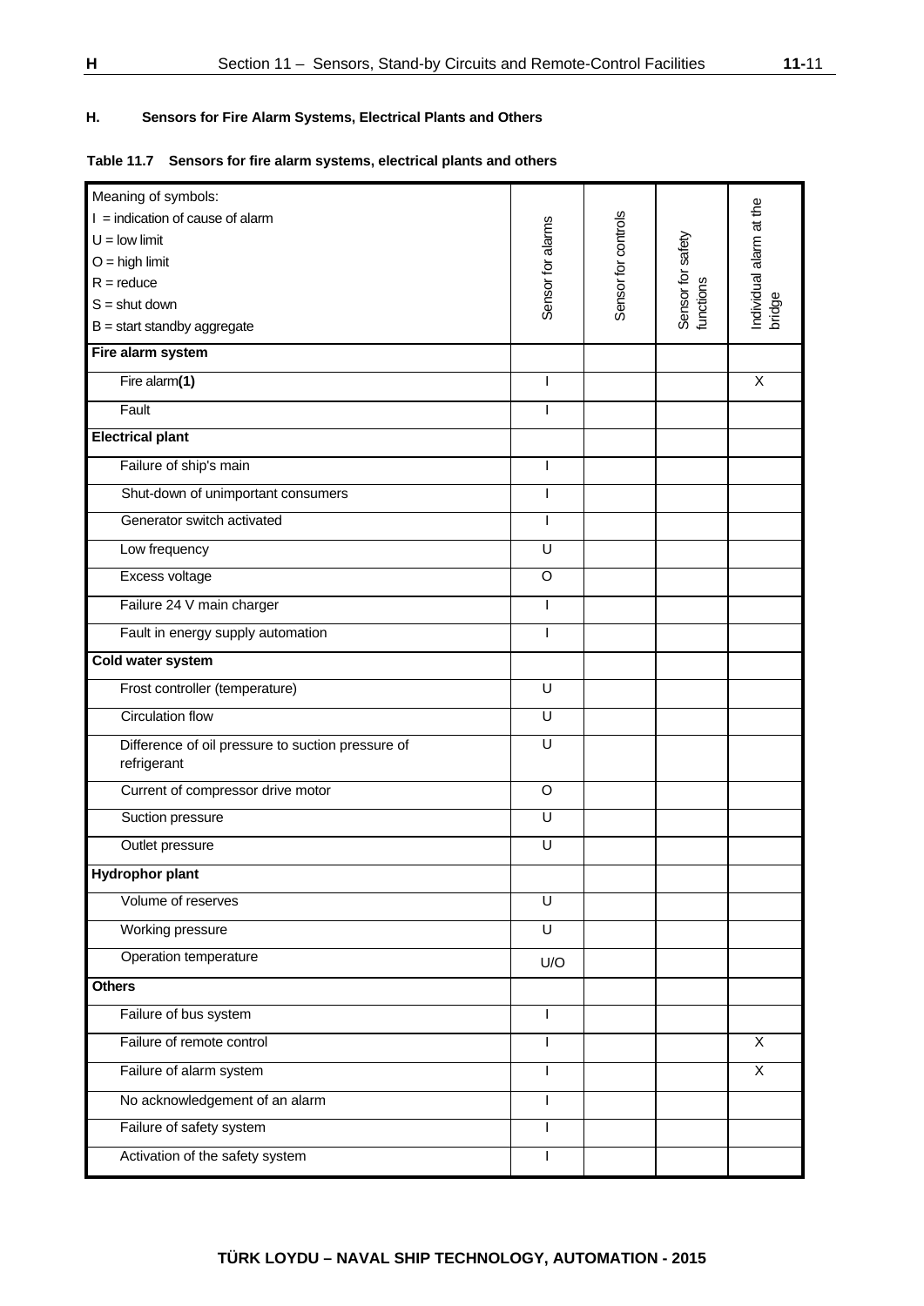## H. Sensors for Fire Alarm Systems, Electrical Plants and Others

**Table 11.7 Sensors for fire alarm systems, electrical plants and others**

| Meaning of symbols:<br>I = indication of cause of alarm<br>U = low limit<br>O = high limit<br>R = reduce<br>S = shut down<br>B = start standby aggregate | Sensor for alarms | Sensor for controls | Sensor for safety functions | Individual alarm at the bridge |
|---|---|---|---|---|
| **Fire alarm system** | | | | |
| Fire alarm**(1)** | I | | | X |
| Fault | I | | | |
| **Electrical plant** | | | | |
| Failure of ship's main | I | | | |
| Shut-down of unimportant consumers | I | | | |
| Generator switch activated | I | | | |
| Low frequency | U | | | |
| Excess voltage | O | | | |
| Failure 24 V main charger | I | | | |
| Fault in energy supply automation | I | | | |
| **Cold water system** | | | | |
| Frost controller (temperature) | U | | | |
| Circulation flow | U | | | |
| Difference of oil pressure to suction pressure of refrigerant | U | | | |
| Current of compressor drive motor | O | | | |
| Suction pressure | U | | | |
| Outlet pressure | U | | | |
| **Hydrophor plant** | | | | |
| Volume of reserves | U | | | |
| Working pressure | U | | | |
| Operation temperature | U/O | | | |
| **Others** | | | | |
| Failure of bus system | I | | | |
| Failure of remote control | I | | | X |
| Failure of alarm system | I | | | X |
| No acknowledgement of an alarm | I | | | |
| Failure of safety system | I | | | |
| Activation of the safety system | I | | | |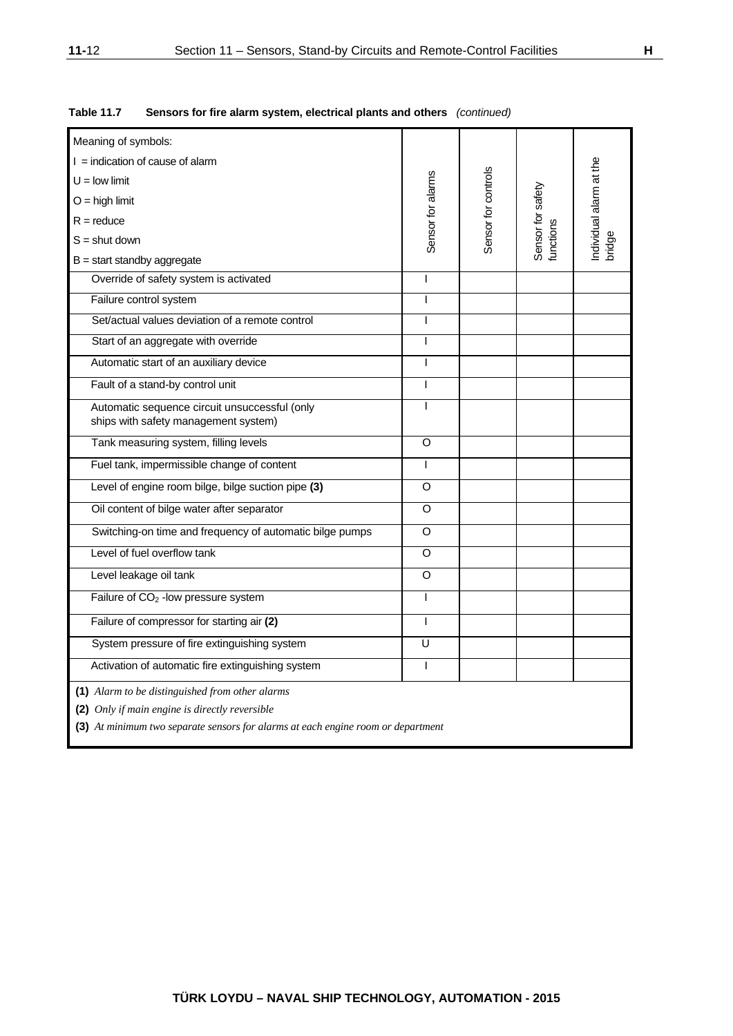**Table 11.7 Sensors for fire alarm system, electrical plants and others** *(continued)*

| Meaning of symbols:<br>I = indication of cause of alarm<br>U = low limit<br>O = high limit<br>R = reduce<br>S = shut down<br>B = start standby aggregate | Sensor for alarms | Sensor for controls | Sensor for safety functions | Individual alarm at the bridge |
|---|---|---|---|---|
| Override of safety system is activated | I | | | |
| Failure control system | I | | | |
| Set/actual values deviation of a remote control | I | | | |
| Start of an aggregate with override | I | | | |
| Automatic start of an auxiliary device | I | | | |
| Fault of a stand-by control unit | I | | | |
| Automatic sequence circuit unsuccessful (only ships with safety management system) | I | | | |
| Tank measuring system, filling levels | O | | | |
| Fuel tank, impermissible change of content | I | | | |
| Level of engine room bilge, bilge suction pipe **(3)** | O | | | |
| Oil content of bilge water after separator | O | | | |
| Switching-on time and frequency of automatic bilge pumps | O | | | |
| Level of fuel overflow tank | O | | | |
| Level leakage oil tank | O | | | |
| Failure of $CO_2$ -low pressure system | I | | | |
| Failure of compressor for starting air **(2)** | I | | | |
| System pressure of fire extinguishing system | U | | | |
| Activation of automatic fire extinguishing system | I | | | |

**(1)** *Alarm to be distinguished from other alarms*

**(2)** *Only if main engine is directly reversible*

**(3)** *At minimum two separate sensors for alarms at each engine room or department*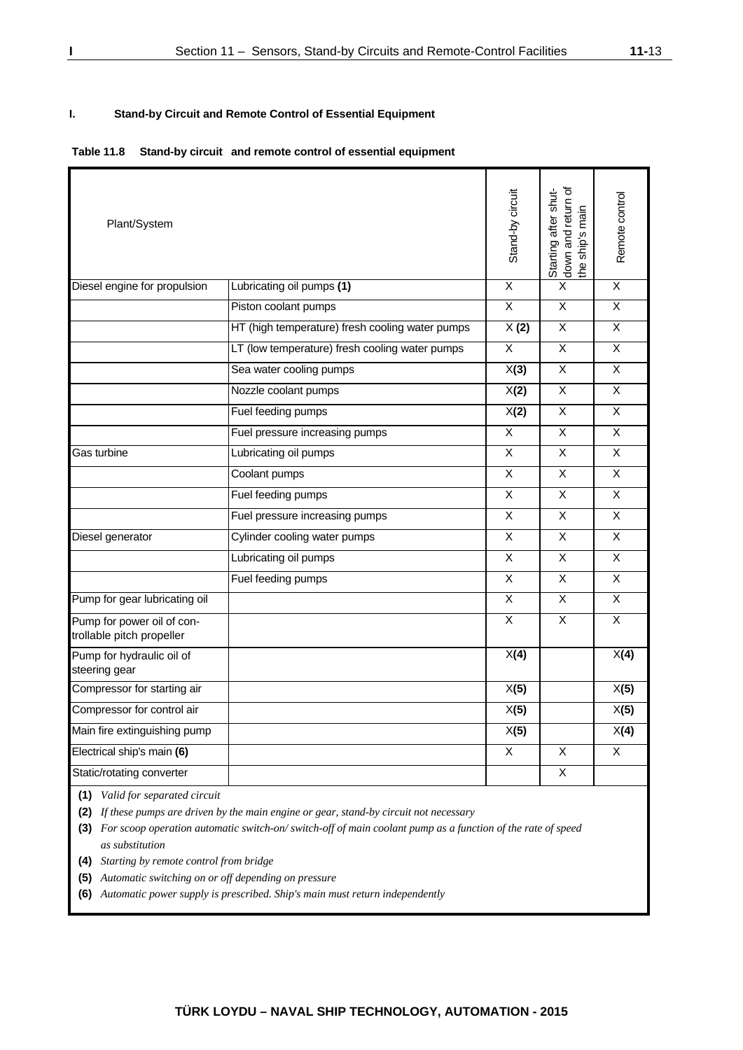## I. Stand-by Circuit and Remote Control of Essential Equipment

**Table 11.8 Stand-by circuit and remote control of essential equipment**

| Plant/System | | Stand-by circuit | Starting after shut-down and return of the ship's main | Remote control |
|---|---|---|---|---|
| Diesel engine for propulsion | Lubricating oil pumps **(1)** | X | X | X |
| | Piston coolant pumps | X | X | X |
| | HT (high temperature) fresh cooling water pumps | X **(2)** | X | X |
| | LT (low temperature) fresh cooling water pumps | X | X | X |
| | Sea water cooling pumps | X**(3)** | X | X |
| | Nozzle coolant pumps | X**(2)** | X | X |
| | Fuel feeding pumps | X**(2)** | X | X |
| | Fuel pressure increasing pumps | X | X | X |
| Gas turbine | Lubricating oil pumps | X | X | X |
| | Coolant pumps | X | X | X |
| | Fuel feeding pumps | X | X | X |
| | Fuel pressure increasing pumps | X | X | X |
| Diesel generator | Cylinder cooling water pumps | X | X | X |
| | Lubricating oil pumps | X | X | X |
| | Fuel feeding pumps | X | X | X |
| Pump for gear lubricating oil | | X | X | X |
| Pump for power oil of controllable pitch propeller | | X | X | X |
| Pump for hydraulic oil of steering gear | | X**(4)** | | X**(4)** |
| Compressor for starting air | | X**(5)** | | X**(5)** |
| Compressor for control air | | X**(5)** | | X**(5)** |
| Main fire extinguishing pump | | X**(5)** | | X**(4)** |
| Electrical ship's main **(6)** | | X | X | X |
| Static/rotating converter | | | X | |

**(1)** *Valid for separated circuit*

**(2)** *If these pumps are driven by the main engine or gear, stand-by circuit not necessary*

**(3)** *For scoop operation automatic switch-on/ switch-off of main coolant pump as a function of the rate of speed as substitution*

**(4)** *Starting by remote control from bridge*

**(5)** *Automatic switching on or off depending on pressure*

**(6)** *Automatic power supply is prescribed. Ship's main must return independently*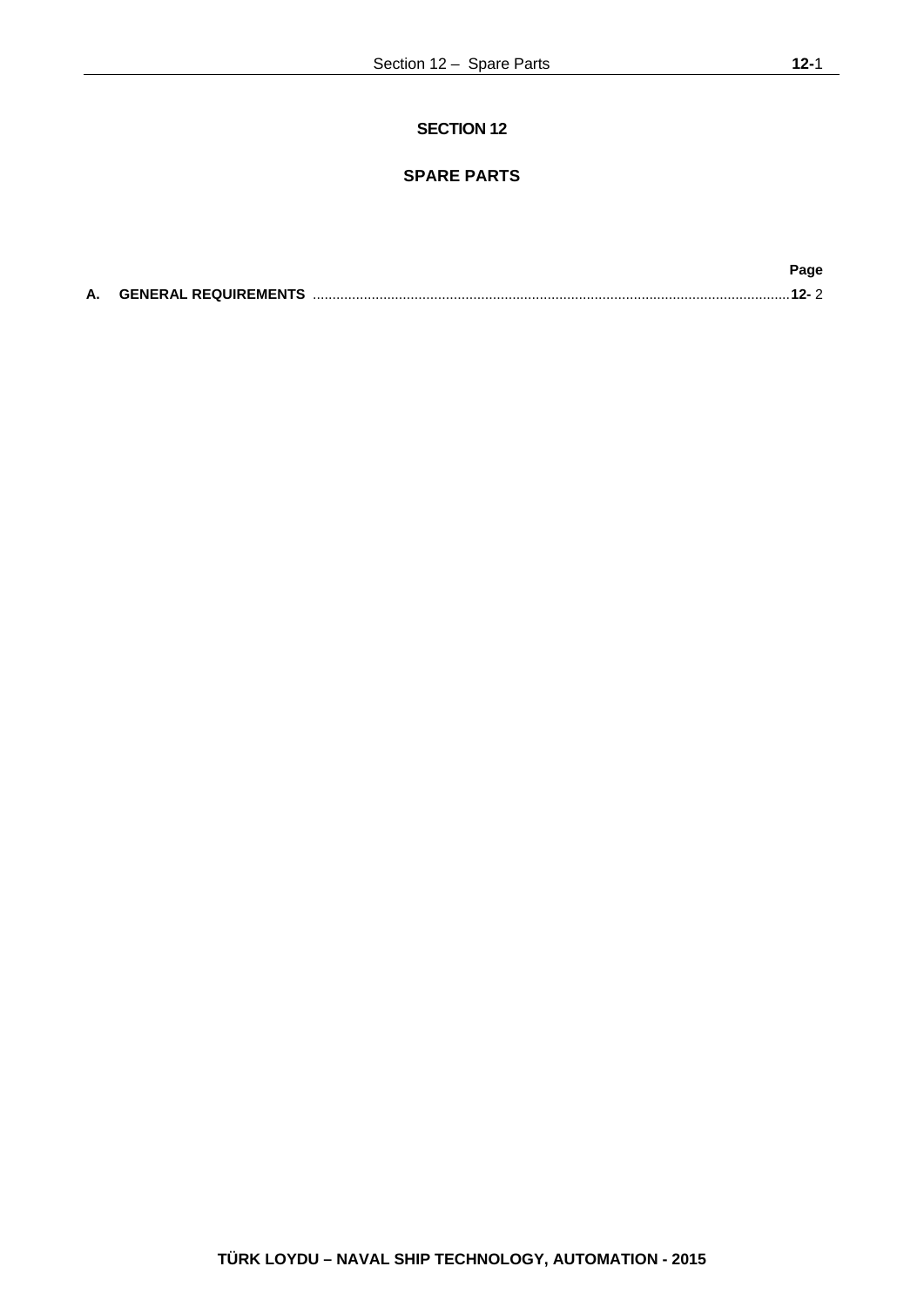# SECTION 12

## SPARE PARTS

| | Page |
|---|---|
| **A. GENERAL REQUIREMENTS** | **12-** 2 |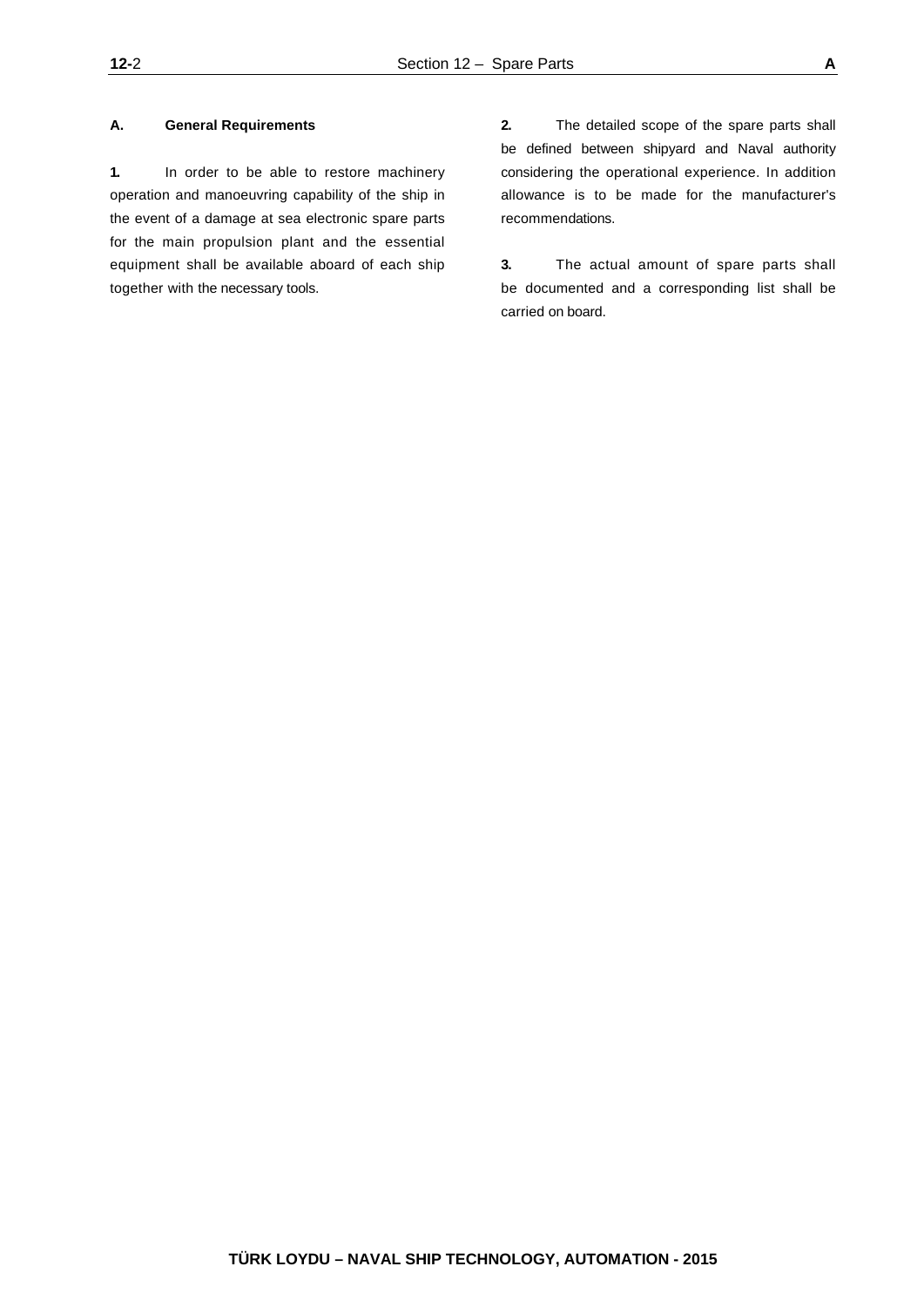## A. General Requirements

**1.** In order to be able to restore machinery operation and manoeuvring capability of the ship in the event of a damage at sea electronic spare parts for the main propulsion plant and the essential equipment shall be available aboard of each ship together with the necessary tools.

**2.** The detailed scope of the spare parts shall be defined between shipyard and Naval authority considering the operational experience. In addition allowance is to be made for the manufacturer's recommendations.

**3.** The actual amount of spare parts shall be documented and a corresponding list shall be carried on board.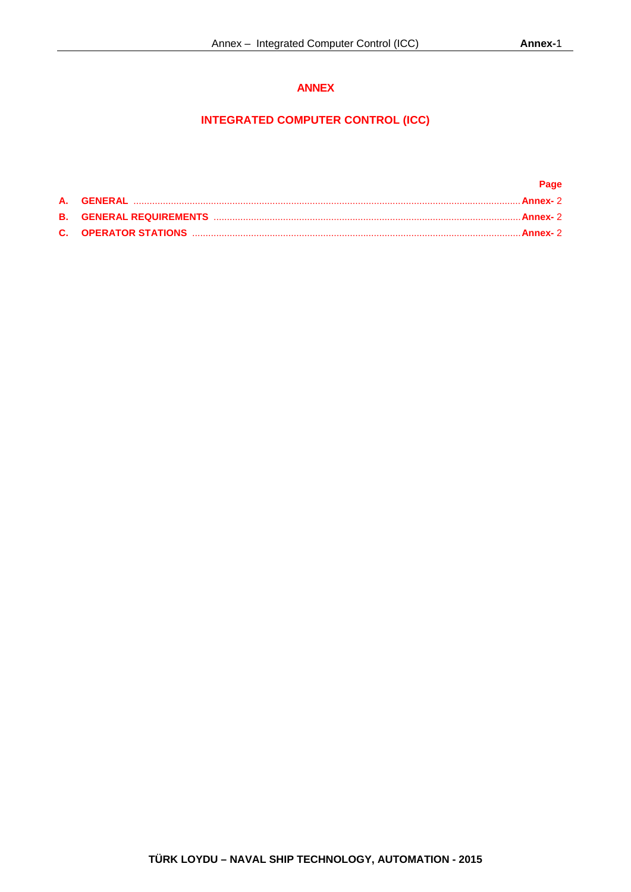# ANNEX

# INTEGRATED COMPUTER CONTROL (ICC)

| | | Page |
|---|---|---|
| A. | GENERAL | Annex- 2 |
| B. | GENERAL REQUIREMENTS | Annex- 2 |
| C. | OPERATOR STATIONS | Annex- 2 |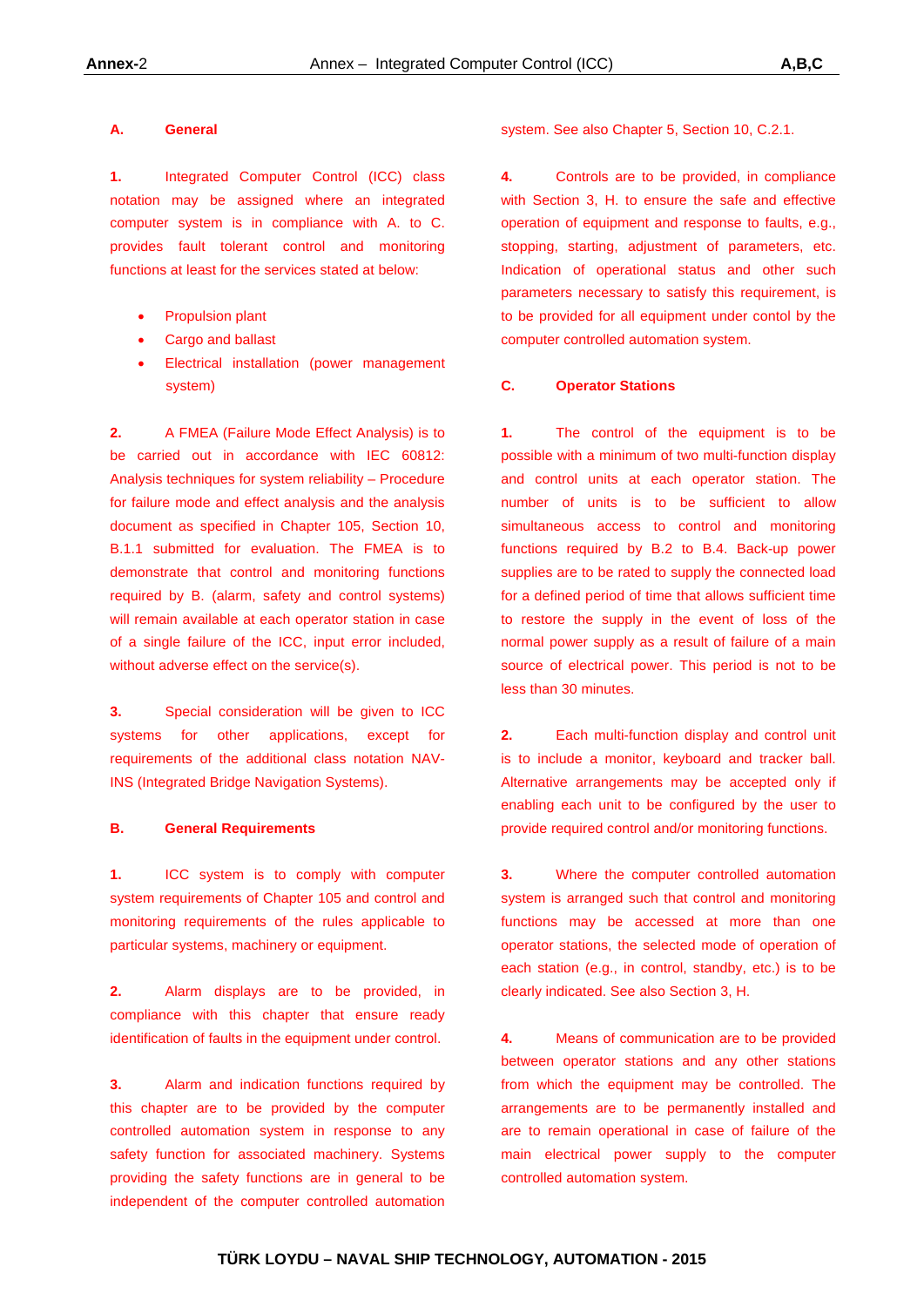## A. General

**1.** Integrated Computer Control (ICC) class notation may be assigned where an integrated computer system is in compliance with A. to C. provides fault tolerant control and monitoring functions at least for the services stated at below:

- Propulsion plant
- Cargo and ballast
- Electrical installation (power management system)

**2.** A FMEA (Failure Mode Effect Analysis) is to be carried out in accordance with IEC 60812: Analysis techniques for system reliability – Procedure for failure mode and effect analysis and the analysis document as specified in Chapter 105, Section 10, B.1.1 submitted for evaluation. The FMEA is to demonstrate that control and monitoring functions required by B. (alarm, safety and control systems) will remain available at each operator station in case of a single failure of the ICC, input error included, without adverse effect on the service(s).

**3.** Special consideration will be given to ICC systems for other applications, except for requirements of the additional class notation NAV-INS (Integrated Bridge Navigation Systems).

## B. General Requirements

**1.** ICC system is to comply with computer system requirements of Chapter 105 and control and monitoring requirements of the rules applicable to particular systems, machinery or equipment.

**2.** Alarm displays are to be provided, in compliance with this chapter that ensure ready identification of faults in the equipment under control.

**3.** Alarm and indication functions required by this chapter are to be provided by the computer controlled automation system in response to any safety function for associated machinery. Systems providing the safety functions are in general to be independent of the computer controlled automation system. See also Chapter 5, Section 10, C.2.1.

**4.** Controls are to be provided, in compliance with Section 3, H. to ensure the safe and effective operation of equipment and response to faults, e.g., stopping, starting, adjustment of parameters, etc. Indication of operational status and other such parameters necessary to satisfy this requirement, is to be provided for all equipment under contol by the computer controlled automation system.

## C. Operator Stations

**1.** The control of the equipment is to be possible with a minimum of two multi-function display and control units at each operator station. The number of units is to be sufficient to allow simultaneous access to control and monitoring functions required by B.2 to B.4. Back-up power supplies are to be rated to supply the connected load for a defined period of time that allows sufficient time to restore the supply in the event of loss of the normal power supply as a result of failure of a main source of electrical power. This period is not to be less than 30 minutes.

**2.** Each multi-function display and control unit is to include a monitor, keyboard and tracker ball. Alternative arrangements may be accepted only if enabling each unit to be configured by the user to provide required control and/or monitoring functions.

**3.** Where the computer controlled automation system is arranged such that control and monitoring functions may be accessed at more than one operator stations, the selected mode of operation of each station (e.g., in control, standby, etc.) is to be clearly indicated. See also Section 3, H.

**4.** Means of communication are to be provided between operator stations and any other stations from which the equipment may be controlled. The arrangements are to be permanently installed and are to remain operational in case of failure of the main electrical power supply to the computer controlled automation system.